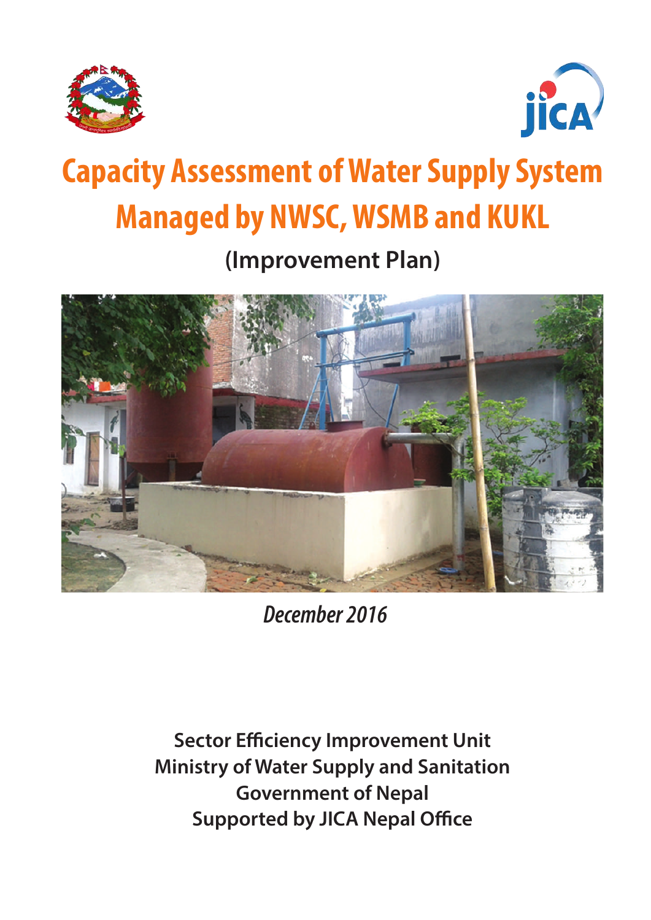# Capacity Assessment of Water Supply System Managed by NWSC, WSMB and KUKL

## (Improvement Plan)

*December 2016*

**Sector Efficiency Improvement Unit**
**Ministry of Water Supply and Sanitation**
**Government of Nepal**
**Supported by JICA Nepal Office**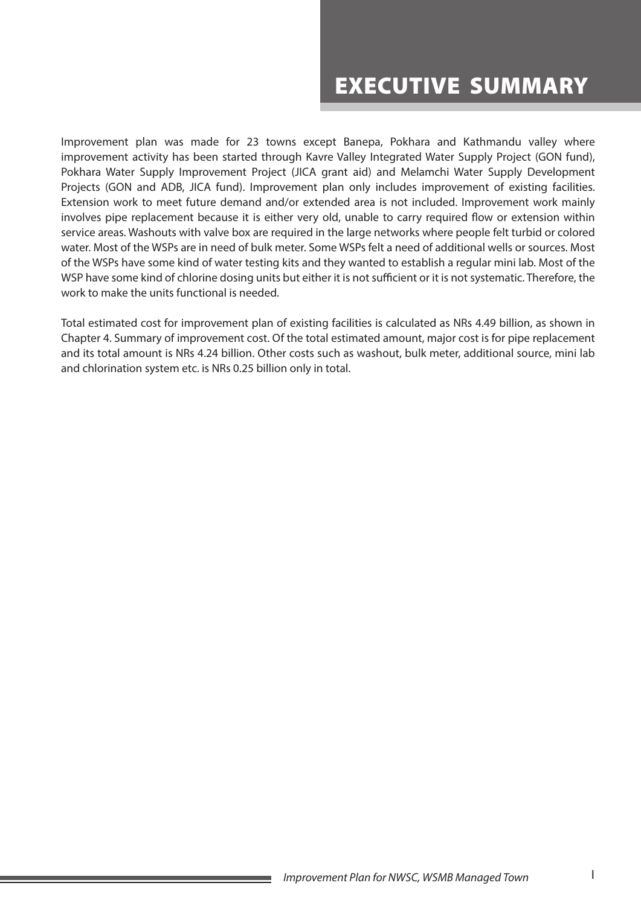# EXECUTIVE SUMMARY

Improvement plan was made for 23 towns except Banepa, Pokhara and Kathmandu valley where improvement activity has been started through Kavre Valley Integrated Water Supply Project (GON fund), Pokhara Water Supply Improvement Project (JICA grant aid) and Melamchi Water Supply Development Projects (GON and ADB, JICA fund). Improvement plan only includes improvement of existing facilities. Extension work to meet future demand and/or extended area is not included. Improvement work mainly involves pipe replacement because it is either very old, unable to carry required flow or extension within service areas. Washouts with valve box are required in the large networks where people felt turbid or colored water. Most of the WSPs are in need of bulk meter. Some WSPs felt a need of additional wells or sources. Most of the WSPs have some kind of water testing kits and they wanted to establish a regular mini lab. Most of the WSP have some kind of chlorine dosing units but either it is not sufficient or it is not systematic. Therefore, the work to make the units functional is needed.

Total estimated cost for improvement plan of existing facilities is calculated as NRs 4.49 billion, as shown in Chapter 4. Summary of improvement cost. Of the total estimated amount, major cost is for pipe replacement and its total amount is NRs 4.24 billion. Other costs such as washout, bulk meter, additional source, mini lab and chlorination system etc. is NRs 0.25 billion only in total.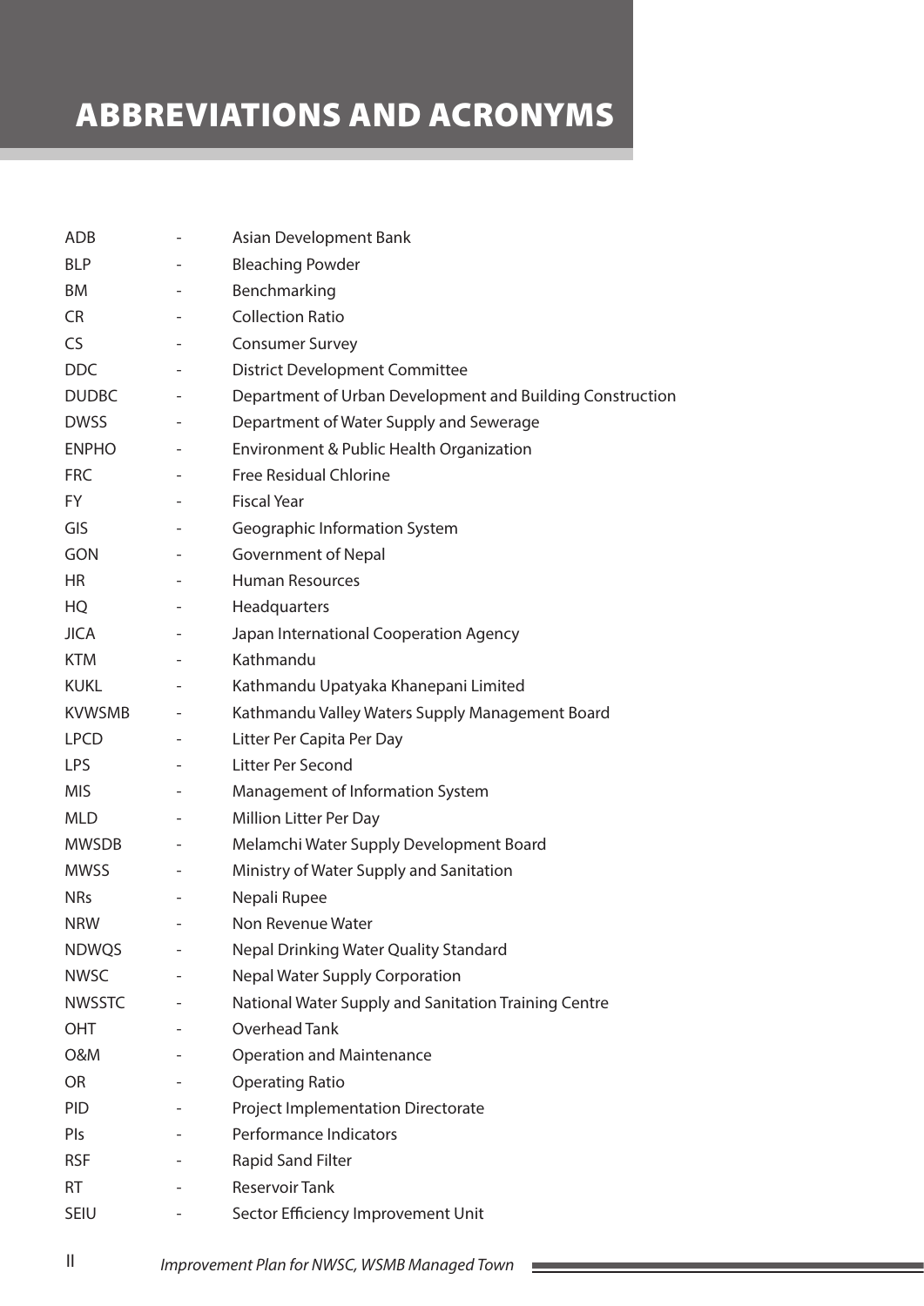# ABBREVIATIONS AND ACRONYMS

| | | |
|---|---|---|
| ADB | - | Asian Development Bank |
| BLP | - | Bleaching Powder |
| BM | - | Benchmarking |
| CR | - | Collection Ratio |
| CS | - | Consumer Survey |
| DDC | - | District Development Committee |
| DUDBC | - | Department of Urban Development and Building Construction |
| DWSS | - | Department of Water Supply and Sewerage |
| ENPHO | - | Environment & Public Health Organization |
| FRC | - | Free Residual Chlorine |
| FY | - | Fiscal Year |
| GIS | - | Geographic Information System |
| GON | - | Government of Nepal |
| HR | - | Human Resources |
| HQ | - | Headquarters |
| JICA | - | Japan International Cooperation Agency |
| KTM | - | Kathmandu |
| KUKL | - | Kathmandu Upatyaka Khanepani Limited |
| KVWSMB | - | Kathmandu Valley Waters Supply Management Board |
| LPCD | - | Litter Per Capita Per Day |
| LPS | - | Litter Per Second |
| MIS | - | Management of Information System |
| MLD | - | Million Litter Per Day |
| MWSDB | - | Melamchi Water Supply Development Board |
| MWSS | - | Ministry of Water Supply and Sanitation |
| NRs | - | Nepali Rupee |
| NRW | - | Non Revenue Water |
| NDWQS | - | Nepal Drinking Water Quality Standard |
| NWSC | - | Nepal Water Supply Corporation |
| NWSSTC | - | National Water Supply and Sanitation Training Centre |
| OHT | - | Overhead Tank |
| O&M | - | Operation and Maintenance |
| OR | - | Operating Ratio |
| PID | - | Project Implementation Directorate |
| PIs | - | Performance Indicators |
| RSF | - | Rapid Sand Filter |
| RT | - | Reservoir Tank |
| SEIU | - | Sector Efficiency Improvement Unit |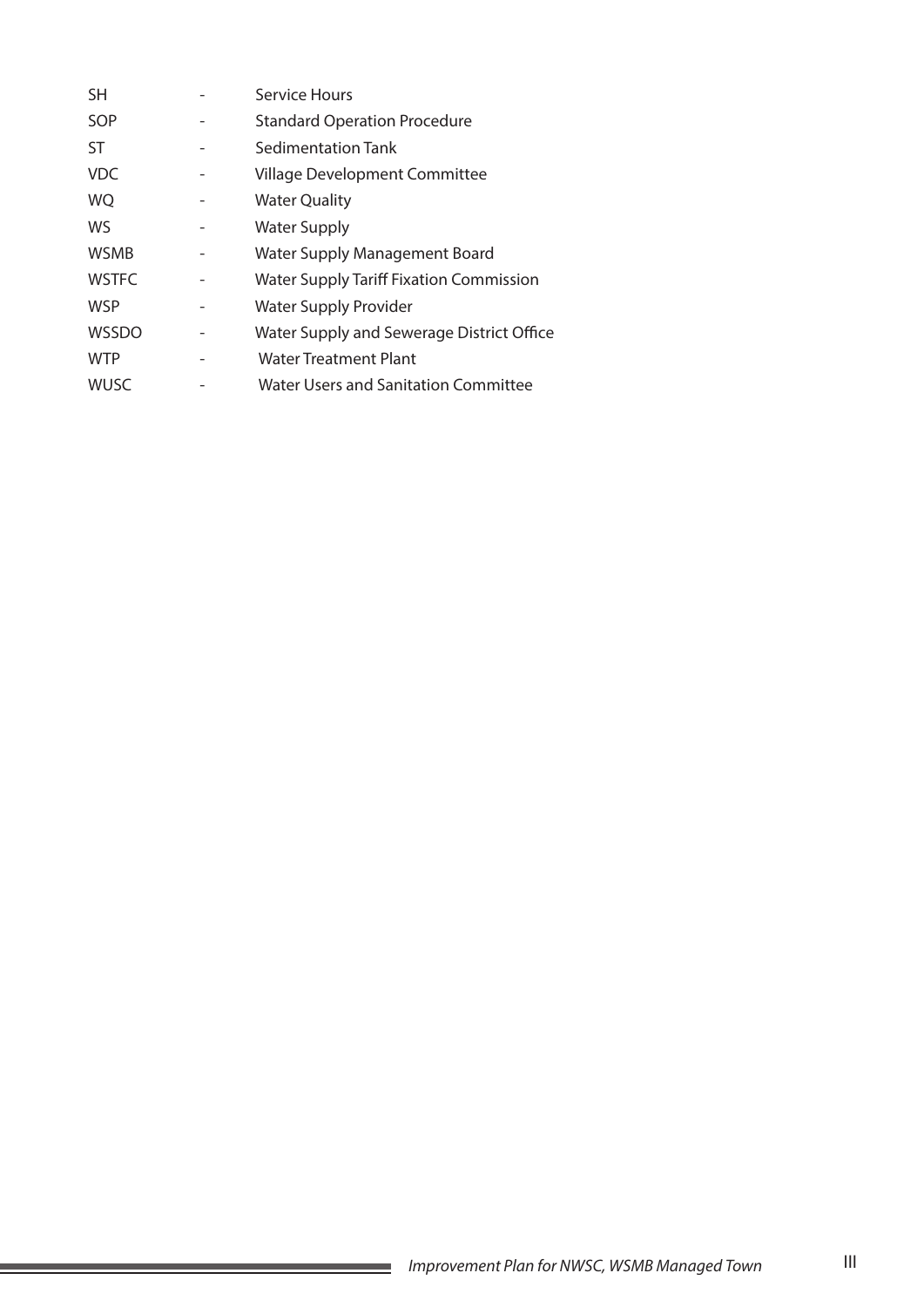| | | |
|---|---|---|
| SH | - | Service Hours |
| SOP | - | Standard Operation Procedure |
| ST | - | Sedimentation Tank |
| VDC | - | Village Development Committee |
| WQ | - | Water Quality |
| WS | - | Water Supply |
| WSMB | - | Water Supply Management Board |
| WSTFC | - | Water Supply Tariff Fixation Commission |
| WSP | - | Water Supply Provider |
| WSSDO | - | Water Supply and Sewerage District Office |
| WTP | - | Water Treatment Plant |
| WUSC | - | Water Users and Sanitation Committee |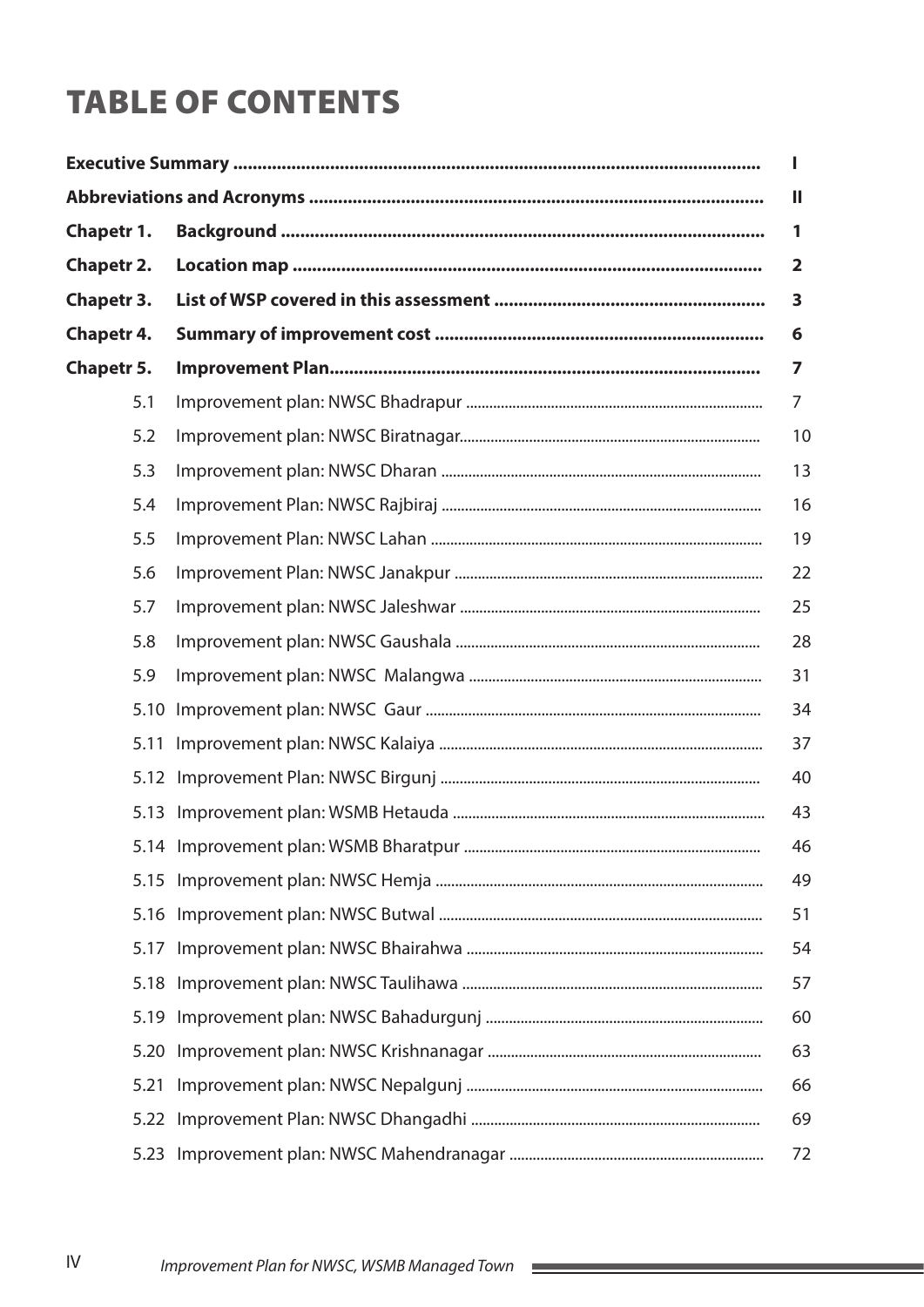# TABLE OF CONTENTS

| | | |
|---|---|---|
| **Executive Summary** | | **I** |
| **Abbreviations and Acronyms** | | **II** |
| **Chapetr 1.** | **Background** | **1** |
| **Chapetr 2.** | **Location map** | **2** |
| **Chapetr 3.** | **List of WSP covered in this assessment** | **3** |
| **Chapetr 4.** | **Summary of improvement cost** | **6** |
| **Chapetr 5.** | **Improvement Plan** | **7** |
| 5.1 | Improvement plan: NWSC Bhadrapur | 7 |
| 5.2 | Improvement plan: NWSC Biratnagar | 10 |
| 5.3 | Improvement plan: NWSC Dharan | 13 |
| 5.4 | Improvement Plan: NWSC Rajbiraj | 16 |
| 5.5 | Improvement Plan: NWSC Lahan | 19 |
| 5.6 | Improvement Plan: NWSC Janakpur | 22 |
| 5.7 | Improvement plan: NWSC Jaleshwar | 25 |
| 5.8 | Improvement plan: NWSC Gaushala | 28 |
| 5.9 | Improvement plan: NWSC Malangwa | 31 |
| 5.10 | Improvement plan: NWSC Gaur | 34 |
| 5.11 | Improvement plan: NWSC Kalaiya | 37 |
| 5.12 | Improvement Plan: NWSC Birgunj | 40 |
| 5.13 | Improvement plan: WSMB Hetauda | 43 |
| 5.14 | Improvement plan: WSMB Bharatpur | 46 |
| 5.15 | Improvement plan: NWSC Hemja | 49 |
| 5.16 | Improvement plan: NWSC Butwal | 51 |
| 5.17 | Improvement plan: NWSC Bhairahwa | 54 |
| 5.18 | Improvement plan: NWSC Taulihawa | 57 |
| 5.19 | Improvement plan: NWSC Bahadurgunj | 60 |
| 5.20 | Improvement plan: NWSC Krishnanagar | 63 |
| 5.21 | Improvement plan: NWSC Nepalgunj | 66 |
| 5.22 | Improvement Plan: NWSC Dhangadhi | 69 |
| 5.23 | Improvement plan: NWSC Mahendranagar | 72 |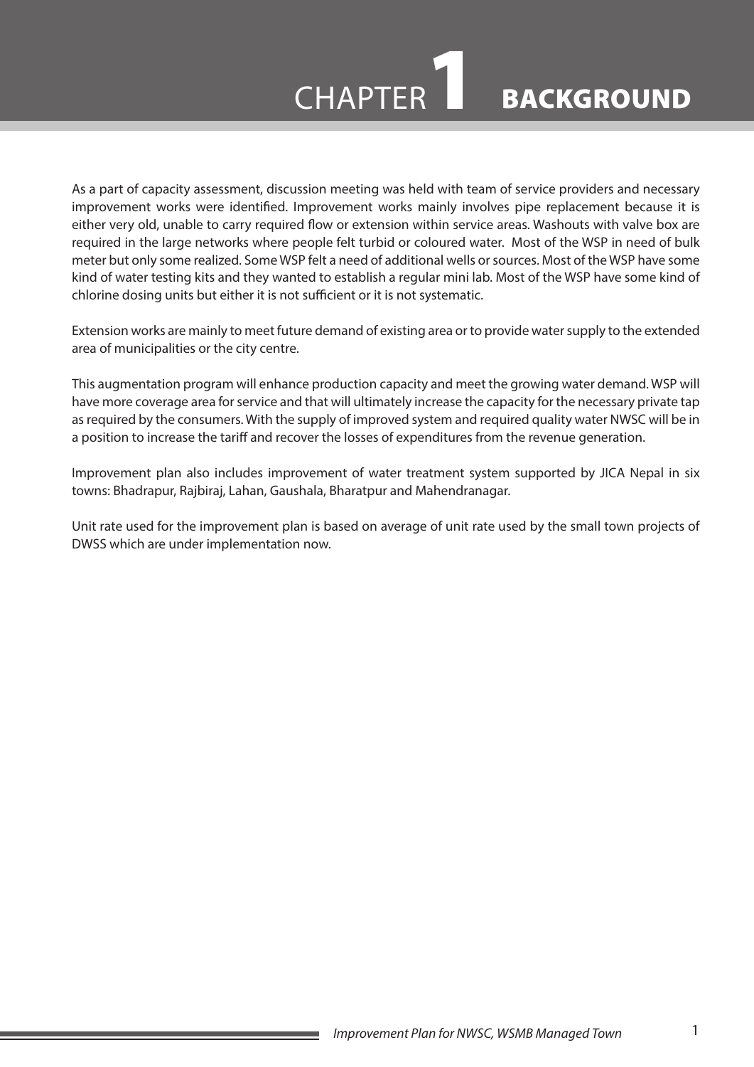# CHAPTER 1 BACKGROUND

As a part of capacity assessment, discussion meeting was held with team of service providers and necessary improvement works were identified. Improvement works mainly involves pipe replacement because it is either very old, unable to carry required flow or extension within service areas. Washouts with valve box are required in the large networks where people felt turbid or coloured water. Most of the WSP in need of bulk meter but only some realized. Some WSP felt a need of additional wells or sources. Most of the WSP have some kind of water testing kits and they wanted to establish a regular mini lab. Most of the WSP have some kind of chlorine dosing units but either it is not sufficient or it is not systematic.

Extension works are mainly to meet future demand of existing area or to provide water supply to the extended area of municipalities or the city centre.

This augmentation program will enhance production capacity and meet the growing water demand. WSP will have more coverage area for service and that will ultimately increase the capacity for the necessary private tap as required by the consumers. With the supply of improved system and required quality water NWSC will be in a position to increase the tariff and recover the losses of expenditures from the revenue generation.

Improvement plan also includes improvement of water treatment system supported by JICA Nepal in six towns: Bhadrapur, Rajbiraj, Lahan, Gaushala, Bharatpur and Mahendranagar.

Unit rate used for the improvement plan is based on average of unit rate used by the small town projects of DWSS which are under implementation now.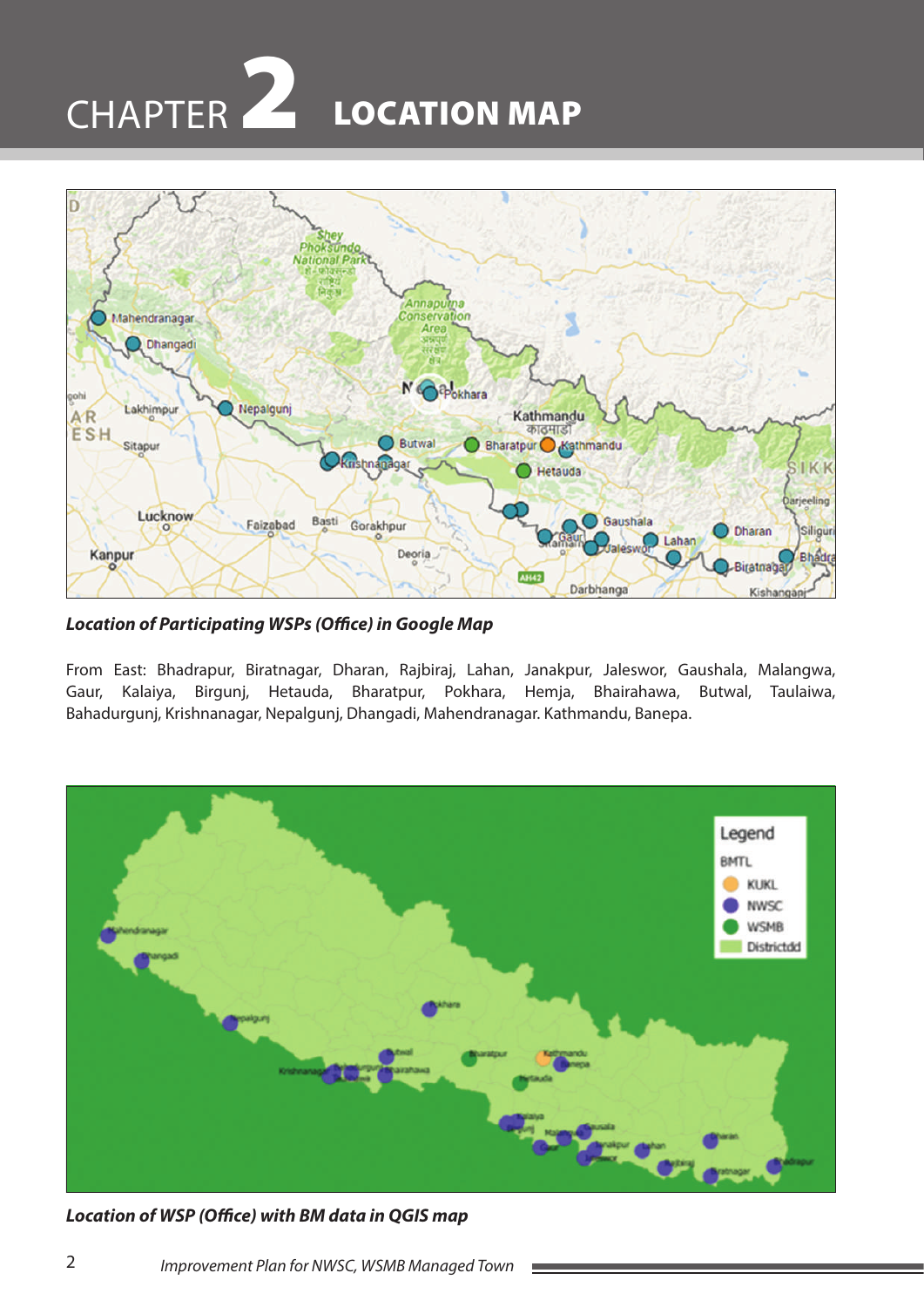# CHAPTER 2 LOCATION MAP

*Location of Participating WSPs (Office) in Google Map*

From East: Bhadrapur, Biratnagar, Dharan, Rajbiraj, Lahan, Janakpur, Jaleswor, Gaushala, Malangwa, Gaur, Kalaiya, Birgunj, Hetauda, Bharatpur, Pokhara, Hemja, Bhairahawa, Butwal, Taulaiwa, Bahadurgunj, Krishnanagar, Nepalgunj, Dhangadi, Mahendranagar. Kathmandu, Banepa.

*Location of WSP (Office) with BM data in QGIS map*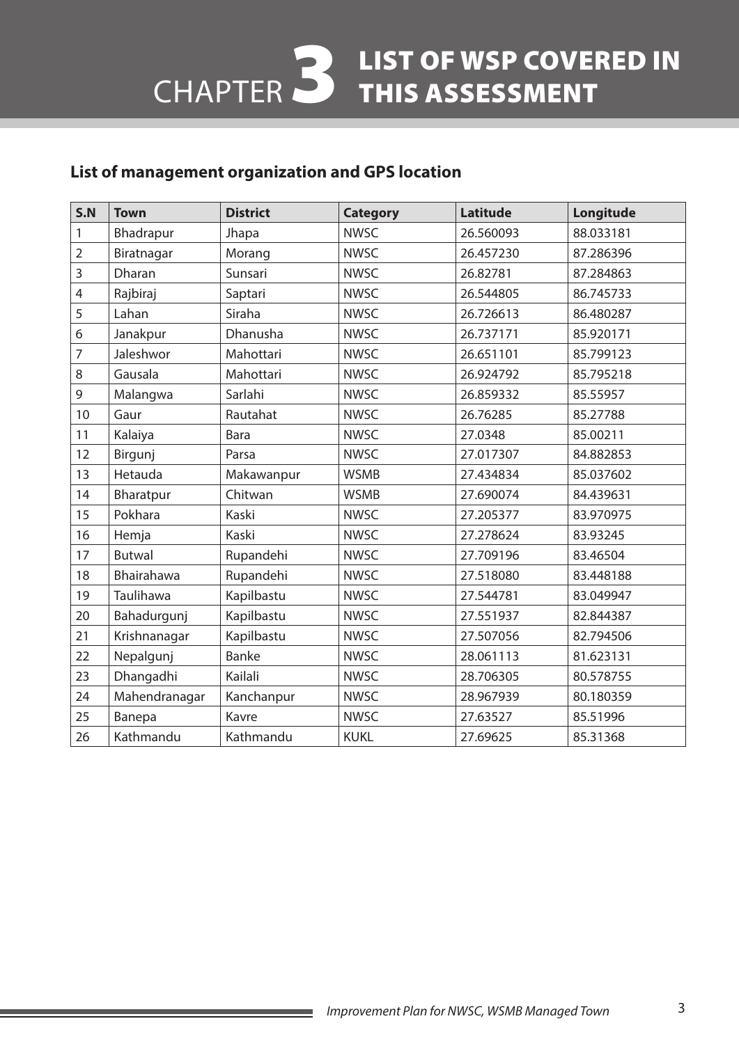# CHAPTER 3 LIST OF WSP COVERED IN THIS ASSESSMENT

## List of management organization and GPS location

| S.N | Town | District | Category | Latitude | Longitude |
|---|---|---|---|---|---|
| 1 | Bhadrapur | Jhapa | NWSC | 26.560093 | 88.033181 |
| 2 | Biratnagar | Morang | NWSC | 26.457230 | 87.286396 |
| 3 | Dharan | Sunsari | NWSC | 26.82781 | 87.284863 |
| 4 | Rajbiraj | Saptari | NWSC | 26.544805 | 86.745733 |
| 5 | Lahan | Siraha | NWSC | 26.726613 | 86.480287 |
| 6 | Janakpur | Dhanusha | NWSC | 26.737171 | 85.920171 |
| 7 | Jaleshwor | Mahottari | NWSC | 26.651101 | 85.799123 |
| 8 | Gausala | Mahottari | NWSC | 26.924792 | 85.795218 |
| 9 | Malangwa | Sarlahi | NWSC | 26.859332 | 85.55957 |
| 10 | Gaur | Rautahat | NWSC | 26.76285 | 85.27788 |
| 11 | Kalaiya | Bara | NWSC | 27.0348 | 85.00211 |
| 12 | Birgunj | Parsa | NWSC | 27.017307 | 84.882853 |
| 13 | Hetauda | Makawanpur | WSMB | 27.434834 | 85.037602 |
| 14 | Bharatpur | Chitwan | WSMB | 27.690074 | 84.439631 |
| 15 | Pokhara | Kaski | NWSC | 27.205377 | 83.970975 |
| 16 | Hemja | Kaski | NWSC | 27.278624 | 83.93245 |
| 17 | Butwal | Rupandehi | NWSC | 27.709196 | 83.46504 |
| 18 | Bhairahawa | Rupandehi | NWSC | 27.518080 | 83.448188 |
| 19 | Taulihawa | Kapilbastu | NWSC | 27.544781 | 83.049947 |
| 20 | Bahadurgunj | Kapilbastu | NWSC | 27.551937 | 82.844387 |
| 21 | Krishnanagar | Kapilbastu | NWSC | 27.507056 | 82.794506 |
| 22 | Nepalgunj | Banke | NWSC | 28.061113 | 81.623131 |
| 23 | Dhangadhi | Kailali | NWSC | 28.706305 | 80.578755 |
| 24 | Mahendranagar | Kanchanpur | NWSC | 28.967939 | 80.180359 |
| 25 | Banepa | Kavre | NWSC | 27.63527 | 85.51996 |
| 26 | Kathmandu | Kathmandu | KUKL | 27.69625 | 85.31368 |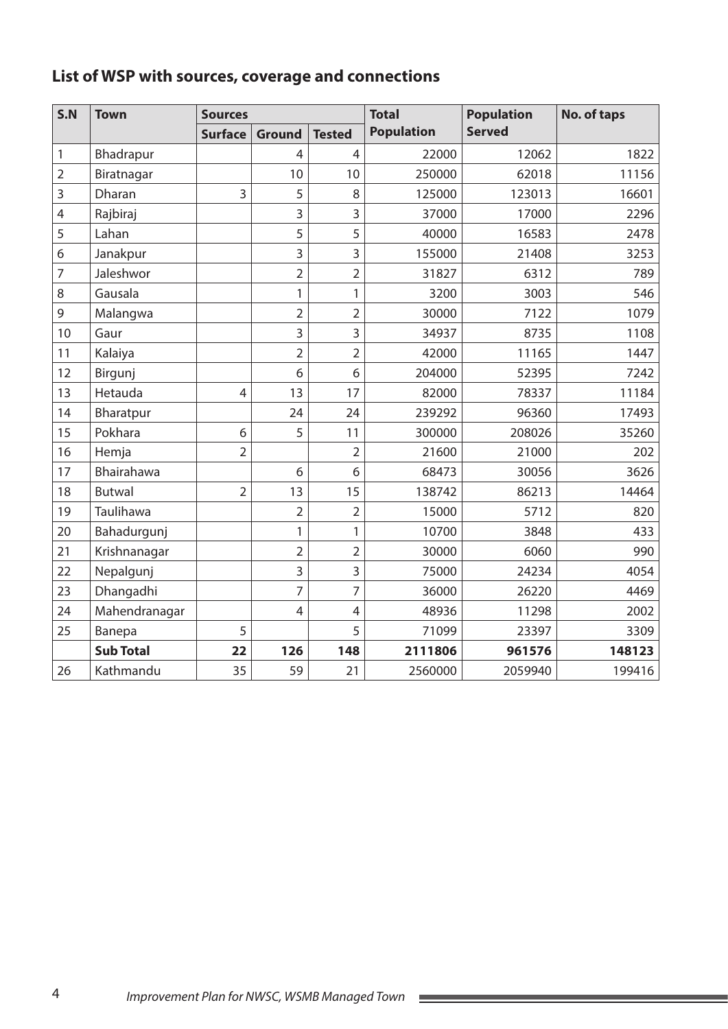## List of WSP with sources, coverage and connections

| S.N | Town | Sources | | | Total Population | Population Served | No. of taps |
|---|---|---|---|---|---|---|---|
| | | Surface | Ground | Tested | | | |
| 1 | Bhadrapur | | 4 | 4 | 22000 | 12062 | 1822 |
| 2 | Biratnagar | | 10 | 10 | 250000 | 62018 | 11156 |
| 3 | Dharan | 3 | 5 | 8 | 125000 | 123013 | 16601 |
| 4 | Rajbiraj | | 3 | 3 | 37000 | 17000 | 2296 |
| 5 | Lahan | | 5 | 5 | 40000 | 16583 | 2478 |
| 6 | Janakpur | | 3 | 3 | 155000 | 21408 | 3253 |
| 7 | Jaleshwor | | 2 | 2 | 31827 | 6312 | 789 |
| 8 | Gausala | | 1 | 1 | 3200 | 3003 | 546 |
| 9 | Malangwa | | 2 | 2 | 30000 | 7122 | 1079 |
| 10 | Gaur | | 3 | 3 | 34937 | 8735 | 1108 |
| 11 | Kalaiya | | 2 | 2 | 42000 | 11165 | 1447 |
| 12 | Birgunj | | 6 | 6 | 204000 | 52395 | 7242 |
| 13 | Hetauda | 4 | 13 | 17 | 82000 | 78337 | 11184 |
| 14 | Bharatpur | | 24 | 24 | 239292 | 96360 | 17493 |
| 15 | Pokhara | 6 | 5 | 11 | 300000 | 208026 | 35260 |
| 16 | Hemja | 2 | | 2 | 21600 | 21000 | 202 |
| 17 | Bhairahawa | | 6 | 6 | 68473 | 30056 | 3626 |
| 18 | Butwal | 2 | 13 | 15 | 138742 | 86213 | 14464 |
| 19 | Taulihawa | | 2 | 2 | 15000 | 5712 | 820 |
| 20 | Bahadurgunj | | 1 | 1 | 10700 | 3848 | 433 |
| 21 | Krishnanagar | | 2 | 2 | 30000 | 6060 | 990 |
| 22 | Nepalgunj | | 3 | 3 | 75000 | 24234 | 4054 |
| 23 | Dhangadhi | | 7 | 7 | 36000 | 26220 | 4469 |
| 24 | Mahendranagar | | 4 | 4 | 48936 | 11298 | 2002 |
| 25 | Banepa | 5 | | 5 | 71099 | 23397 | 3309 |
| | **Sub Total** | **22** | **126** | **148** | **2111806** | **961576** | **148123** |
| 26 | Kathmandu | 35 | 59 | 21 | 2560000 | 2059940 | 199416 |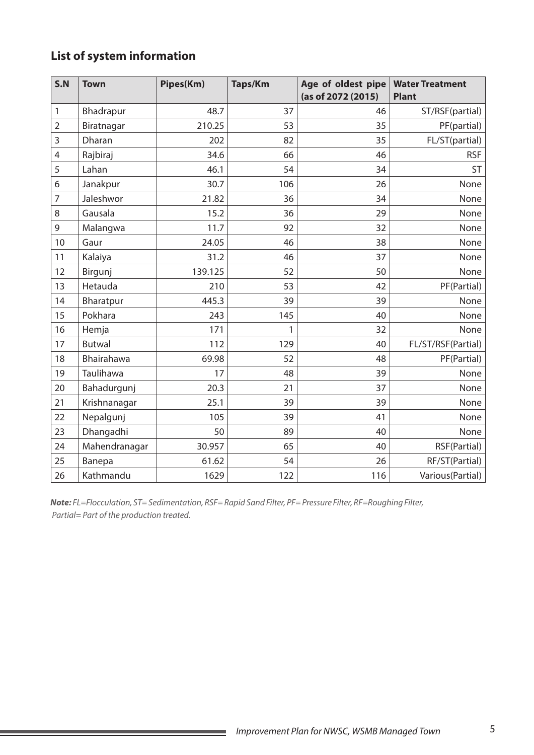## List of system information

| S.N | Town | Pipes(Km) | Taps/Km | Age of oldest pipe (as of 2072 (2015) | Water Treatment Plant |
|---|---|---|---|---|---|
| 1 | Bhadrapur | 48.7 | 37 | 46 | ST/RSF(partial) |
| 2 | Biratnagar | 210.25 | 53 | 35 | PF(partial) |
| 3 | Dharan | 202 | 82 | 35 | FL/ST(partial) |
| 4 | Rajbiraj | 34.6 | 66 | 46 | RSF |
| 5 | Lahan | 46.1 | 54 | 34 | ST |
| 6 | Janakpur | 30.7 | 106 | 26 | None |
| 7 | Jaleshwor | 21.82 | 36 | 34 | None |
| 8 | Gausala | 15.2 | 36 | 29 | None |
| 9 | Malangwa | 11.7 | 92 | 32 | None |
| 10 | Gaur | 24.05 | 46 | 38 | None |
| 11 | Kalaiya | 31.2 | 46 | 37 | None |
| 12 | Birgunj | 139.125 | 52 | 50 | None |
| 13 | Hetauda | 210 | 53 | 42 | PF(Partial) |
| 14 | Bharatpur | 445.3 | 39 | 39 | None |
| 15 | Pokhara | 243 | 145 | 40 | None |
| 16 | Hemja | 171 | 1 | 32 | None |
| 17 | Butwal | 112 | 129 | 40 | FL/ST/RSF(Partial) |
| 18 | Bhairahawa | 69.98 | 52 | 48 | PF(Partial) |
| 19 | Taulihawa | 17 | 48 | 39 | None |
| 20 | Bahadurgunj | 20.3 | 21 | 37 | None |
| 21 | Krishnanagar | 25.1 | 39 | 39 | None |
| 22 | Nepalgunj | 105 | 39 | 41 | None |
| 23 | Dhangadhi | 50 | 89 | 40 | None |
| 24 | Mahendranagar | 30.957 | 65 | 40 | RSF(Partial) |
| 25 | Banepa | 61.62 | 54 | 26 | RF/ST(Partial) |
| 26 | Kathmandu | 1629 | 122 | 116 | Various(Partial) |

***Note:*** *FL=Flocculation, ST= Sedimentation, RSF= Rapid Sand Filter, PF= Pressure Filter, RF=Roughing Filter, Partial= Part of the production treated.*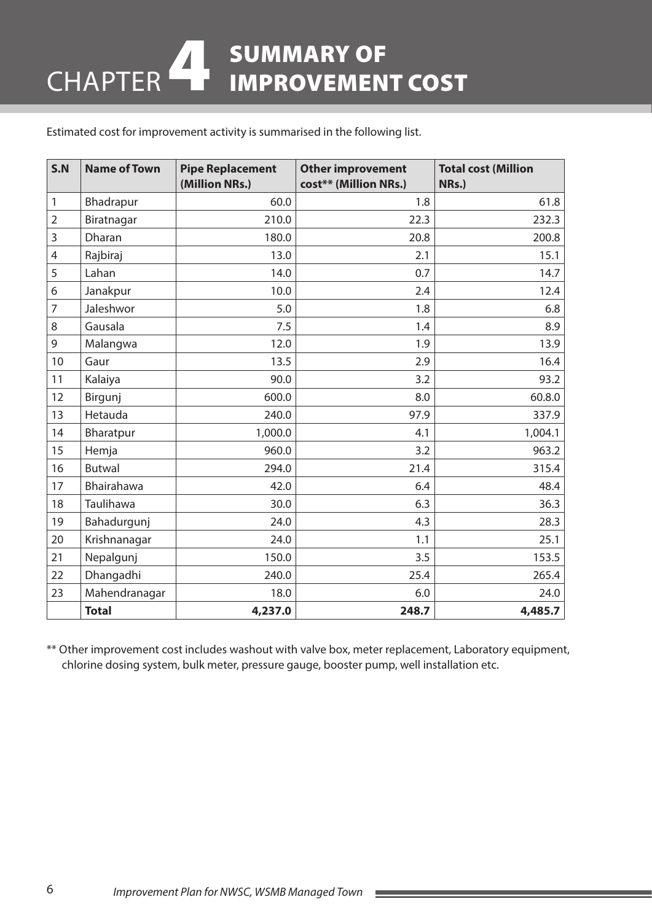# CHAPTER 4 SUMMARY OF IMPROVEMENT COST

Estimated cost for improvement activity is summarised in the following list.

| S.N | Name of Town | Pipe Replacement (Million NRs.) | Other improvement cost** (Million NRs.) | Total cost (Million NRs.) |
|---|---|---|---|---|
| 1 | Bhadrapur | 60.0 | 1.8 | 61.8 |
| 2 | Biratnagar | 210.0 | 22.3 | 232.3 |
| 3 | Dharan | 180.0 | 20.8 | 200.8 |
| 4 | Rajbiraj | 13.0 | 2.1 | 15.1 |
| 5 | Lahan | 14.0 | 0.7 | 14.7 |
| 6 | Janakpur | 10.0 | 2.4 | 12.4 |
| 7 | Jaleshwor | 5.0 | 1.8 | 6.8 |
| 8 | Gausala | 7.5 | 1.4 | 8.9 |
| 9 | Malangwa | 12.0 | 1.9 | 13.9 |
| 10 | Gaur | 13.5 | 2.9 | 16.4 |
| 11 | Kalaiya | 90.0 | 3.2 | 93.2 |
| 12 | Birgunj | 600.0 | 8.0 | 60.8.0 |
| 13 | Hetauda | 240.0 | 97.9 | 337.9 |
| 14 | Bharatpur | 1,000.0 | 4.1 | 1,004.1 |
| 15 | Hemja | 960.0 | 3.2 | 963.2 |
| 16 | Butwal | 294.0 | 21.4 | 315.4 |
| 17 | Bhairahawa | 42.0 | 6.4 | 48.4 |
| 18 | Taulihawa | 30.0 | 6.3 | 36.3 |
| 19 | Bahadurgunj | 24.0 | 4.3 | 28.3 |
| 20 | Krishnanagar | 24.0 | 1.1 | 25.1 |
| 21 | Nepalgunj | 150.0 | 3.5 | 153.5 |
| 22 | Dhangadhi | 240.0 | 25.4 | 265.4 |
| 23 | Mahendranagar | 18.0 | 6.0 | 24.0 |
| | **Total** | **4,237.0** | **248.7** | **4,485.7** |

** Other improvement cost includes washout with valve box, meter replacement, Laboratory equipment, chlorine dosing system, bulk meter, pressure gauge, booster pump, well installation etc.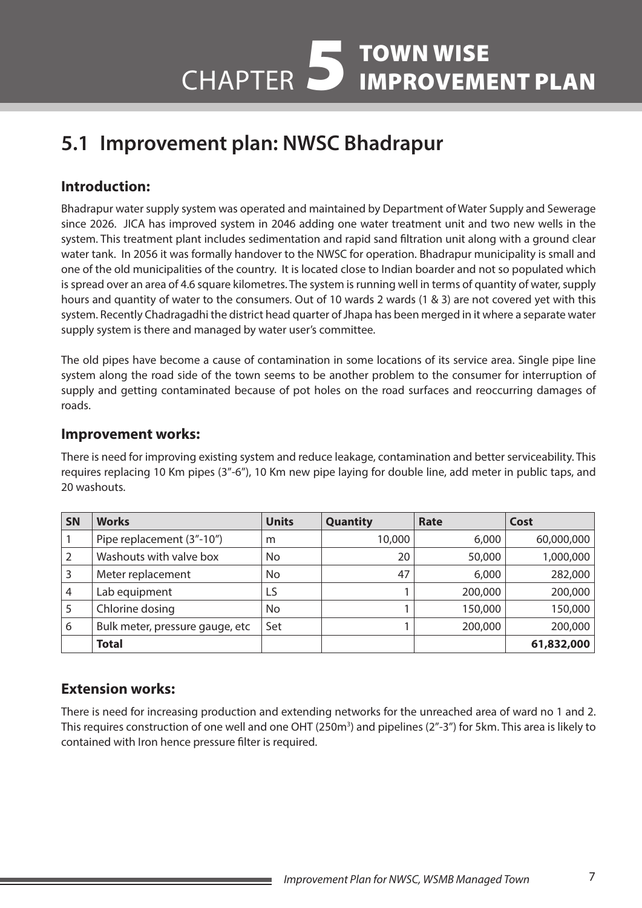# CHAPTER 5 TOWN WISE IMPROVEMENT PLAN

## 5.1 Improvement plan: NWSC Bhadrapur

### Introduction:

Bhadrapur water supply system was operated and maintained by Department of Water Supply and Sewerage since 2026. JICA has improved system in 2046 adding one water treatment unit and two new wells in the system. This treatment plant includes sedimentation and rapid sand filtration unit along with a ground clear water tank. In 2056 it was formally handover to the NWSC for operation. Bhadrapur municipality is small and one of the old municipalities of the country. It is located close to Indian boarder and not so populated which is spread over an area of 4.6 square kilometres. The system is running well in terms of quantity of water, supply hours and quantity of water to the consumers. Out of 10 wards 2 wards (1 & 3) are not covered yet with this system. Recently Chadragadhi the district head quarter of Jhapa has been merged in it where a separate water supply system is there and managed by water user's committee.

The old pipes have become a cause of contamination in some locations of its service area. Single pipe line system along the road side of the town seems to be another problem to the consumer for interruption of supply and getting contaminated because of pot holes on the road surfaces and reoccurring damages of roads.

### Improvement works:

There is need for improving existing system and reduce leakage, contamination and better serviceability. This requires replacing 10 Km pipes (3"-6"), 10 Km new pipe laying for double line, add meter in public taps, and 20 washouts.

| SN | Works | Units | Quantity | Rate | Cost |
|---|---|---|---|---|---|
| 1 | Pipe replacement (3"-10") | m | 10,000 | 6,000 | 60,000,000 |
| 2 | Washouts with valve box | No | 20 | 50,000 | 1,000,000 |
| 3 | Meter replacement | No | 47 | 6,000 | 282,000 |
| 4 | Lab equipment | LS | 1 | 200,000 | 200,000 |
| 5 | Chlorine dosing | No | 1 | 150,000 | 150,000 |
| 6 | Bulk meter, pressure gauge, etc | Set | 1 | 200,000 | 200,000 |
| | **Total** | | | | **61,832,000** |

### Extension works:

There is need for increasing production and extending networks for the unreached area of ward no 1 and 2. This requires construction of one well and one OHT (250m$^3$) and pipelines (2"-3") for 5km. This area is likely to contained with Iron hence pressure filter is required.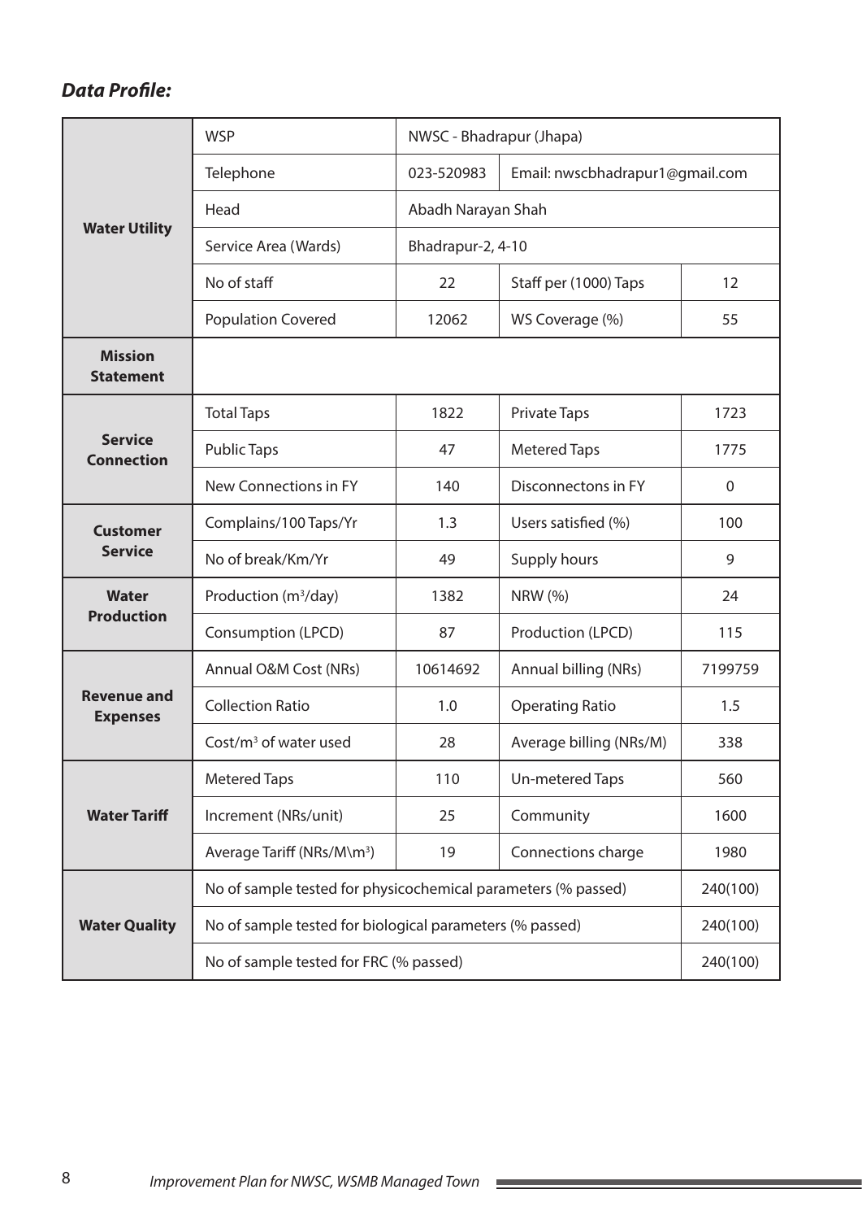***Data Profile:***

| | | | | |
|---|---|---|---|---|
| **Water Utility** | WSP | NWSC - Bhadrapur (Jhapa) | | |
| | Telephone | 023-520983 | Email: nwscbhadrapur1@gmail.com | |
| | Head | Abadh Narayan Shah | | |
| | Service Area (Wards) | Bhadrapur-2, 4-10 | | |
| | No of staff | 22 | Staff per (1000) Taps | 12 |
| | Population Covered | 12062 | WS Coverage (%) | 55 |
| **Mission Statement** | | | | |
| **Service Connection** | Total Taps | 1822 | Private Taps | 1723 |
| | Public Taps | 47 | Metered Taps | 1775 |
| | New Connections in FY | 140 | Disconnectons in FY | 0 |
| **Customer Service** | Complains/100 Taps/Yr | 1.3 | Users satisfied (%) | 100 |
| | No of break/Km/Yr | 49 | Supply hours | 9 |
| **Water Production** | Production ($m^3$/day) | 1382 | NRW (%) | 24 |
| | Consumption (LPCD) | 87 | Production (LPCD) | 115 |
| **Revenue and Expenses** | Annual O&M Cost (NRs) | 10614692 | Annual billing (NRs) | 7199759 |
| | Collection Ratio | 1.0 | Operating Ratio | 1.5 |
| | Cost/$m^3$ of water used | 28 | Average billing (NRs/M) | 338 |
| **Water Tariff** | Metered Taps | 110 | Un-metered Taps | 560 |
| | Increment (NRs/unit) | 25 | Community | 1600 |
| | Average Tariff (NRs/M\m$^3$) | 19 | Connections charge | 1980 |
| **Water Quality** | No of sample tested for physicochemical parameters (% passed) | | | 240(100) |
| | No of sample tested for biological parameters (% passed) | | | 240(100) |
| | No of sample tested for FRC (% passed) | | | 240(100) |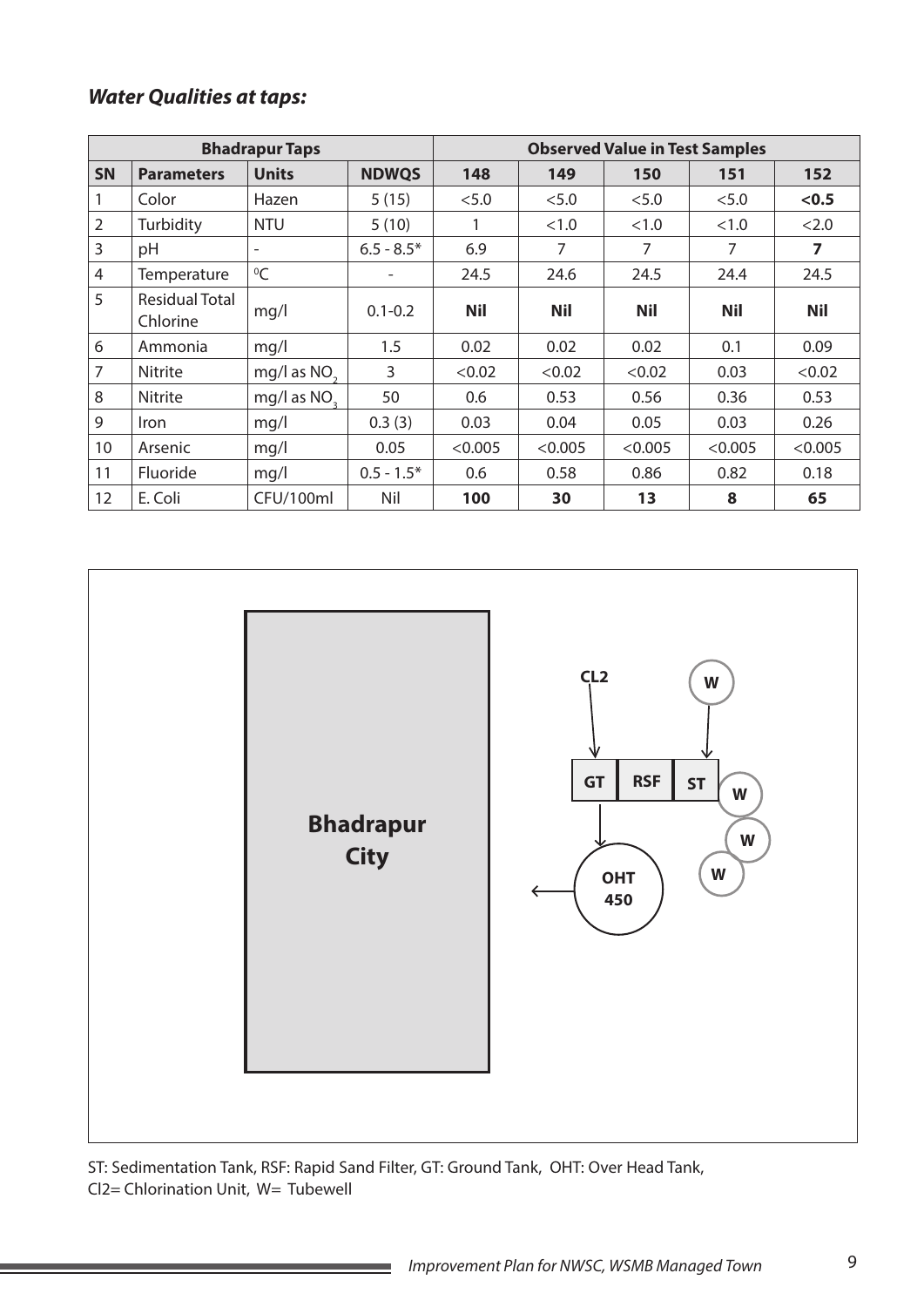### *Water Qualities at taps:*

| Bhadrapur Taps | | | | Observed Value in Test Samples | | | | |
|---|---|---|---|---|---|---|---|---|
| **SN** | **Parameters** | **Units** | **NDWQS** | **148** | **149** | **150** | **151** | **152** |
| 1 | Color | Hazen | 5 (15) | <5.0 | <5.0 | <5.0 | <5.0 | **<0.5** |
| 2 | Turbidity | NTU | 5 (10) | 1 | <1.0 | <1.0 | <1.0 | <2.0 |
| 3 | pH | - | 6.5 - 8.5* | 6.9 | 7 | 7 | 7 | **7** |
| 4 | Temperature | $^0C$ | - | 24.5 | 24.6 | 24.5 | 24.4 | 24.5 |
| 5 | Residual Total Chlorine | mg/l | 0.1-0.2 | **Nil** | **Nil** | **Nil** | **Nil** | **Nil** |
| 6 | Ammonia | mg/l | 1.5 | 0.02 | 0.02 | 0.02 | 0.1 | 0.09 |
| 7 | Nitrite | mg/l as $NO_2$ | 3 | <0.02 | <0.02 | <0.02 | 0.03 | <0.02 |
| 8 | Nitrite | mg/l as $NO_3$ | 50 | 0.6 | 0.53 | 0.56 | 0.36 | 0.53 |
| 9 | Iron | mg/l | 0.3 (3) | 0.03 | 0.04 | 0.05 | 0.03 | 0.26 |
| 10 | Arsenic | mg/l | 0.05 | <0.005 | <0.005 | <0.005 | <0.005 | <0.005 |
| 11 | Fluoride | mg/l | 0.5 - 1.5* | 0.6 | 0.58 | 0.86 | 0.82 | 0.18 |
| 12 | E. Coli | CFU/100ml | Nil | **100** | **30** | **13** | **8** | **65** |

Bhadrapur City

CL2 → GT | RSF | ST ← W

W W W

GT → OHT 450 →

ST: Sedimentation Tank, RSF: Rapid Sand Filter, GT: Ground Tank, OHT: Over Head Tank,
Cl2= Chlorination Unit, W= Tubewell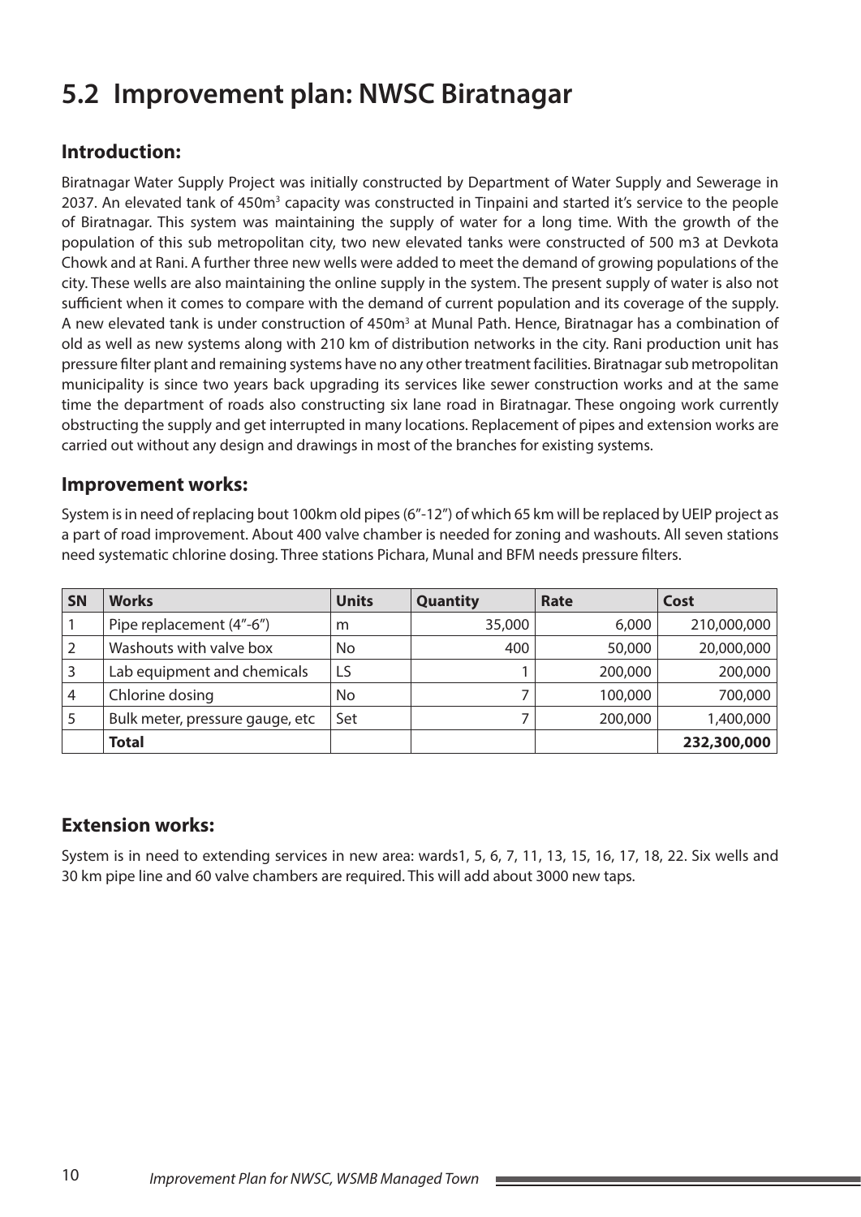## 5.2 Improvement plan: NWSC Biratnagar

### Introduction:

Biratnagar Water Supply Project was initially constructed by Department of Water Supply and Sewerage in 2037. An elevated tank of 450m$^3$ capacity was constructed in Tinpaini and started it's service to the people of Biratnagar. This system was maintaining the supply of water for a long time. With the growth of the population of this sub metropolitan city, two new elevated tanks were constructed of 500 m3 at Devkota Chowk and at Rani. A further three new wells were added to meet the demand of growing populations of the city. These wells are also maintaining the online supply in the system. The present supply of water is also not sufficient when it comes to compare with the demand of current population and its coverage of the supply. A new elevated tank is under construction of 450m$^3$ at Munal Path. Hence, Biratnagar has a combination of old as well as new systems along with 210 km of distribution networks in the city. Rani production unit has pressure filter plant and remaining systems have no any other treatment facilities. Biratnagar sub metropolitan municipality is since two years back upgrading its services like sewer construction works and at the same time the department of roads also constructing six lane road in Biratnagar. These ongoing work currently obstructing the supply and get interrupted in many locations. Replacement of pipes and extension works are carried out without any design and drawings in most of the branches for existing systems.

### Improvement works:

System is in need of replacing bout 100km old pipes (6"-12") of which 65 km will be replaced by UEIP project as a part of road improvement. About 400 valve chamber is needed for zoning and washouts. All seven stations need systematic chlorine dosing. Three stations Pichara, Munal and BFM needs pressure filters.

| SN | Works | Units | Quantity | Rate | Cost |
|---|---|---|---|---|---|
| 1 | Pipe replacement (4"-6") | m | 35,000 | 6,000 | 210,000,000 |
| 2 | Washouts with valve box | No | 400 | 50,000 | 20,000,000 |
| 3 | Lab equipment and chemicals | LS | 1 | 200,000 | 200,000 |
| 4 | Chlorine dosing | No | 7 | 100,000 | 700,000 |
| 5 | Bulk meter, pressure gauge, etc | Set | 7 | 200,000 | 1,400,000 |
| | **Total** | | | | **232,300,000** |

### Extension works:

System is in need to extending services in new area: wards1, 5, 6, 7, 11, 13, 15, 16, 17, 18, 22. Six wells and 30 km pipe line and 60 valve chambers are required. This will add about 3000 new taps.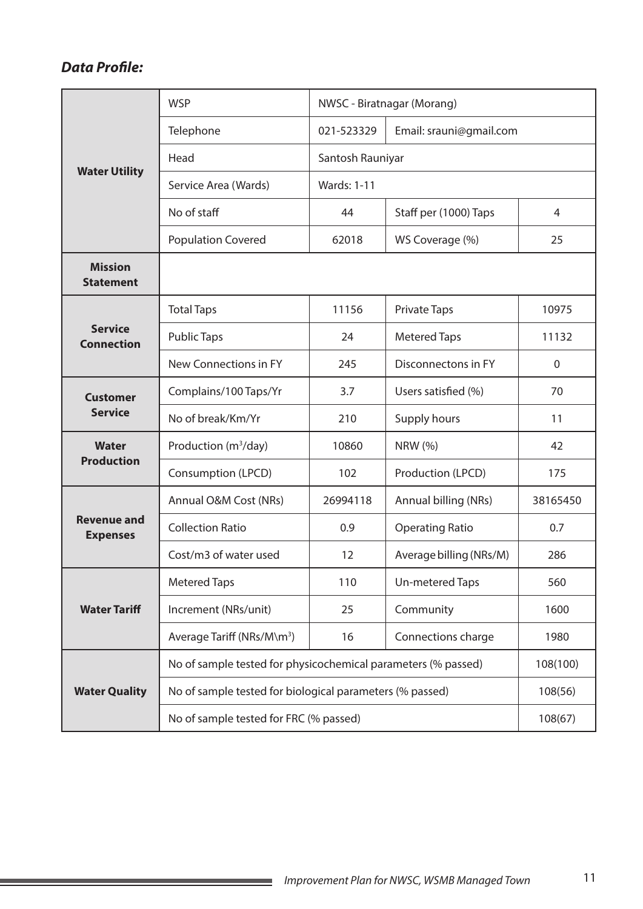***Data Profile:***

| | | | | |
|---|---|---|---|---|
| **Water Utility** | WSP | NWSC - Biratnagar (Morang) | | |
| | Telephone | 021-523329 | Email: srauni@gmail.com | |
| | Head | Santosh Rauniyar | | |
| | Service Area (Wards) | Wards: 1-11 | | |
| | No of staff | 44 | Staff per (1000) Taps | 4 |
| | Population Covered | 62018 | WS Coverage (%) | 25 |
| **Mission Statement** | | | | |
| **Service Connection** | Total Taps | 11156 | Private Taps | 10975 |
| | Public Taps | 24 | Metered Taps | 11132 |
| | New Connections in FY | 245 | Disconnectons in FY | 0 |
| **Customer Service** | Complains/100 Taps/Yr | 3.7 | Users satisfied (%) | 70 |
| | No of break/Km/Yr | 210 | Supply hours | 11 |
| **Water Production** | Production ($m^3$/day) | 10860 | NRW (%) | 42 |
| | Consumption (LPCD) | 102 | Production (LPCD) | 175 |
| **Revenue and Expenses** | Annual O&M Cost (NRs) | 26994118 | Annual billing (NRs) | 38165450 |
| | Collection Ratio | 0.9 | Operating Ratio | 0.7 |
| | Cost/m3 of water used | 12 | Average billing (NRs/M) | 286 |
| **Water Tariff** | Metered Taps | 110 | Un-metered Taps | 560 |
| | Increment (NRs/unit) | 25 | Community | 1600 |
| | Average Tariff (NRs/M\\$m^3$) | 16 | Connections charge | 1980 |
| **Water Quality** | No of sample tested for physicochemical parameters (% passed) | | | 108(100) |
| | No of sample tested for biological parameters (% passed) | | | 108(56) |
| | No of sample tested for FRC (% passed) | | | 108(67) |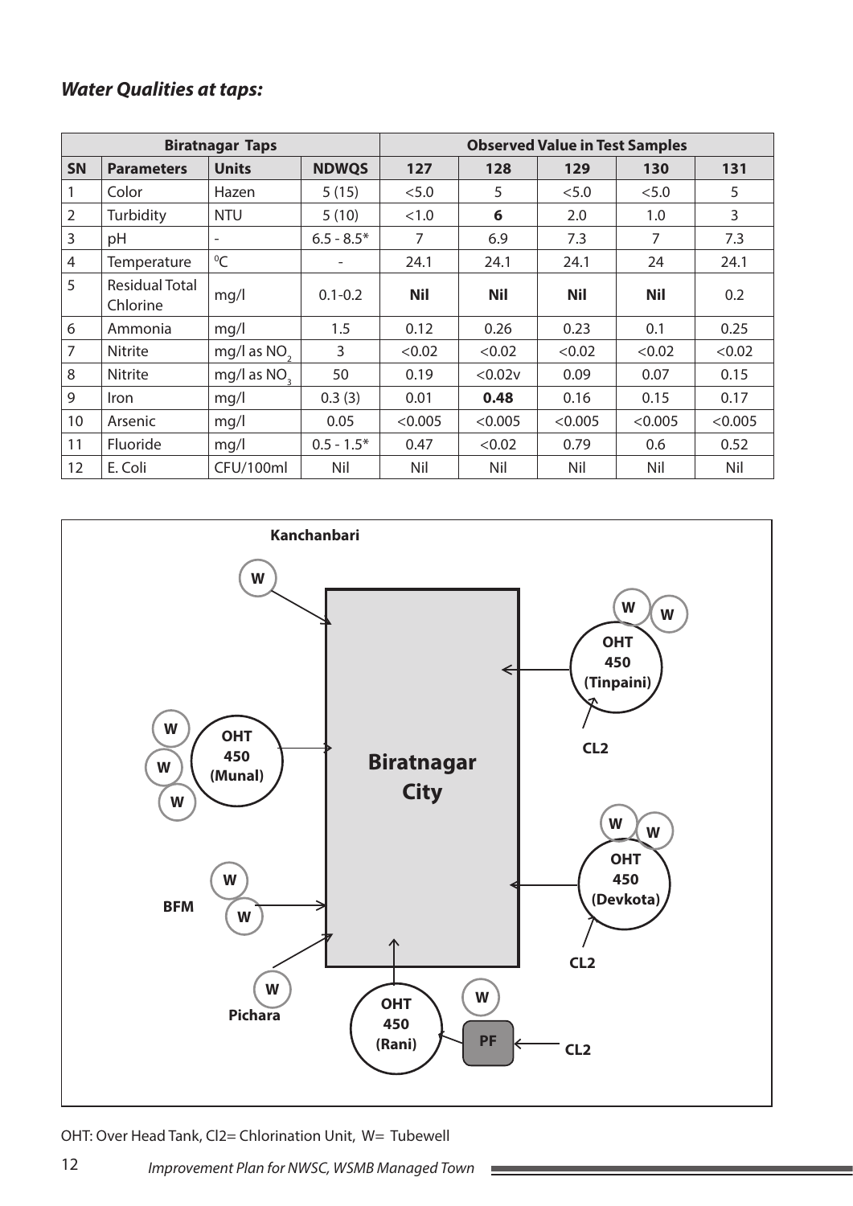***Water Qualities at taps:***

| Biratnagar Taps | | | | Observed Value in Test Samples | | | | |
|---|---|---|---|---|---|---|---|---|
| **SN** | **Parameters** | **Units** | **NDWQS** | **127** | **128** | **129** | **130** | **131** |
| 1 | Color | Hazen | 5 (15) | <5.0 | 5 | <5.0 | <5.0 | 5 |
| 2 | Turbidity | NTU | 5 (10) | <1.0 | **6** | 2.0 | 1.0 | 3 |
| 3 | pH | - | 6.5 - 8.5* | 7 | 6.9 | 7.3 | 7 | 7.3 |
| 4 | Temperature | $^0$C | - | 24.1 | 24.1 | 24.1 | 24 | 24.1 |
| 5 | Residual Total Chlorine | mg/l | 0.1-0.2 | **Nil** | **Nil** | **Nil** | **Nil** | 0.2 |
| 6 | Ammonia | mg/l | 1.5 | 0.12 | 0.26 | 0.23 | 0.1 | 0.25 |
| 7 | Nitrite | mg/l as $NO_2$ | 3 | <0.02 | <0.02 | <0.02 | <0.02 | <0.02 |
| 8 | Nitrite | mg/l as $NO_3$ | 50 | 0.19 | <0.02v | 0.09 | 0.07 | 0.15 |
| 9 | Iron | mg/l | 0.3 (3) | 0.01 | **0.48** | 0.16 | 0.15 | 0.17 |
| 10 | Arsenic | mg/l | 0.05 | <0.005 | <0.005 | <0.005 | <0.005 | <0.005 |
| 11 | Fluoride | mg/l | 0.5 - 1.5* | 0.47 | <0.02 | 0.79 | 0.6 | 0.52 |
| 12 | E. Coli | CFU/100ml | Nil | Nil | Nil | Nil | Nil | Nil |

OHT: Over Head Tank, Cl2= Chlorination Unit, W= Tubewell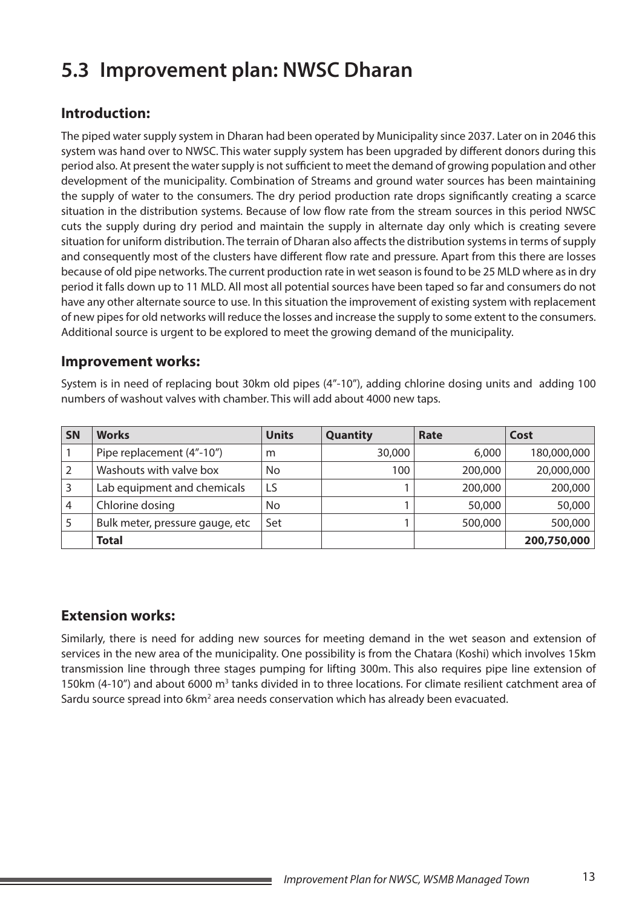## 5.3 Improvement plan: NWSC Dharan

### Introduction:

The piped water supply system in Dharan had been operated by Municipality since 2037. Later on in 2046 this system was hand over to NWSC. This water supply system has been upgraded by different donors during this period also. At present the water supply is not sufficient to meet the demand of growing population and other development of the municipality. Combination of Streams and ground water sources has been maintaining the supply of water to the consumers. The dry period production rate drops significantly creating a scarce situation in the distribution systems. Because of low flow rate from the stream sources in this period NWSC cuts the supply during dry period and maintain the supply in alternate day only which is creating severe situation for uniform distribution. The terrain of Dharan also affects the distribution systems in terms of supply and consequently most of the clusters have different flow rate and pressure. Apart from this there are losses because of old pipe networks. The current production rate in wet season is found to be 25 MLD where as in dry period it falls down up to 11 MLD. All most all potential sources have been taped so far and consumers do not have any other alternate source to use. In this situation the improvement of existing system with replacement of new pipes for old networks will reduce the losses and increase the supply to some extent to the consumers. Additional source is urgent to be explored to meet the growing demand of the municipality.

### Improvement works:

System is in need of replacing bout 30km old pipes (4"-10"), adding chlorine dosing units and adding 100 numbers of washout valves with chamber. This will add about 4000 new taps.

| SN | Works | Units | Quantity | Rate | Cost |
|---|---|---|---|---|---|
| 1 | Pipe replacement (4"-10") | m | 30,000 | 6,000 | 180,000,000 |
| 2 | Washouts with valve box | No | 100 | 200,000 | 20,000,000 |
| 3 | Lab equipment and chemicals | LS | 1 | 200,000 | 200,000 |
| 4 | Chlorine dosing | No | 1 | 50,000 | 50,000 |
| 5 | Bulk meter, pressure gauge, etc | Set | 1 | 500,000 | 500,000 |
| | **Total** | | | | **200,750,000** |

### Extension works:

Similarly, there is need for adding new sources for meeting demand in the wet season and extension of services in the new area of the municipality. One possibility is from the Chatara (Koshi) which involves 15km transmission line through three stages pumping for lifting 300m. This also requires pipe line extension of 150km (4-10") and about 6000 $m^3$ tanks divided in to three locations. For climate resilient catchment area of Sardu source spread into 6$km^2$ area needs conservation which has already been evacuated.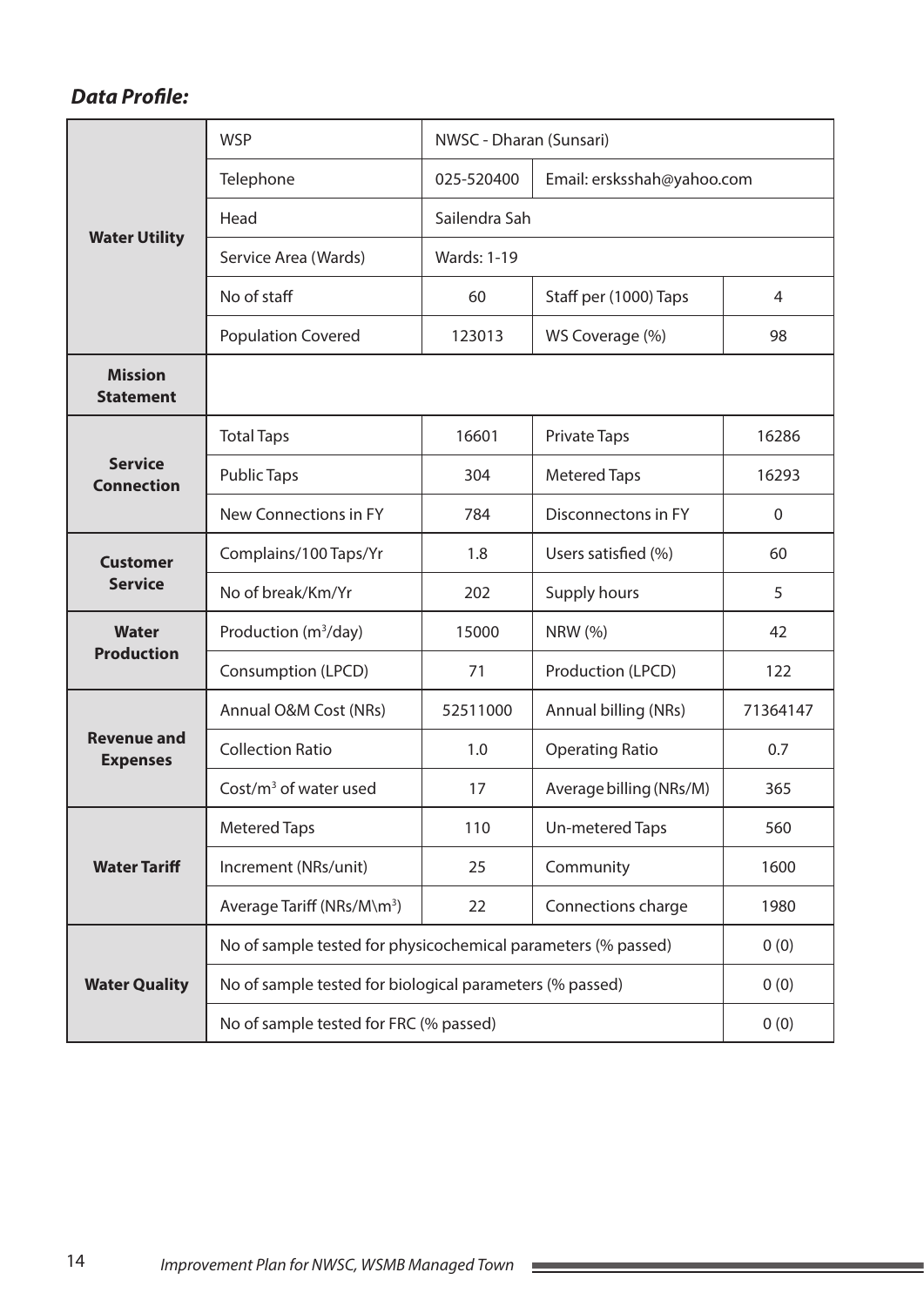***Data Profile:***

| | | | | |
|---|---|---|---|---|
| **Water Utility** | WSP | NWSC - Dharan (Sunsari) | | |
| | Telephone | 025-520400 | Email: ersksshah@yahoo.com | |
| | Head | Sailendra Sah | | |
| | Service Area (Wards) | Wards: 1-19 | | |
| | No of staff | 60 | Staff per (1000) Taps | 4 |
| | Population Covered | 123013 | WS Coverage (%) | 98 |
| **Mission Statement** | | | | |
| **Service Connection** | Total Taps | 16601 | Private Taps | 16286 |
| | Public Taps | 304 | Metered Taps | 16293 |
| | New Connections in FY | 784 | Disconnectons in FY | 0 |
| **Customer Service** | Complains/100 Taps/Yr | 1.8 | Users satisfied (%) | 60 |
| | No of break/Km/Yr | 202 | Supply hours | 5 |
| **Water Production** | Production ($m^3$/day) | 15000 | NRW (%) | 42 |
| | Consumption (LPCD) | 71 | Production (LPCD) | 122 |
| **Revenue and Expenses** | Annual O&M Cost (NRs) | 52511000 | Annual billing (NRs) | 71364147 |
| | Collection Ratio | 1.0 | Operating Ratio | 0.7 |
| | Cost/$m^3$ of water used | 17 | Average billing (NRs/M) | 365 |
| **Water Tariff** | Metered Taps | 110 | Un-metered Taps | 560 |
| | Increment (NRs/unit) | 25 | Community | 1600 |
| | Average Tariff (NRs/M\m$^3$) | 22 | Connections charge | 1980 |
| **Water Quality** | No of sample tested for physicochemical parameters (% passed) | | | 0 (0) |
| | No of sample tested for biological parameters (% passed) | | | 0 (0) |
| | No of sample tested for FRC (% passed) | | | 0 (0) |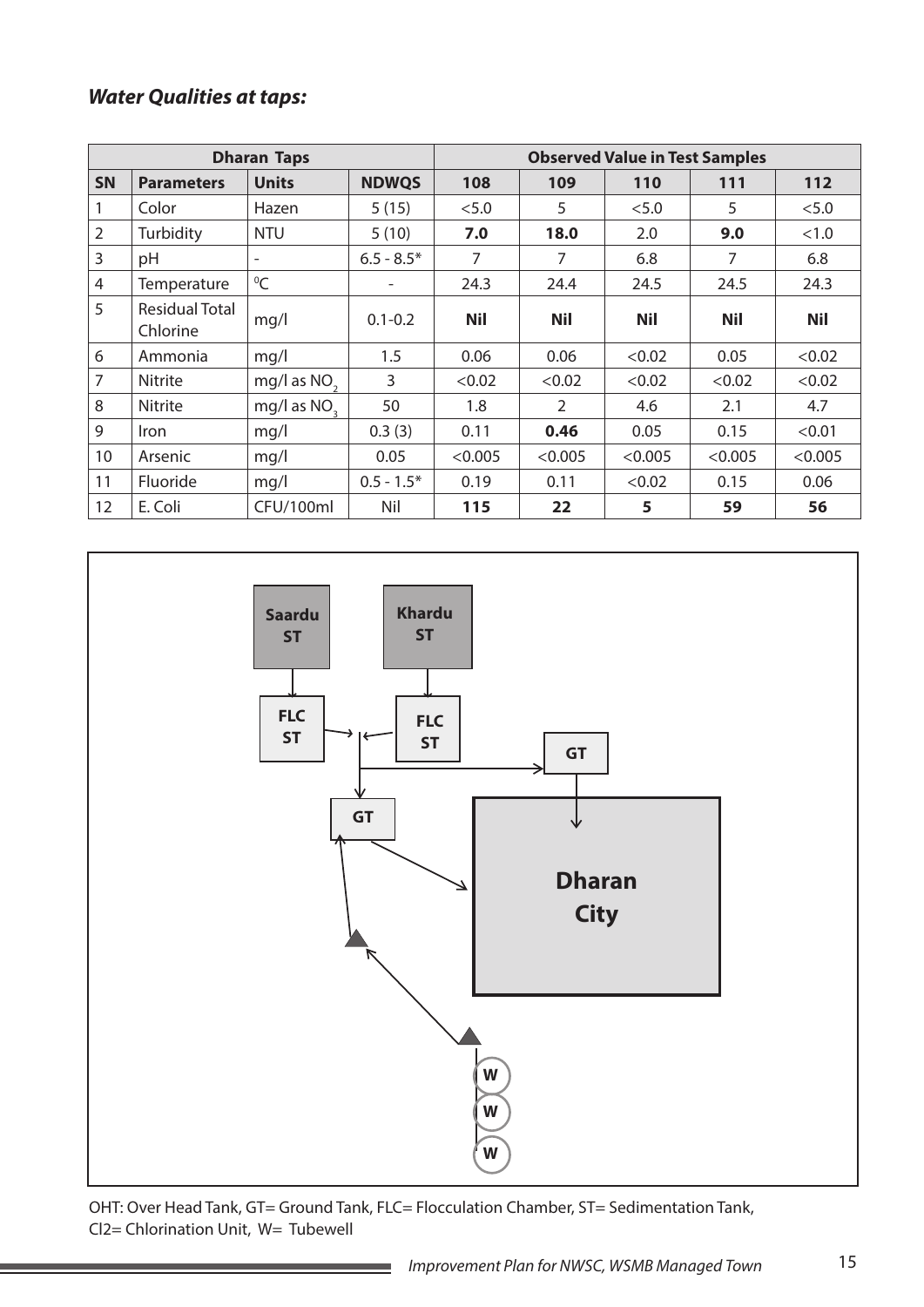### *Water Qualities at taps:*

| Dharan Taps | | | | Observed Value in Test Samples | | | | |
|---|---|---|---|---|---|---|---|---|
| **SN** | **Parameters** | **Units** | **NDWQS** | **108** | **109** | **110** | **111** | **112** |
| 1 | Color | Hazen | 5 (15) | <5.0 | 5 | <5.0 | 5 | <5.0 |
| 2 | Turbidity | NTU | 5 (10) | **7.0** | **18.0** | 2.0 | **9.0** | <1.0 |
| 3 | pH | - | 6.5 - 8.5* | 7 | 7 | 6.8 | 7 | 6.8 |
| 4 | Temperature | $^0$C | - | 24.3 | 24.4 | 24.5 | 24.5 | 24.3 |
| 5 | Residual Total Chlorine | mg/l | 0.1-0.2 | **Nil** | **Nil** | **Nil** | **Nil** | **Nil** |
| 6 | Ammonia | mg/l | 1.5 | 0.06 | 0.06 | <0.02 | 0.05 | <0.02 |
| 7 | Nitrite | mg/l as $NO_2$ | 3 | <0.02 | <0.02 | <0.02 | <0.02 | <0.02 |
| 8 | Nitrite | mg/l as $NO_3$ | 50 | 1.8 | 2 | 4.6 | 2.1 | 4.7 |
| 9 | Iron | mg/l | 0.3 (3) | 0.11 | **0.46** | 0.05 | 0.15 | <0.01 |
| 10 | Arsenic | mg/l | 0.05 | <0.005 | <0.005 | <0.005 | <0.005 | <0.005 |
| 11 | Fluoride | mg/l | 0.5 - 1.5* | 0.19 | 0.11 | <0.02 | 0.15 | 0.06 |
| 12 | E. Coli | CFU/100ml | Nil | **115** | **22** | **5** | **59** | **56** |

OHT: Over Head Tank, GT= Ground Tank, FLC= Flocculation Chamber, ST= Sedimentation Tank, CI2= Chlorination Unit, W= Tubewell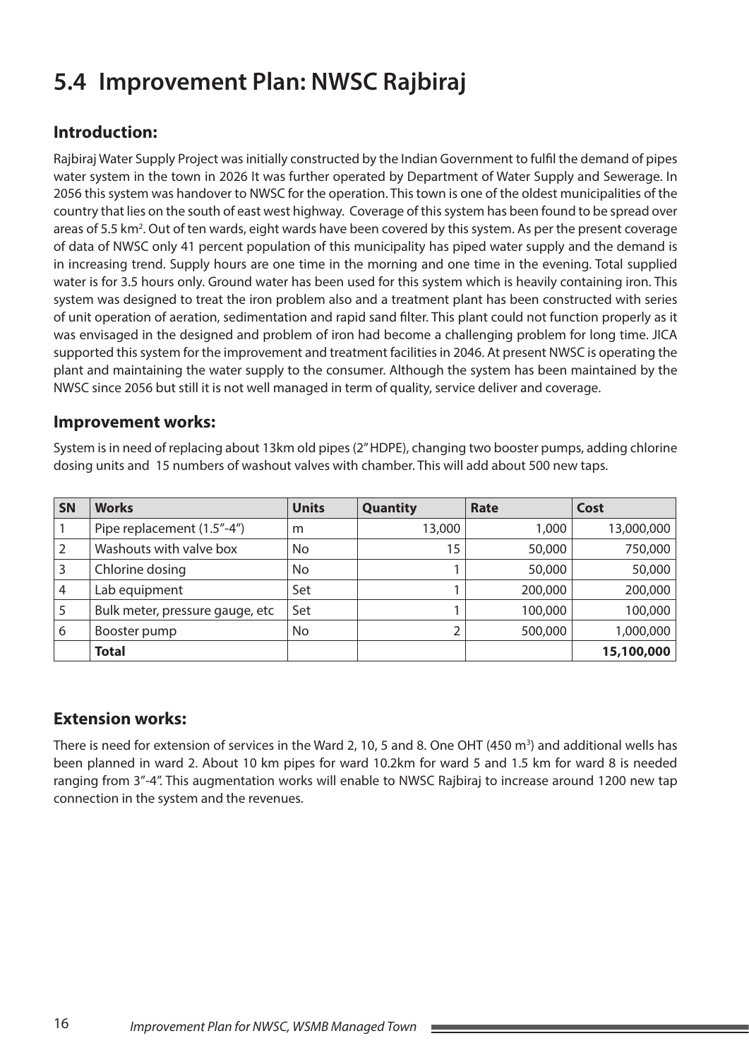## 5.4 Improvement Plan: NWSC Rajbiraj

### Introduction:

Rajbiraj Water Supply Project was initially constructed by the Indian Government to fulfil the demand of pipes water system in the town in 2026 It was further operated by Department of Water Supply and Sewerage. In 2056 this system was handover to NWSC for the operation. This town is one of the oldest municipalities of the country that lies on the south of east west highway. Coverage of this system has been found to be spread over areas of 5.5 km$^2$. Out of ten wards, eight wards have been covered by this system. As per the present coverage of data of NWSC only 41 percent population of this municipality has piped water supply and the demand is in increasing trend. Supply hours are one time in the morning and one time in the evening. Total supplied water is for 3.5 hours only. Ground water has been used for this system which is heavily containing iron. This system was designed to treat the iron problem also and a treatment plant has been constructed with series of unit operation of aeration, sedimentation and rapid sand filter. This plant could not function properly as it was envisaged in the designed and problem of iron had become a challenging problem for long time. JICA supported this system for the improvement and treatment facilities in 2046. At present NWSC is operating the plant and maintaining the water supply to the consumer. Although the system has been maintained by the NWSC since 2056 but still it is not well managed in term of quality, service deliver and coverage.

### Improvement works:

System is in need of replacing about 13km old pipes (2" HDPE), changing two booster pumps, adding chlorine dosing units and 15 numbers of washout valves with chamber. This will add about 500 new taps.

| SN | Works | Units | Quantity | Rate | Cost |
|---|---|---|---|---|---|
| 1 | Pipe replacement (1.5"-4") | m | 13,000 | 1,000 | 13,000,000 |
| 2 | Washouts with valve box | No | 15 | 50,000 | 750,000 |
| 3 | Chlorine dosing | No | 1 | 50,000 | 50,000 |
| 4 | Lab equipment | Set | 1 | 200,000 | 200,000 |
| 5 | Bulk meter, pressure gauge, etc | Set | 1 | 100,000 | 100,000 |
| 6 | Booster pump | No | 2 | 500,000 | 1,000,000 |
| | **Total** | | | | **15,100,000** |

### Extension works:

There is need for extension of services in the Ward 2, 10, 5 and 8. One OHT (450 m$^3$) and additional wells has been planned in ward 2. About 10 km pipes for ward 10.2km for ward 5 and 1.5 km for ward 8 is needed ranging from 3"-4". This augmentation works will enable to NWSC Rajbiraj to increase around 1200 new tap connection in the system and the revenues.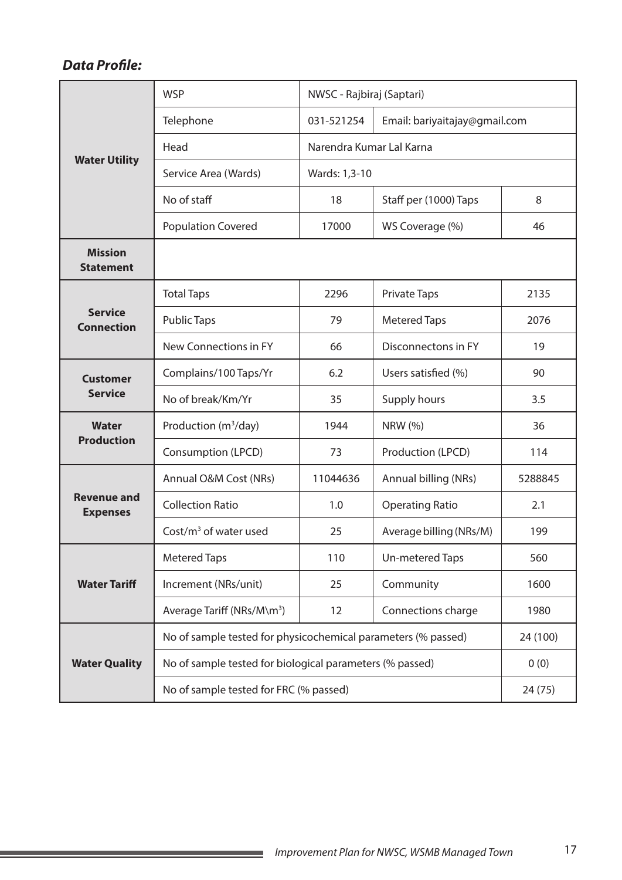***Data Profile:***

| | | | | |
|---|---|---|---|---|
| **Water Utility** | WSP | NWSC - Rajbiraj (Saptari) | | |
| | Telephone | 031-521254 | Email: bariyaitajay@gmail.com | |
| | Head | Narendra Kumar Lal Karna | | |
| | Service Area (Wards) | Wards: 1,3-10 | | |
| | No of staff | 18 | Staff per (1000) Taps | 8 |
| | Population Covered | 17000 | WS Coverage (%) | 46 |
| **Mission Statement** | | | | |
| **Service Connection** | Total Taps | 2296 | Private Taps | 2135 |
| | Public Taps | 79 | Metered Taps | 2076 |
| | New Connections in FY | 66 | Disconnectons in FY | 19 |
| **Customer Service** | Complains/100 Taps/Yr | 6.2 | Users satisfied (%) | 90 |
| | No of break/Km/Yr | 35 | Supply hours | 3.5 |
| **Water Production** | Production ($m^3$/day) | 1944 | NRW (%) | 36 |
| | Consumption (LPCD) | 73 | Production (LPCD) | 114 |
| **Revenue and Expenses** | Annual O&M Cost (NRs) | 11044636 | Annual billing (NRs) | 5288845 |
| | Collection Ratio | 1.0 | Operating Ratio | 2.1 |
| | Cost/$m^3$ of water used | 25 | Average billing (NRs/M) | 199 |
| **Water Tariff** | Metered Taps | 110 | Un-metered Taps | 560 |
| | Increment (NRs/unit) | 25 | Community | 1600 |
| | Average Tariff (NRs/M\\$m^3$) | 12 | Connections charge | 1980 |
| **Water Quality** | No of sample tested for physicochemical parameters (% passed) | | | 24 (100) |
| | No of sample tested for biological parameters (% passed) | | | 0 (0) |
| | No of sample tested for FRC (% passed) | | | 24 (75) |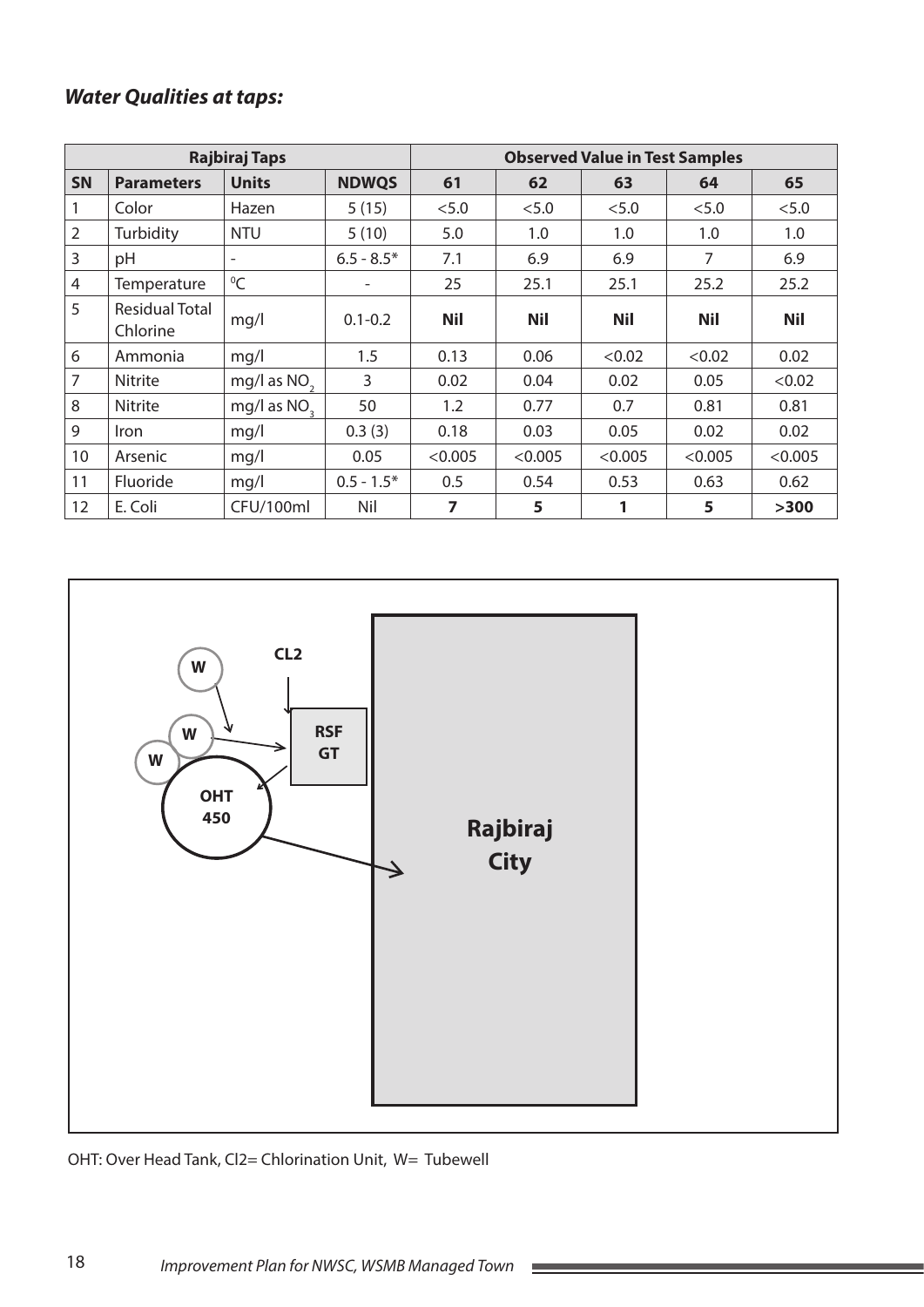### *Water Qualities at taps:*

| Rajbiraj Taps | | | | Observed Value in Test Samples | | | | |
|---|---|---|---|---|---|---|---|---|
| **SN** | **Parameters** | **Units** | **NDWQS** | **61** | **62** | **63** | **64** | **65** |
| 1 | Color | Hazen | 5 (15) | <5.0 | <5.0 | <5.0 | <5.0 | <5.0 |
| 2 | Turbidity | NTU | 5 (10) | 5.0 | 1.0 | 1.0 | 1.0 | 1.0 |
| 3 | pH | - | 6.5 - 8.5* | 7.1 | 6.9 | 6.9 | 7 | 6.9 |
| 4 | Temperature | $^0C$ | - | 25 | 25.1 | 25.1 | 25.2 | 25.2 |
| 5 | Residual Total Chlorine | mg/l | 0.1-0.2 | **Nil** | **Nil** | **Nil** | **Nil** | **Nil** |
| 6 | Ammonia | mg/l | 1.5 | 0.13 | 0.06 | <0.02 | <0.02 | 0.02 |
| 7 | Nitrite | mg/l as $NO_2$ | 3 | 0.02 | 0.04 | 0.02 | 0.05 | <0.02 |
| 8 | Nitrite | mg/l as $NO_3$ | 50 | 1.2 | 0.77 | 0.7 | 0.81 | 0.81 |
| 9 | Iron | mg/l | 0.3 (3) | 0.18 | 0.03 | 0.05 | 0.02 | 0.02 |
| 10 | Arsenic | mg/l | 0.05 | <0.005 | <0.005 | <0.005 | <0.005 | <0.005 |
| 11 | Fluoride | mg/l | 0.5 - 1.5* | 0.5 | 0.54 | 0.53 | 0.63 | 0.62 |
| 12 | E. Coli | CFU/100ml | Nil | **7** | **5** | **1** | **5** | **>300** |

W

CL2

W

RSF GT

W

OHT 450

Rajbiraj City

OHT: Over Head Tank, Cl2= Chlorination Unit, W= Tubewell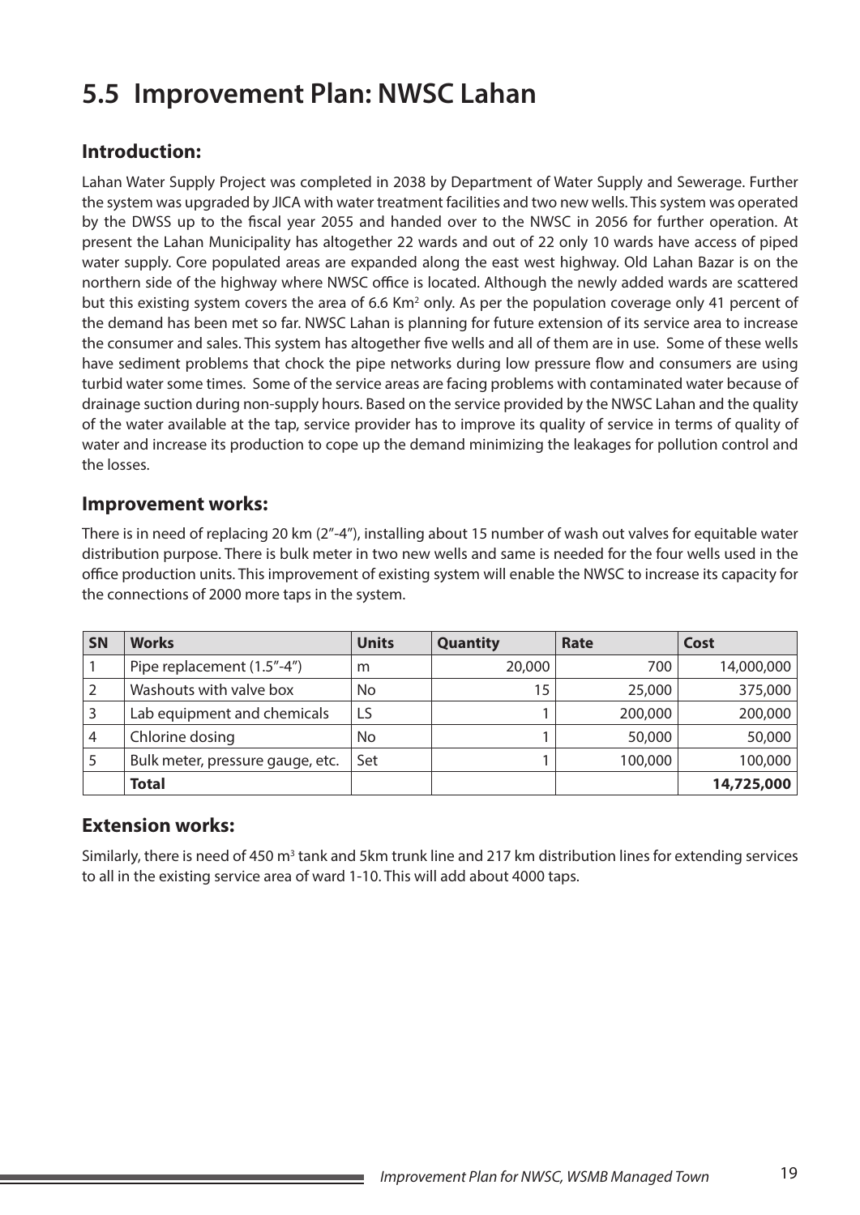# 5.5 Improvement Plan: NWSC Lahan

## Introduction:

Lahan Water Supply Project was completed in 2038 by Department of Water Supply and Sewerage. Further the system was upgraded by JICA with water treatment facilities and two new wells. This system was operated by the DWSS up to the fiscal year 2055 and handed over to the NWSC in 2056 for further operation. At present the Lahan Municipality has altogether 22 wards and out of 22 only 10 wards have access of piped water supply. Core populated areas are expanded along the east west highway. Old Lahan Bazar is on the northern side of the highway where NWSC office is located. Although the newly added wards are scattered but this existing system covers the area of 6.6 Km$^2$ only. As per the population coverage only 41 percent of the demand has been met so far. NWSC Lahan is planning for future extension of its service area to increase the consumer and sales. This system has altogether five wells and all of them are in use. Some of these wells have sediment problems that chock the pipe networks during low pressure flow and consumers are using turbid water some times. Some of the service areas are facing problems with contaminated water because of drainage suction during non-supply hours. Based on the service provided by the NWSC Lahan and the quality of the water available at the tap, service provider has to improve its quality of service in terms of quality of water and increase its production to cope up the demand minimizing the leakages for pollution control and the losses.

## Improvement works:

There is in need of replacing 20 km (2"-4"), installing about 15 number of wash out valves for equitable water distribution purpose. There is bulk meter in two new wells and same is needed for the four wells used in the office production units. This improvement of existing system will enable the NWSC to increase its capacity for the connections of 2000 more taps in the system.

| SN | Works | Units | Quantity | Rate | Cost |
|---|---|---|---|---|---|
| 1 | Pipe replacement (1.5"-4") | m | 20,000 | 700 | 14,000,000 |
| 2 | Washouts with valve box | No | 15 | 25,000 | 375,000 |
| 3 | Lab equipment and chemicals | LS | 1 | 200,000 | 200,000 |
| 4 | Chlorine dosing | No | 1 | 50,000 | 50,000 |
| 5 | Bulk meter, pressure gauge, etc. | Set | 1 | 100,000 | 100,000 |
| | **Total** | | | | **14,725,000** |

## Extension works:

Similarly, there is need of 450 m$^3$ tank and 5km trunk line and 217 km distribution lines for extending services to all in the existing service area of ward 1-10. This will add about 4000 taps.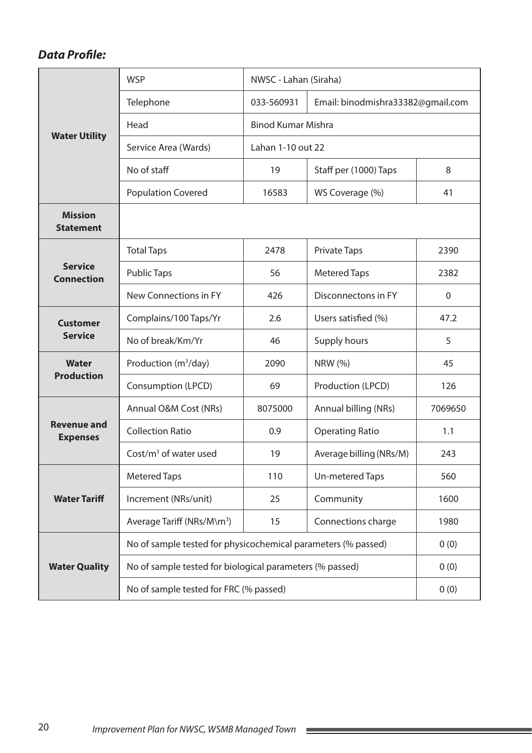***Data Profile:***

| | | | | |
|---|---|---|---|---|
| **Water Utility** | WSP | NWSC - Lahan (Siraha) | | |
| | Telephone | 033-560931 | Email: binodmishra33382@gmail.com | |
| | Head | Binod Kumar Mishra | | |
| | Service Area (Wards) | Lahan 1-10 out 22 | | |
| | No of staff | 19 | Staff per (1000) Taps | 8 |
| | Population Covered | 16583 | WS Coverage (%) | 41 |
| **Mission Statement** | | | | |
| **Service Connection** | Total Taps | 2478 | Private Taps | 2390 |
| | Public Taps | 56 | Metered Taps | 2382 |
| | New Connections in FY | 426 | Disconnectons in FY | 0 |
| **Customer Service** | Complains/100 Taps/Yr | 2.6 | Users satisfied (%) | 47.2 |
| | No of break/Km/Yr | 46 | Supply hours | 5 |
| **Water Production** | Production ($m^3$/day) | 2090 | NRW (%) | 45 |
| | Consumption (LPCD) | 69 | Production (LPCD) | 126 |
| **Revenue and Expenses** | Annual O&M Cost (NRs) | 8075000 | Annual billing (NRs) | 7069650 |
| | Collection Ratio | 0.9 | Operating Ratio | 1.1 |
| | Cost/$m^3$ of water used | 19 | Average billing (NRs/M) | 243 |
| **Water Tariff** | Metered Taps | 110 | Un-metered Taps | 560 |
| | Increment (NRs/unit) | 25 | Community | 1600 |
| | Average Tariff (NRs/M\$m^3$) | 15 | Connections charge | 1980 |
| **Water Quality** | No of sample tested for physicochemical parameters (% passed) | | | 0 (0) |
| | No of sample tested for biological parameters (% passed) | | | 0 (0) |
| | No of sample tested for FRC (% passed) | | | 0 (0) |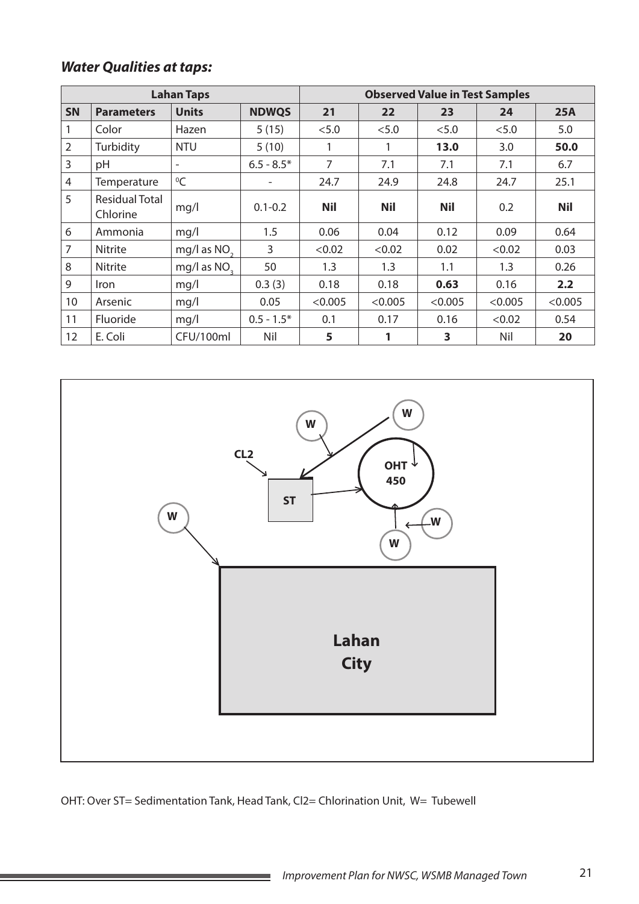### *Water Qualities at taps:*

| Lahan Taps | | | | Observed Value in Test Samples | | | | |
|---|---|---|---|---|---|---|---|---|
| **SN** | **Parameters** | **Units** | **NDWQS** | **21** | **22** | **23** | **24** | **25A** |
| 1 | Color | Hazen | 5 (15) | <5.0 | <5.0 | <5.0 | <5.0 | 5.0 |
| 2 | Turbidity | NTU | 5 (10) | 1 | 1 | **13.0** | 3.0 | **50.0** |
| 3 | pH | - | 6.5 - 8.5* | 7 | 7.1 | 7.1 | 7.1 | 6.7 |
| 4 | Temperature | $^0C$ | - | 24.7 | 24.9 | 24.8 | 24.7 | 25.1 |
| 5 | Residual Total Chlorine | mg/l | 0.1-0.2 | **Nil** | **Nil** | **Nil** | 0.2 | **Nil** |
| 6 | Ammonia | mg/l | 1.5 | 0.06 | 0.04 | 0.12 | 0.09 | 0.64 |
| 7 | Nitrite | mg/l as $NO_2$ | 3 | <0.02 | <0.02 | 0.02 | <0.02 | 0.03 |
| 8 | Nitrite | mg/l as $NO_3$ | 50 | 1.3 | 1.3 | 1.1 | 1.3 | 0.26 |
| 9 | Iron | mg/l | 0.3 (3) | 0.18 | 0.18 | **0.63** | 0.16 | **2.2** |
| 10 | Arsenic | mg/l | 0.05 | <0.005 | <0.005 | <0.005 | <0.005 | <0.005 |
| 11 | Fluoride | mg/l | 0.5 - 1.5* | 0.1 | 0.17 | 0.16 | <0.02 | 0.54 |
| 12 | E. Coli | CFU/100ml | Nil | **5** | **1** | **3** | Nil | **20** |

W, CL2, ST, W, OHT 450, W, W, W, Lahan City

OHT: Over ST= Sedimentation Tank, Head Tank, Cl2= Chlorination Unit, W= Tubewell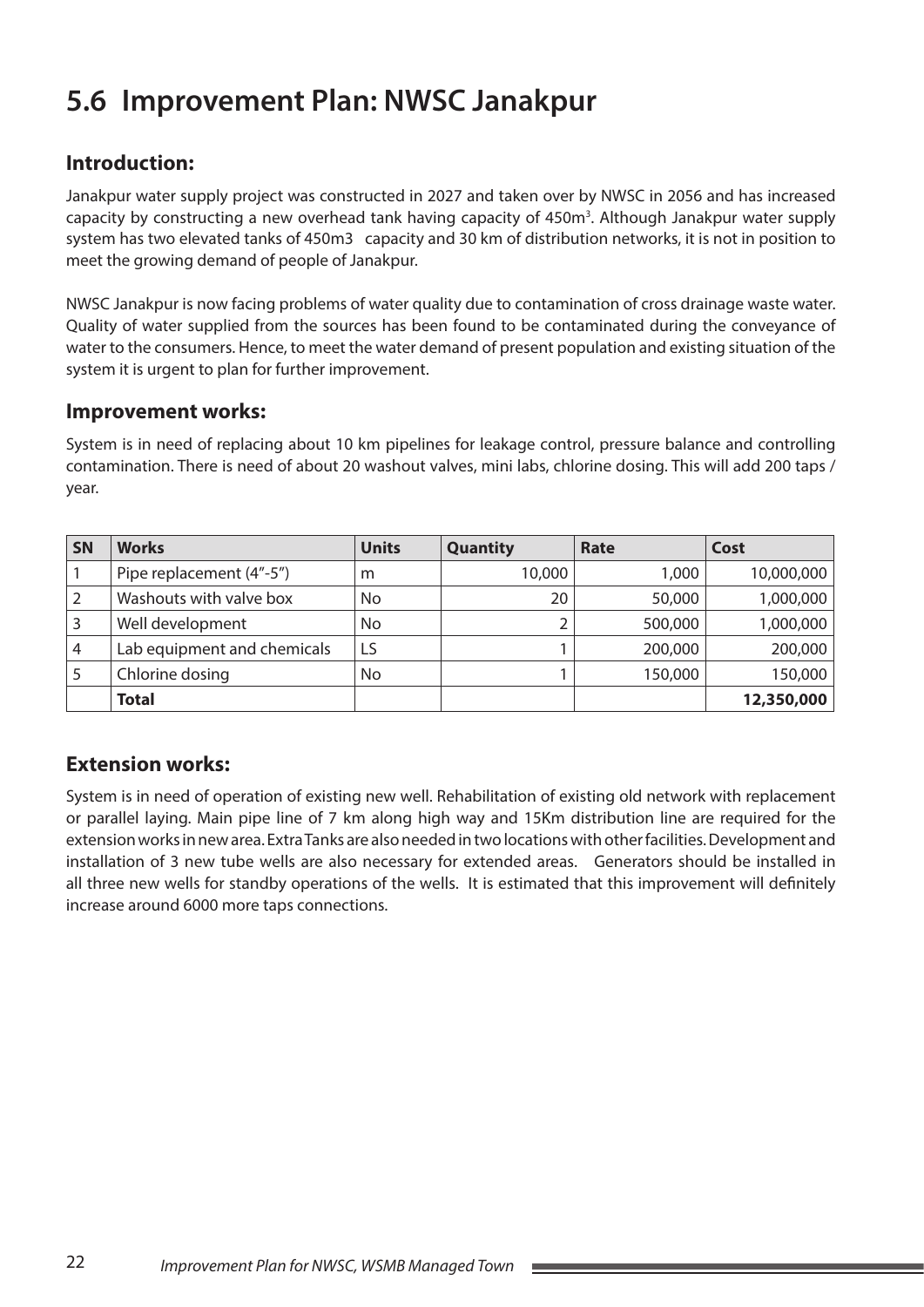# 5.6 Improvement Plan: NWSC Janakpur

## Introduction:

Janakpur water supply project was constructed in 2027 and taken over by NWSC in 2056 and has increased capacity by constructing a new overhead tank having capacity of 450m$^3$. Although Janakpur water supply system has two elevated tanks of 450m3 capacity and 30 km of distribution networks, it is not in position to meet the growing demand of people of Janakpur.

NWSC Janakpur is now facing problems of water quality due to contamination of cross drainage waste water. Quality of water supplied from the sources has been found to be contaminated during the conveyance of water to the consumers. Hence, to meet the water demand of present population and existing situation of the system it is urgent to plan for further improvement.

## Improvement works:

System is in need of replacing about 10 km pipelines for leakage control, pressure balance and controlling contamination. There is need of about 20 washout valves, mini labs, chlorine dosing. This will add 200 taps / year.

| SN | Works | Units | Quantity | Rate | Cost |
|---|---|---|---|---|---|
| 1 | Pipe replacement (4"-5") | m | 10,000 | 1,000 | 10,000,000 |
| 2 | Washouts with valve box | No | 20 | 50,000 | 1,000,000 |
| 3 | Well development | No | 2 | 500,000 | 1,000,000 |
| 4 | Lab equipment and chemicals | LS | 1 | 200,000 | 200,000 |
| 5 | Chlorine dosing | No | 1 | 150,000 | 150,000 |
| | **Total** | | | | **12,350,000** |

## Extension works:

System is in need of operation of existing new well. Rehabilitation of existing old network with replacement or parallel laying. Main pipe line of 7 km along high way and 15Km distribution line are required for the extension works in new area. Extra Tanks are also needed in two locations with other facilities. Development and installation of 3 new tube wells are also necessary for extended areas. Generators should be installed in all three new wells for standby operations of the wells. It is estimated that this improvement will definitely increase around 6000 more taps connections.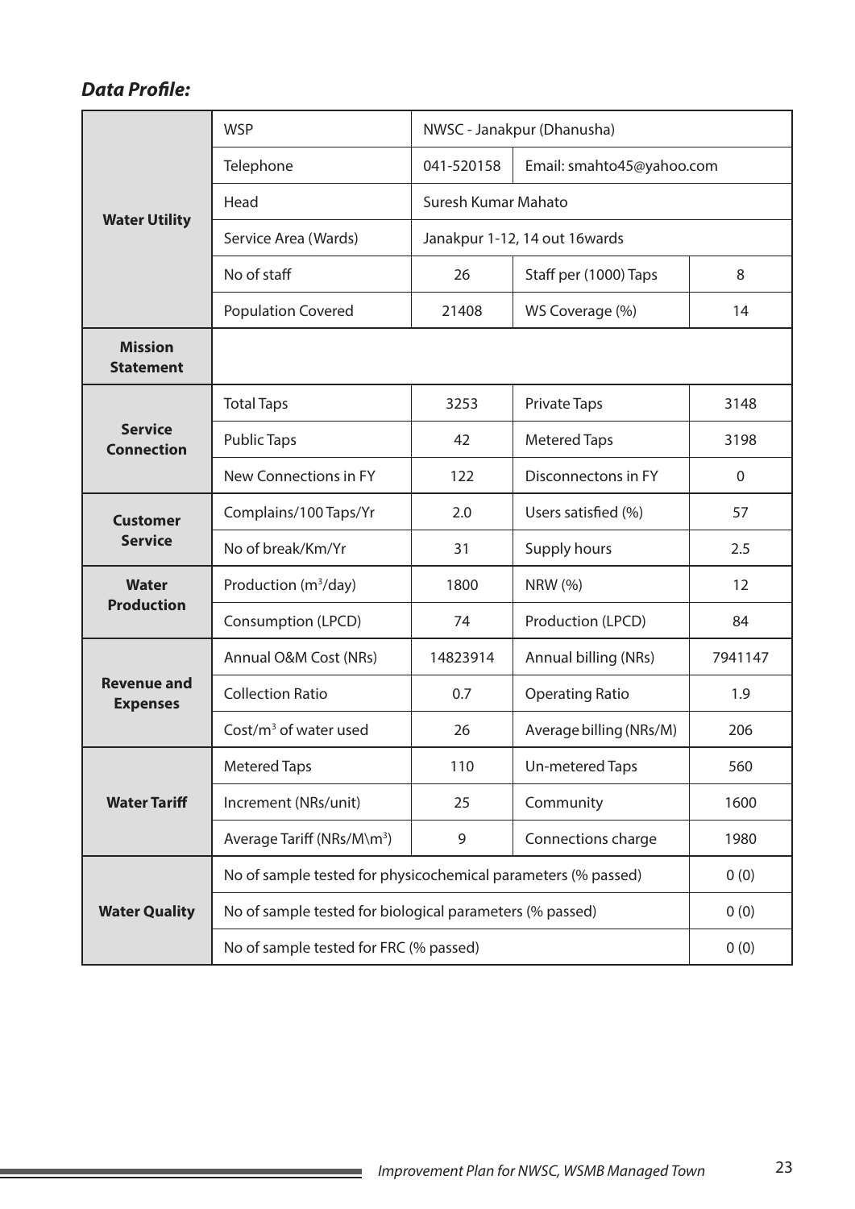### *Data Profile:*

| | | | | |
|---|---|---|---|---|
| **Water Utility** | WSP | NWSC - Janakpur (Dhanusha) | | |
| | Telephone | 041-520158 | Email: smahto45@yahoo.com | |
| | Head | Suresh Kumar Mahato | | |
| | Service Area (Wards) | Janakpur 1-12, 14 out 16wards | | |
| | No of staff | 26 | Staff per (1000) Taps | 8 |
| | Population Covered | 21408 | WS Coverage (%) | 14 |
| **Mission Statement** | | | | |
| **Service Connection** | Total Taps | 3253 | Private Taps | 3148 |
| | Public Taps | 42 | Metered Taps | 3198 |
| | New Connections in FY | 122 | Disconnectons in FY | 0 |
| **Customer Service** | Complains/100 Taps/Yr | 2.0 | Users satisfied (%) | 57 |
| | No of break/Km/Yr | 31 | Supply hours | 2.5 |
| **Water Production** | Production ($m^3$/day) | 1800 | NRW (%) | 12 |
| | Consumption (LPCD) | 74 | Production (LPCD) | 84 |
| **Revenue and Expenses** | Annual O&M Cost (NRs) | 14823914 | Annual billing (NRs) | 7941147 |
| | Collection Ratio | 0.7 | Operating Ratio | 1.9 |
| | Cost/$m^3$ of water used | 26 | Average billing (NRs/M) | 206 |
| **Water Tariff** | Metered Taps | 110 | Un-metered Taps | 560 |
| | Increment (NRs/unit) | 25 | Community | 1600 |
| | Average Tariff (NRs/M\$m^3$) | 9 | Connections charge | 1980 |
| **Water Quality** | No of sample tested for physicochemical parameters (% passed) | | | 0 (0) |
| | No of sample tested for biological parameters (% passed) | | | 0 (0) |
| | No of sample tested for FRC (% passed) | | | 0 (0) |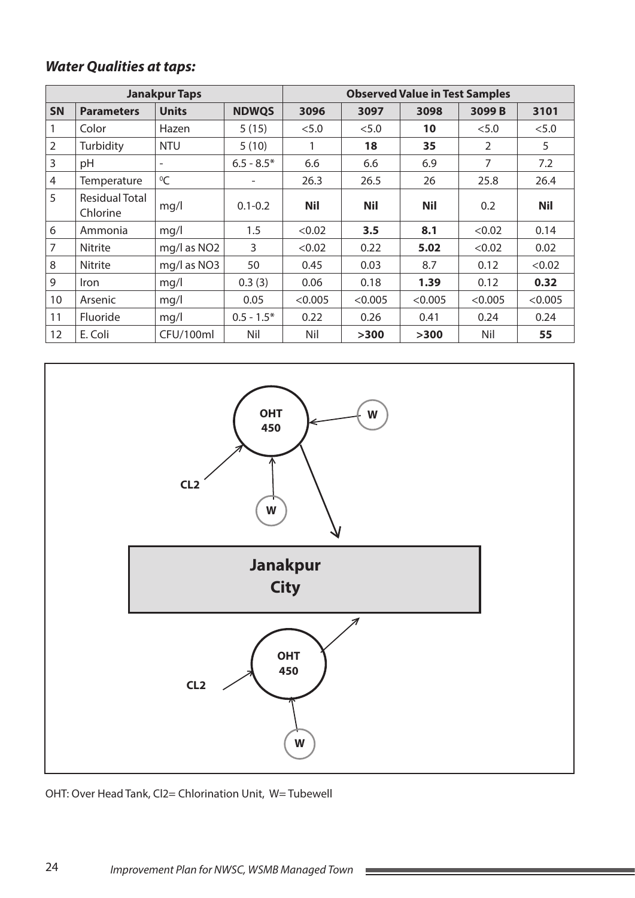***Water Qualities at taps:***

| Janakpur Taps | | | | Observed Value in Test Samples | | | | |
|---|---|---|---|---|---|---|---|---|
| **SN** | **Parameters** | **Units** | **NDWQS** | **3096** | **3097** | **3098** | **3099 B** | **3101** |
| 1 | Color | Hazen | 5 (15) | <5.0 | <5.0 | **10** | <5.0 | <5.0 |
| 2 | Turbidity | NTU | 5 (10) | 1 | **18** | **35** | 2 | 5 |
| 3 | pH | - | 6.5 - 8.5* | 6.6 | 6.6 | 6.9 | 7 | 7.2 |
| 4 | Temperature | $^0C$ | - | 26.3 | 26.5 | 26 | 25.8 | 26.4 |
| 5 | Residual Total Chlorine | mg/l | 0.1-0.2 | **Nil** | **Nil** | **Nil** | 0.2 | **Nil** |
| 6 | Ammonia | mg/l | 1.5 | <0.02 | **3.5** | **8.1** | <0.02 | 0.14 |
| 7 | Nitrite | mg/l as NO2 | 3 | <0.02 | 0.22 | **5.02** | <0.02 | 0.02 |
| 8 | Nitrite | mg/l as NO3 | 50 | 0.45 | 0.03 | 8.7 | 0.12 | <0.02 |
| 9 | Iron | mg/l | 0.3 (3) | 0.06 | 0.18 | **1.39** | 0.12 | **0.32** |
| 10 | Arsenic | mg/l | 0.05 | <0.005 | <0.005 | <0.005 | <0.005 | <0.005 |
| 11 | Fluoride | mg/l | 0.5 - 1.5* | 0.22 | 0.26 | 0.41 | 0.24 | 0.24 |
| 12 | E. Coli | CFU/100ml | Nil | Nil | **>300** | **>300** | Nil | **55** |

OHT: Over Head Tank, Cl2= Chlorination Unit, W= Tubewell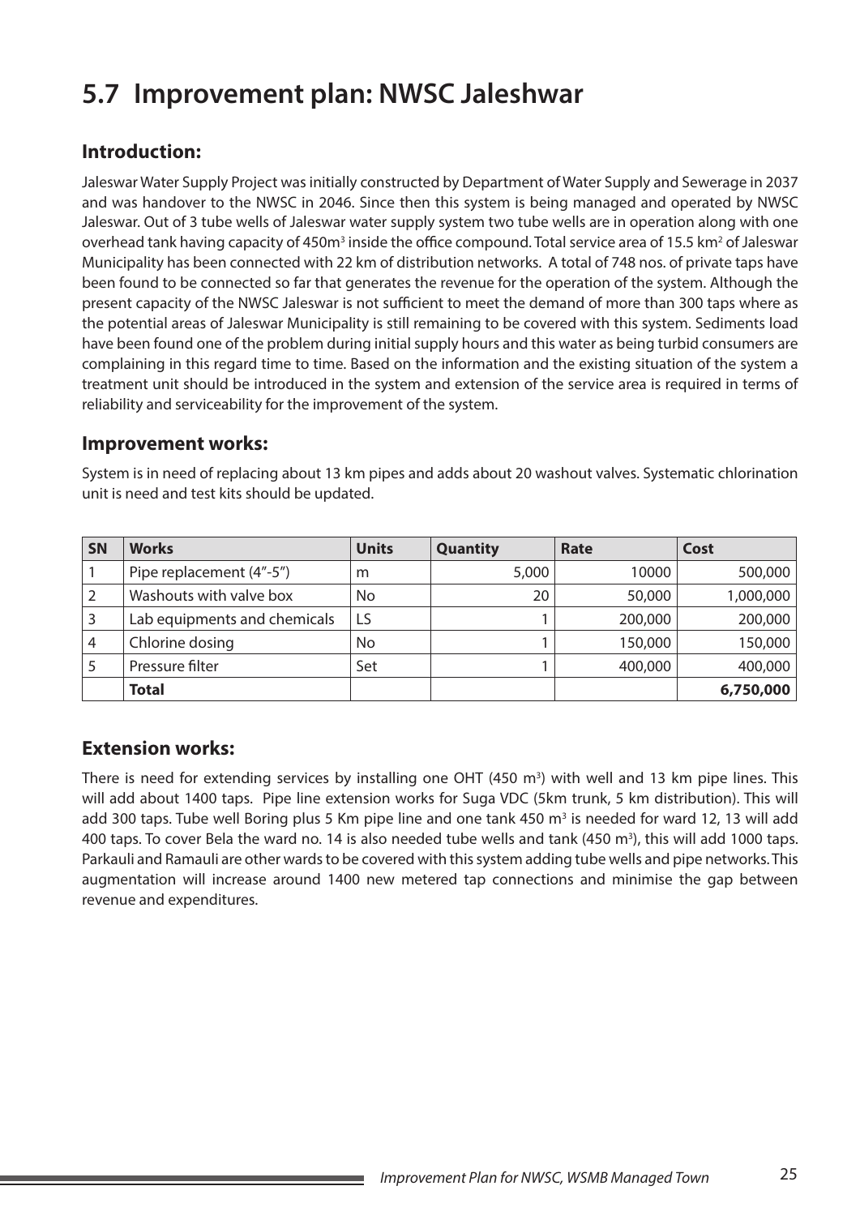# 5.7 Improvement plan: NWSC Jaleshwar

## Introduction:

Jaleswar Water Supply Project was initially constructed by Department of Water Supply and Sewerage in 2037 and was handover to the NWSC in 2046. Since then this system is being managed and operated by NWSC Jaleswar. Out of 3 tube wells of Jaleswar water supply system two tube wells are in operation along with one overhead tank having capacity of 450m$^3$ inside the office compound. Total service area of 15.5 km$^2$ of Jaleswar Municipality has been connected with 22 km of distribution networks. A total of 748 nos. of private taps have been found to be connected so far that generates the revenue for the operation of the system. Although the present capacity of the NWSC Jaleswar is not sufficient to meet the demand of more than 300 taps where as the potential areas of Jaleswar Municipality is still remaining to be covered with this system. Sediments load have been found one of the problem during initial supply hours and this water as being turbid consumers are complaining in this regard time to time. Based on the information and the existing situation of the system a treatment unit should be introduced in the system and extension of the service area is required in terms of reliability and serviceability for the improvement of the system.

## Improvement works:

System is in need of replacing about 13 km pipes and adds about 20 washout valves. Systematic chlorination unit is need and test kits should be updated.

| SN | Works | Units | Quantity | Rate | Cost |
|---|---|---|---|---|---|
| 1 | Pipe replacement (4"-5") | m | 5,000 | 10000 | 500,000 |
| 2 | Washouts with valve box | No | 20 | 50,000 | 1,000,000 |
| 3 | Lab equipments and chemicals | LS | 1 | 200,000 | 200,000 |
| 4 | Chlorine dosing | No | 1 | 150,000 | 150,000 |
| 5 | Pressure filter | Set | 1 | 400,000 | 400,000 |
| | **Total** | | | | **6,750,000** |

## Extension works:

There is need for extending services by installing one OHT (450 m$^3$) with well and 13 km pipe lines. This will add about 1400 taps. Pipe line extension works for Suga VDC (5km trunk, 5 km distribution). This will add 300 taps. Tube well Boring plus 5 Km pipe line and one tank 450 m$^3$ is needed for ward 12, 13 will add 400 taps. To cover Bela the ward no. 14 is also needed tube wells and tank (450 m$^3$), this will add 1000 taps. Parkauli and Ramauli are other wards to be covered with this system adding tube wells and pipe networks. This augmentation will increase around 1400 new metered tap connections and minimise the gap between revenue and expenditures.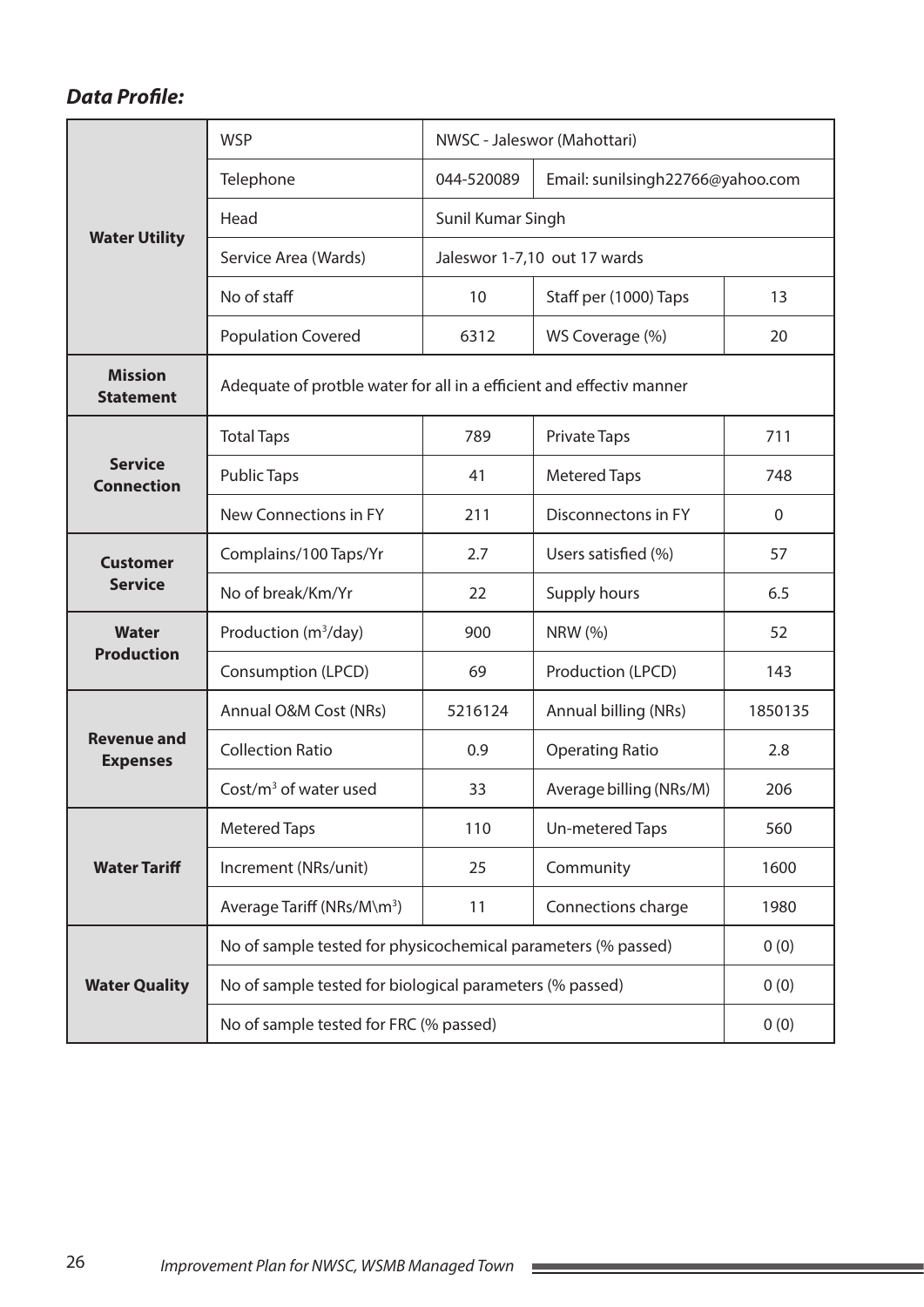***Data Profile:***

| | | | | |
|---|---|---|---|---|
| **Water Utility** | WSP | NWSC - Jaleswor (Mahottari) | | |
| | Telephone | 044-520089 | Email: sunilsingh22766@yahoo.com | |
| | Head | Sunil Kumar Singh | | |
| | Service Area (Wards) | Jaleswor 1-7,10 out 17 wards | | |
| | No of staff | 10 | Staff per (1000) Taps | 13 |
| | Population Covered | 6312 | WS Coverage (%) | 20 |
| **Mission Statement** | Adequate of protble water for all in a efficient and effectiv manner | | | |
| **Service Connection** | Total Taps | 789 | Private Taps | 711 |
| | Public Taps | 41 | Metered Taps | 748 |
| | New Connections in FY | 211 | Disconnectons in FY | 0 |
| **Customer Service** | Complains/100 Taps/Yr | 2.7 | Users satisfied (%) | 57 |
| | No of break/Km/Yr | 22 | Supply hours | 6.5 |
| **Water Production** | Production ($m^3$/day) | 900 | NRW (%) | 52 |
| | Consumption (LPCD) | 69 | Production (LPCD) | 143 |
| **Revenue and Expenses** | Annual O&M Cost (NRs) | 5216124 | Annual billing (NRs) | 1850135 |
| | Collection Ratio | 0.9 | Operating Ratio | 2.8 |
| | Cost/$m^3$ of water used | 33 | Average billing (NRs/M) | 206 |
| **Water Tariff** | Metered Taps | 110 | Un-metered Taps | 560 |
| | Increment (NRs/unit) | 25 | Community | 1600 |
| | Average Tariff (NRs/M\m$^3$) | 11 | Connections charge | 1980 |
| **Water Quality** | No of sample tested for physicochemical parameters (% passed) | | | 0 (0) |
| | No of sample tested for biological parameters (% passed) | | | 0 (0) |
| | No of sample tested for FRC (% passed) | | | 0 (0) |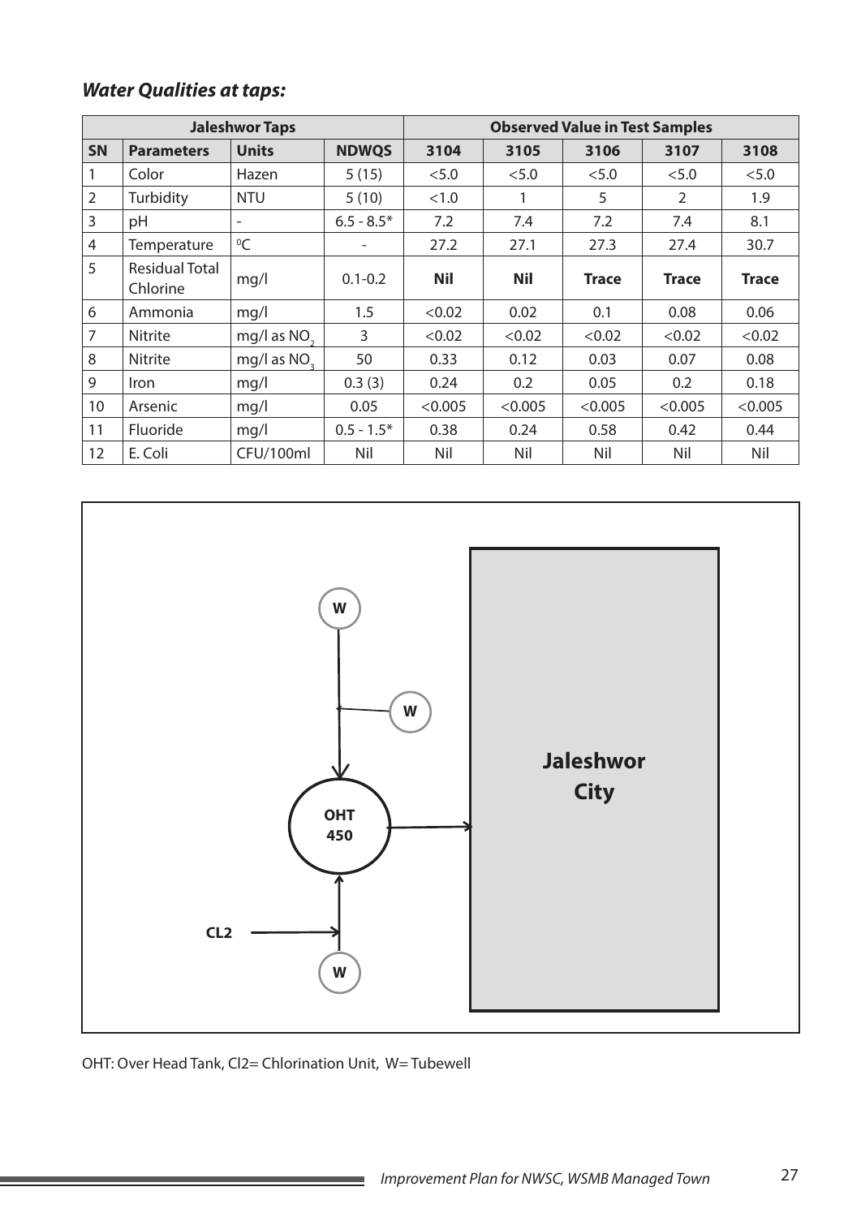### *Water Qualities at taps:*

| Jaleshwor Taps | | | | Observed Value in Test Samples | | | | |
|---|---|---|---|---|---|---|---|---|
| **SN** | **Parameters** | **Units** | **NDWQS** | **3104** | **3105** | **3106** | **3107** | **3108** |
| 1 | Color | Hazen | 5 (15) | <5.0 | <5.0 | <5.0 | <5.0 | <5.0 |
| 2 | Turbidity | NTU | 5 (10) | <1.0 | 1 | 5 | 2 | 1.9 |
| 3 | pH | - | 6.5 - 8.5* | 7.2 | 7.4 | 7.2 | 7.4 | 8.1 |
| 4 | Temperature | $^0C$ | - | 27.2 | 27.1 | 27.3 | 27.4 | 30.7 |
| 5 | Residual Total Chlorine | mg/l | 0.1-0.2 | **Nil** | **Nil** | **Trace** | **Trace** | **Trace** |
| 6 | Ammonia | mg/l | 1.5 | <0.02 | 0.02 | 0.1 | 0.08 | 0.06 |
| 7 | Nitrite | mg/l as $NO_2$ | 3 | <0.02 | <0.02 | <0.02 | <0.02 | <0.02 |
| 8 | Nitrite | mg/l as $NO_3$ | 50 | 0.33 | 0.12 | 0.03 | 0.07 | 0.08 |
| 9 | Iron | mg/l | 0.3 (3) | 0.24 | 0.2 | 0.05 | 0.2 | 0.18 |
| 10 | Arsenic | mg/l | 0.05 | <0.005 | <0.005 | <0.005 | <0.005 | <0.005 |
| 11 | Fluoride | mg/l | 0.5 - 1.5* | 0.38 | 0.24 | 0.58 | 0.42 | 0.44 |
| 12 | E. Coli | CFU/100ml | Nil | Nil | Nil | Nil | Nil | Nil |

OHT: Over Head Tank, Cl2= Chlorination Unit, W= Tubewell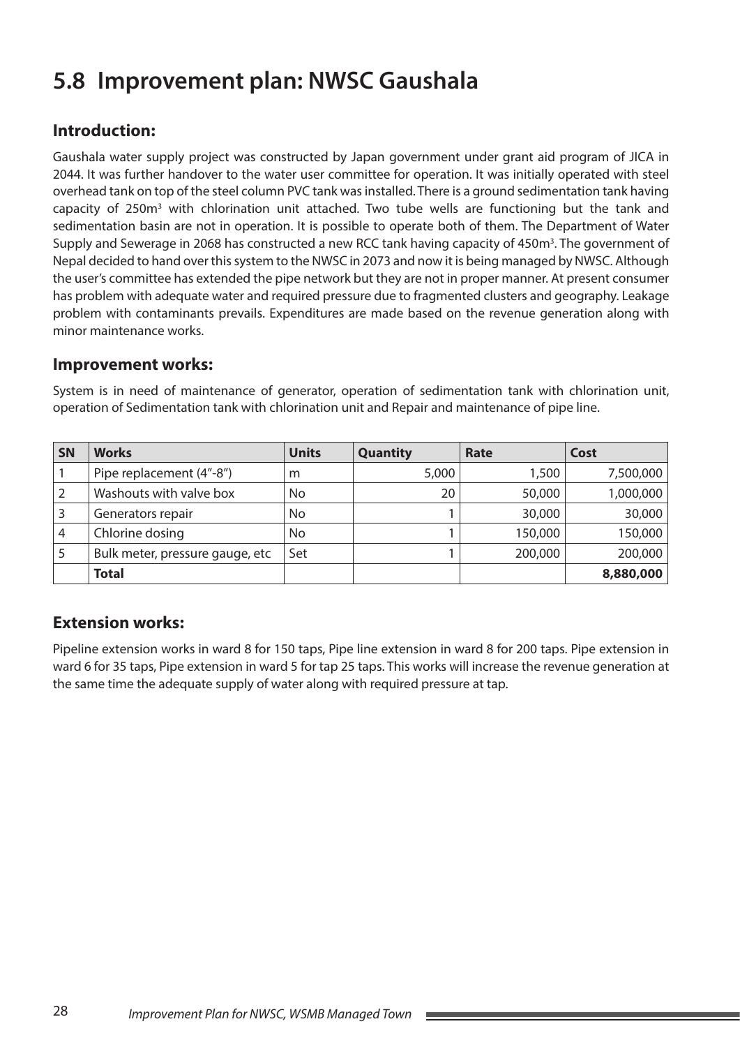## 5.8 Improvement plan: NWSC Gaushala

### Introduction:

Gaushala water supply project was constructed by Japan government under grant aid program of JICA in 2044. It was further handover to the water user committee for operation. It was initially operated with steel overhead tank on top of the steel column PVC tank was installed. There is a ground sedimentation tank having capacity of 250m$^3$ with chlorination unit attached. Two tube wells are functioning but the tank and sedimentation basin are not in operation. It is possible to operate both of them. The Department of Water Supply and Sewerage in 2068 has constructed a new RCC tank having capacity of 450m$^3$. The government of Nepal decided to hand over this system to the NWSC in 2073 and now it is being managed by NWSC. Although the user's committee has extended the pipe network but they are not in proper manner. At present consumer has problem with adequate water and required pressure due to fragmented clusters and geography. Leakage problem with contaminants prevails. Expenditures are made based on the revenue generation along with minor maintenance works.

### Improvement works:

System is in need of maintenance of generator, operation of sedimentation tank with chlorination unit, operation of Sedimentation tank with chlorination unit and Repair and maintenance of pipe line.

| SN | Works | Units | Quantity | Rate | Cost |
|---|---|---|---|---|---|
| 1 | Pipe replacement (4"-8") | m | 5,000 | 1,500 | 7,500,000 |
| 2 | Washouts with valve box | No | 20 | 50,000 | 1,000,000 |
| 3 | Generators repair | No | 1 | 30,000 | 30,000 |
| 4 | Chlorine dosing | No | 1 | 150,000 | 150,000 |
| 5 | Bulk meter, pressure gauge, etc | Set | 1 | 200,000 | 200,000 |
| | **Total** | | | | **8,880,000** |

### Extension works:

Pipeline extension works in ward 8 for 150 taps, Pipe line extension in ward 8 for 200 taps. Pipe extension in ward 6 for 35 taps, Pipe extension in ward 5 for tap 25 taps. This works will increase the revenue generation at the same time the adequate supply of water along with required pressure at tap.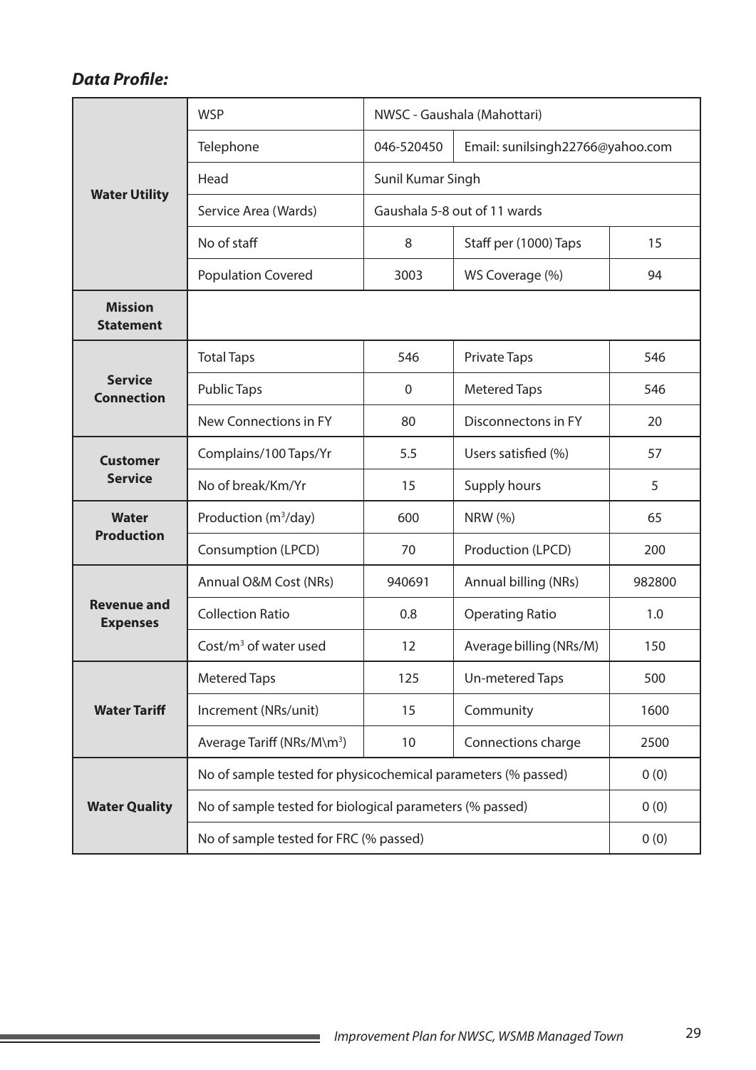### *Data Profile:*

| | | | | |
|---|---|---|---|---|
| **Water Utility** | WSP | NWSC - Gaushala (Mahottari) | | |
| | Telephone | 046-520450 | Email: sunilsingh22766@yahoo.com | |
| | Head | Sunil Kumar Singh | | |
| | Service Area (Wards) | Gaushala 5-8 out of 11 wards | | |
| | No of staff | 8 | Staff per (1000) Taps | 15 |
| | Population Covered | 3003 | WS Coverage (%) | 94 |
| **Mission Statement** | | | | |
| **Service Connection** | Total Taps | 546 | Private Taps | 546 |
| | Public Taps | 0 | Metered Taps | 546 |
| | New Connections in FY | 80 | Disconnectons in FY | 20 |
| **Customer Service** | Complains/100 Taps/Yr | 5.5 | Users satisfied (%) | 57 |
| | No of break/Km/Yr | 15 | Supply hours | 5 |
| **Water Production** | Production ($m^3$/day) | 600 | NRW (%) | 65 |
| | Consumption (LPCD) | 70 | Production (LPCD) | 200 |
| **Revenue and Expenses** | Annual O&M Cost (NRs) | 940691 | Annual billing (NRs) | 982800 |
| | Collection Ratio | 0.8 | Operating Ratio | 1.0 |
| | Cost/$m^3$ of water used | 12 | Average billing (NRs/M) | 150 |
| **Water Tariff** | Metered Taps | 125 | Un-metered Taps | 500 |
| | Increment (NRs/unit) | 15 | Community | 1600 |
| | Average Tariff (NRs/M\$m^3$) | 10 | Connections charge | 2500 |
| **Water Quality** | No of sample tested for physicochemical parameters (% passed) | | | 0 (0) |
| | No of sample tested for biological parameters (% passed) | | | 0 (0) |
| | No of sample tested for FRC (% passed) | | | 0 (0) |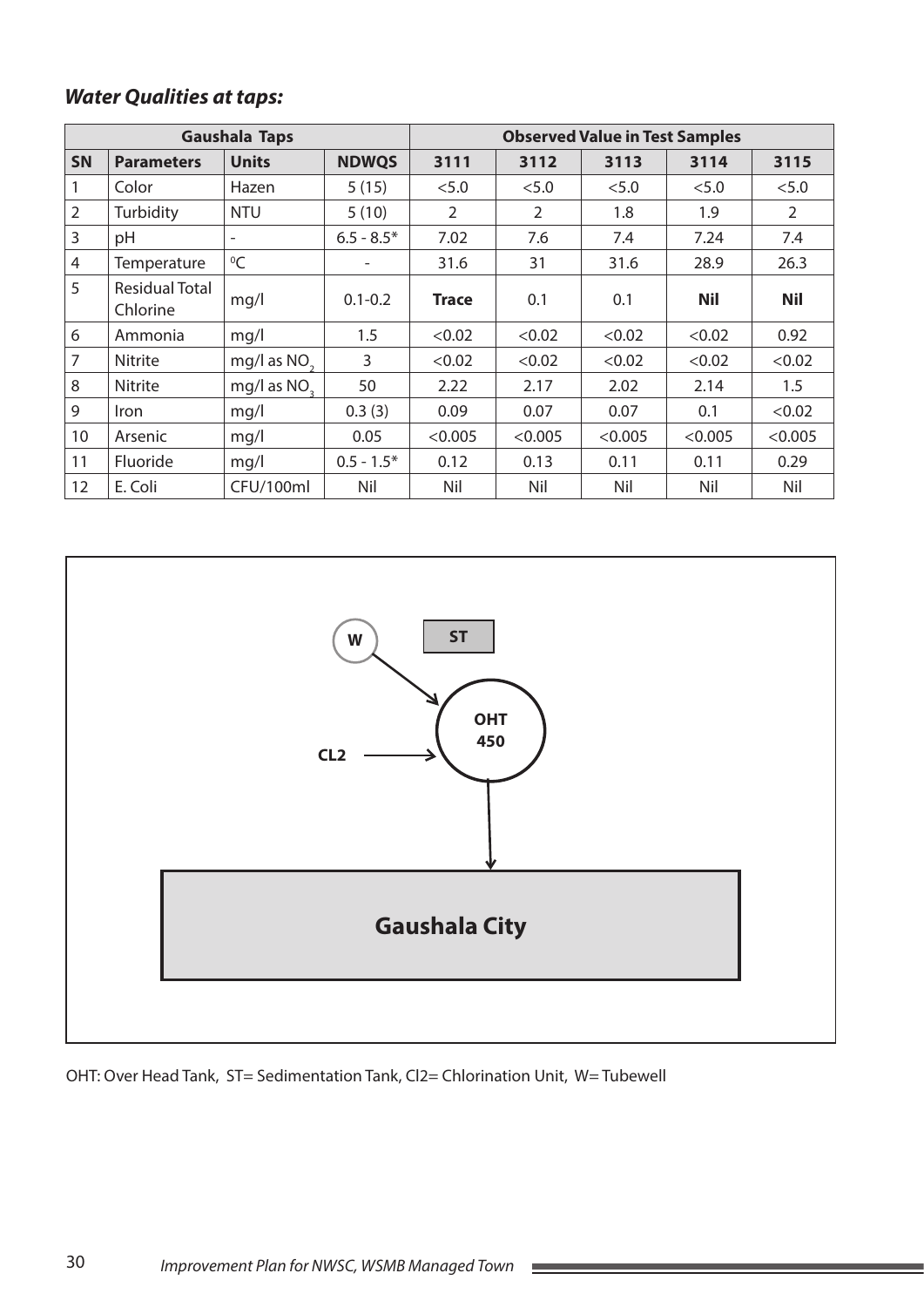### *Water Qualities at taps:*

| Gaushala Taps | | | | Observed Value in Test Samples | | | | |
|---|---|---|---|---|---|---|---|---|
| **SN** | **Parameters** | **Units** | **NDWQS** | **3111** | **3112** | **3113** | **3114** | **3115** |
| 1 | Color | Hazen | 5 (15) | <5.0 | <5.0 | <5.0 | <5.0 | <5.0 |
| 2 | Turbidity | NTU | 5 (10) | 2 | 2 | 1.8 | 1.9 | 2 |
| 3 | pH | - | 6.5 - 8.5* | 7.02 | 7.6 | 7.4 | 7.24 | 7.4 |
| 4 | Temperature | $^0C$ | - | 31.6 | 31 | 31.6 | 28.9 | 26.3 |
| 5 | Residual Total Chlorine | mg/l | 0.1-0.2 | **Trace** | 0.1 | 0.1 | **Nil** | **Nil** |
| 6 | Ammonia | mg/l | 1.5 | <0.02 | <0.02 | <0.02 | <0.02 | 0.92 |
| 7 | Nitrite | mg/l as $NO_2$ | 3 | <0.02 | <0.02 | <0.02 | <0.02 | <0.02 |
| 8 | Nitrite | mg/l as $NO_3$ | 50 | 2.22 | 2.17 | 2.02 | 2.14 | 1.5 |
| 9 | Iron | mg/l | 0.3 (3) | 0.09 | 0.07 | 0.07 | 0.1 | <0.02 |
| 10 | Arsenic | mg/l | 0.05 | <0.005 | <0.005 | <0.005 | <0.005 | <0.005 |
| 11 | Fluoride | mg/l | 0.5 - 1.5* | 0.12 | 0.13 | 0.11 | 0.11 | 0.29 |
| 12 | E. Coli | CFU/100ml | Nil | Nil | Nil | Nil | Nil | Nil |

W → OHT 450; CL2 → OHT 450; ST; OHT 450 → Gaushala City

OHT: Over Head Tank, ST= Sedimentation Tank, Cl2= Chlorination Unit, W= Tubewell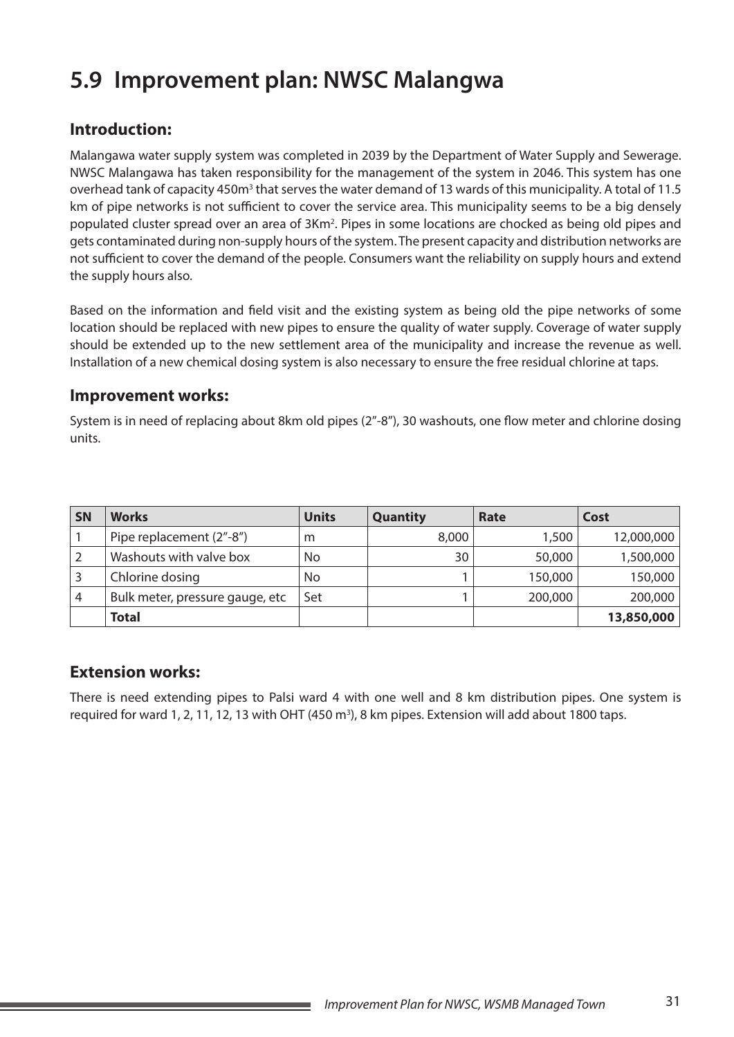## 5.9 Improvement plan: NWSC Malangwa

### Introduction:

Malangawa water supply system was completed in 2039 by the Department of Water Supply and Sewerage. NWSC Malangawa has taken responsibility for the management of the system in 2046. This system has one overhead tank of capacity 450m$^3$ that serves the water demand of 13 wards of this municipality. A total of 11.5 km of pipe networks is not sufficient to cover the service area. This municipality seems to be a big densely populated cluster spread over an area of 3Km$^2$. Pipes in some locations are chocked as being old pipes and gets contaminated during non-supply hours of the system. The present capacity and distribution networks are not sufficient to cover the demand of the people. Consumers want the reliability on supply hours and extend the supply hours also.

Based on the information and field visit and the existing system as being old the pipe networks of some location should be replaced with new pipes to ensure the quality of water supply. Coverage of water supply should be extended up to the new settlement area of the municipality and increase the revenue as well. Installation of a new chemical dosing system is also necessary to ensure the free residual chlorine at taps.

### Improvement works:

System is in need of replacing about 8km old pipes (2"-8"), 30 washouts, one flow meter and chlorine dosing units.

| SN | Works | Units | Quantity | Rate | Cost |
|---|---|---|---|---|---|
| 1 | Pipe replacement (2"-8") | m | 8,000 | 1,500 | 12,000,000 |
| 2 | Washouts with valve box | No | 30 | 50,000 | 1,500,000 |
| 3 | Chlorine dosing | No | 1 | 150,000 | 150,000 |
| 4 | Bulk meter, pressure gauge, etc | Set | 1 | 200,000 | 200,000 |
| | **Total** | | | | **13,850,000** |

### Extension works:

There is need extending pipes to Palsi ward 4 with one well and 8 km distribution pipes. One system is required for ward 1, 2, 11, 12, 13 with OHT (450 m$^3$), 8 km pipes. Extension will add about 1800 taps.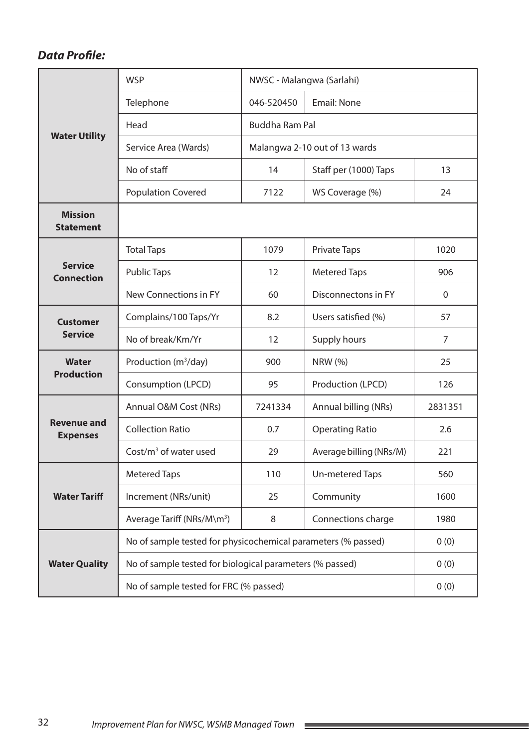***Data Profile:***

| | | | | |
|---|---|---|---|---|
| **Water Utility** | WSP | NWSC - Malangwa (Sarlahi) | | |
| | Telephone | 046-520450 | Email: None | |
| | Head | Buddha Ram Pal | | |
| | Service Area (Wards) | Malangwa 2-10 out of 13 wards | | |
| | No of staff | 14 | Staff per (1000) Taps | 13 |
| | Population Covered | 7122 | WS Coverage (%) | 24 |
| **Mission Statement** | | | | |
| **Service Connection** | Total Taps | 1079 | Private Taps | 1020 |
| | Public Taps | 12 | Metered Taps | 906 |
| | New Connections in FY | 60 | Disconnectons in FY | 0 |
| **Customer Service** | Complains/100 Taps/Yr | 8.2 | Users satisfied (%) | 57 |
| | No of break/Km/Yr | 12 | Supply hours | 7 |
| **Water Production** | Production ($m^3$/day) | 900 | NRW (%) | 25 |
| | Consumption (LPCD) | 95 | Production (LPCD) | 126 |
| **Revenue and Expenses** | Annual O&M Cost (NRs) | 7241334 | Annual billing (NRs) | 2831351 |
| | Collection Ratio | 0.7 | Operating Ratio | 2.6 |
| | Cost/$m^3$ of water used | 29 | Average billing (NRs/M) | 221 |
| **Water Tariff** | Metered Taps | 110 | Un-metered Taps | 560 |
| | Increment (NRs/unit) | 25 | Community | 1600 |
| | Average Tariff (NRs/M\m$^3$) | 8 | Connections charge | 1980 |
| **Water Quality** | No of sample tested for physicochemical parameters (% passed) | | | 0 (0) |
| | No of sample tested for biological parameters (% passed) | | | 0 (0) |
| | No of sample tested for FRC (% passed) | | | 0 (0) |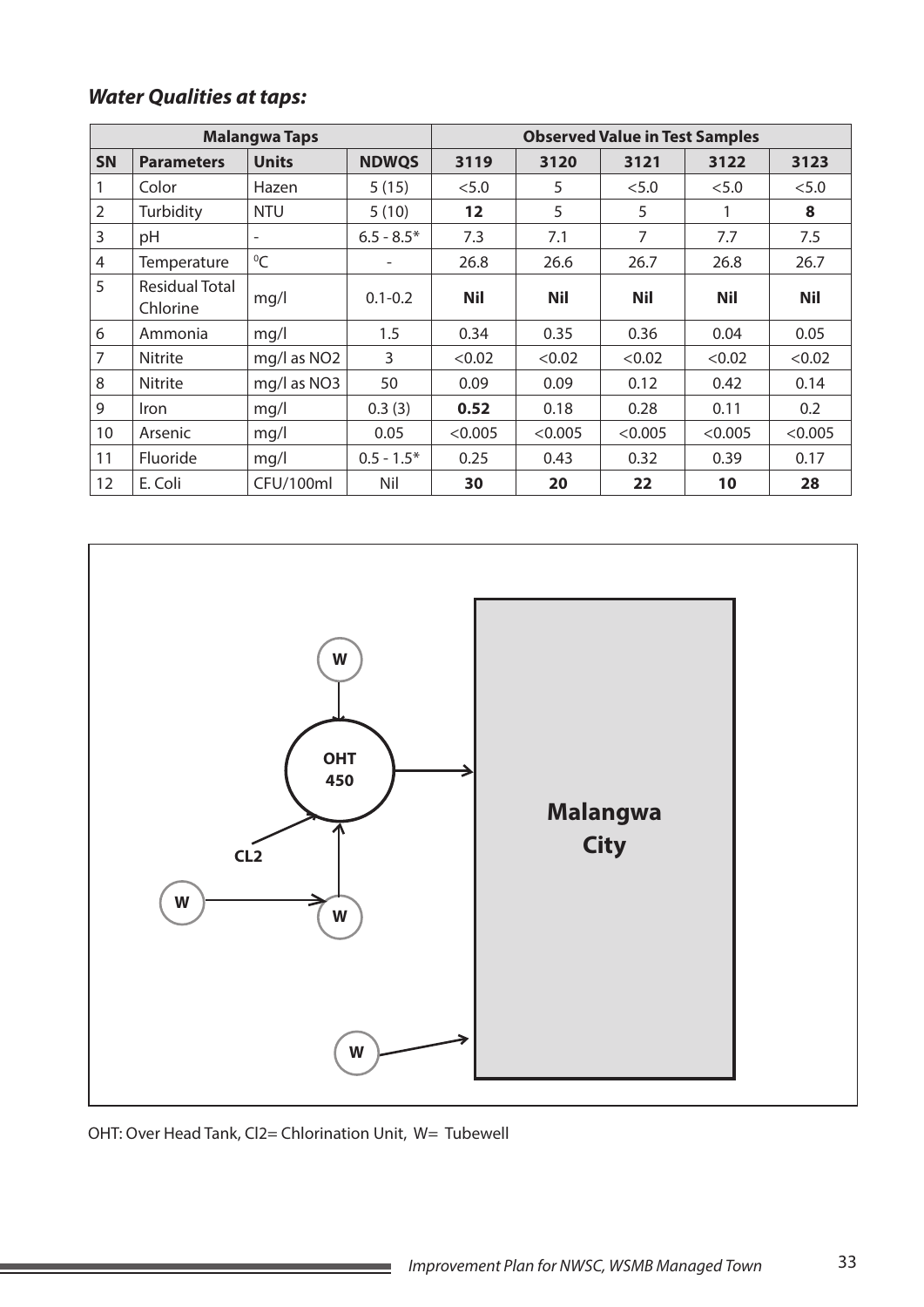### *Water Qualities at taps:*

| Malangwa Taps | | | | Observed Value in Test Samples | | | | |
|---|---|---|---|---|---|---|---|---|
| **SN** | **Parameters** | **Units** | **NDWQS** | **3119** | **3120** | **3121** | **3122** | **3123** |
| 1 | Color | Hazen | 5 (15) | <5.0 | 5 | <5.0 | <5.0 | <5.0 |
| 2 | Turbidity | NTU | 5 (10) | **12** | 5 | 5 | 1 | **8** |
| 3 | pH | - | 6.5 - 8.5* | 7.3 | 7.1 | 7 | 7.7 | 7.5 |
| 4 | Temperature | $^0C$ | - | 26.8 | 26.6 | 26.7 | 26.8 | 26.7 |
| 5 | Residual Total Chlorine | mg/l | 0.1-0.2 | **Nil** | **Nil** | **Nil** | **Nil** | **Nil** |
| 6 | Ammonia | mg/l | 1.5 | 0.34 | 0.35 | 0.36 | 0.04 | 0.05 |
| 7 | Nitrite | mg/l as NO2 | 3 | <0.02 | <0.02 | <0.02 | <0.02 | <0.02 |
| 8 | Nitrite | mg/l as NO3 | 50 | 0.09 | 0.09 | 0.12 | 0.42 | 0.14 |
| 9 | Iron | mg/l | 0.3 (3) | **0.52** | 0.18 | 0.28 | 0.11 | 0.2 |
| 10 | Arsenic | mg/l | 0.05 | <0.005 | <0.005 | <0.005 | <0.005 | <0.005 |
| 11 | Fluoride | mg/l | 0.5 - 1.5* | 0.25 | 0.43 | 0.32 | 0.39 | 0.17 |
| 12 | E. Coli | CFU/100ml | Nil | **30** | **20** | **22** | **10** | **28** |

W

OHT 450

CL2

W

W

Malangwa City

W

OHT: Over Head Tank, Cl2= Chlorination Unit, W= Tubewell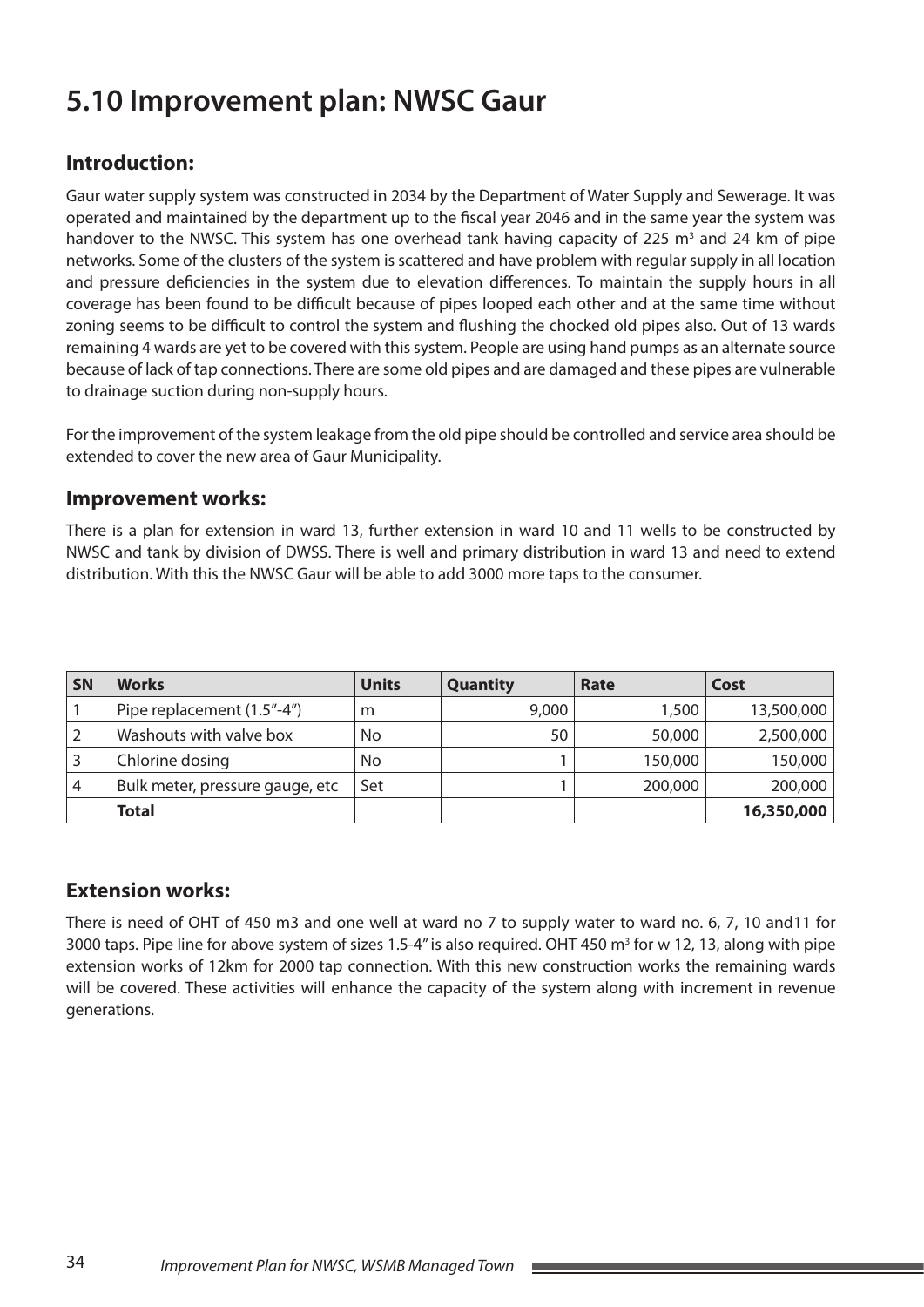# 5.10 Improvement plan: NWSC Gaur

## Introduction:

Gaur water supply system was constructed in 2034 by the Department of Water Supply and Sewerage. It was operated and maintained by the department up to the fiscal year 2046 and in the same year the system was handover to the NWSC. This system has one overhead tank having capacity of 225 $m^3$ and 24 km of pipe networks. Some of the clusters of the system is scattered and have problem with regular supply in all location and pressure deficiencies in the system due to elevation differences. To maintain the supply hours in all coverage has been found to be difficult because of pipes looped each other and at the same time without zoning seems to be difficult to control the system and flushing the chocked old pipes also. Out of 13 wards remaining 4 wards are yet to be covered with this system. People are using hand pumps as an alternate source because of lack of tap connections. There are some old pipes and are damaged and these pipes are vulnerable to drainage suction during non-supply hours.

For the improvement of the system leakage from the old pipe should be controlled and service area should be extended to cover the new area of Gaur Municipality.

## Improvement works:

There is a plan for extension in ward 13, further extension in ward 10 and 11 wells to be constructed by NWSC and tank by division of DWSS. There is well and primary distribution in ward 13 and need to extend distribution. With this the NWSC Gaur will be able to add 3000 more taps to the consumer.

| SN | Works | Units | Quantity | Rate | Cost |
|---|---|---|---|---|---|
| 1 | Pipe replacement (1.5"-4") | m | 9,000 | 1,500 | 13,500,000 |
| 2 | Washouts with valve box | No | 50 | 50,000 | 2,500,000 |
| 3 | Chlorine dosing | No | 1 | 150,000 | 150,000 |
| 4 | Bulk meter, pressure gauge, etc | Set | 1 | 200,000 | 200,000 |
| | **Total** | | | | **16,350,000** |

## Extension works:

There is need of OHT of 450 m3 and one well at ward no 7 to supply water to ward no. 6, 7, 10 and11 for 3000 taps. Pipe line for above system of sizes 1.5-4" is also required. OHT 450 $m^3$ for w 12, 13, along with pipe extension works of 12km for 2000 tap connection. With this new construction works the remaining wards will be covered. These activities will enhance the capacity of the system along with increment in revenue generations.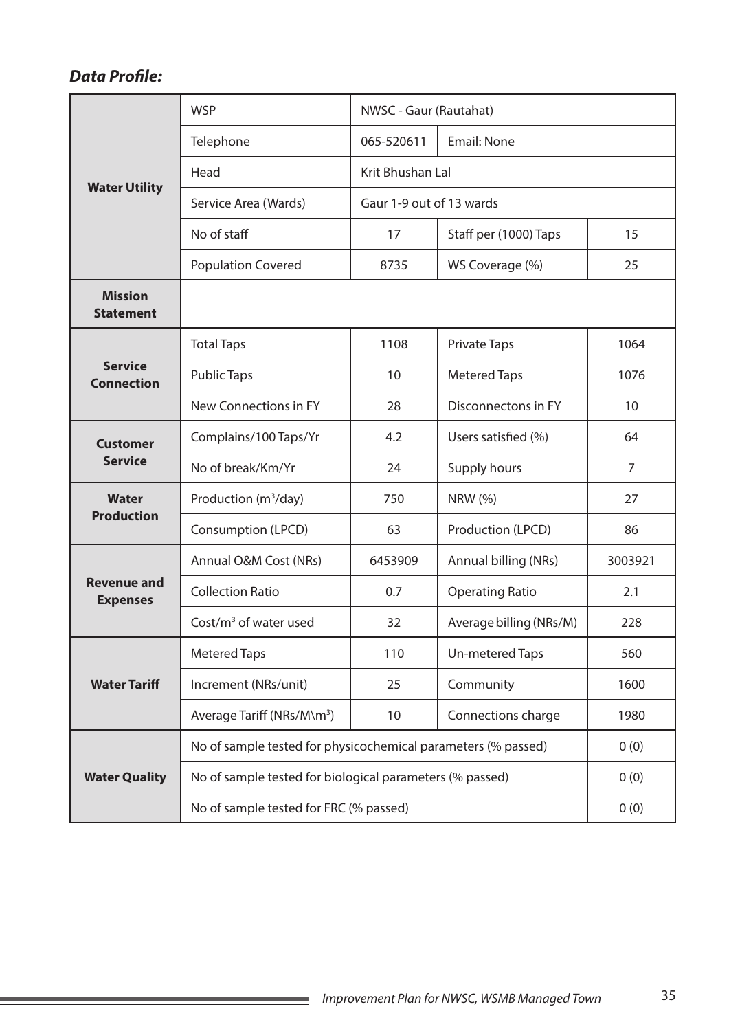### *Data Profile:*

| | | | | |
|---|---|---|---|---|
| **Water Utility** | WSP | NWSC - Gaur (Rautahat) | | |
| | Telephone | 065-520611 | Email: None | |
| | Head | Krit Bhushan Lal | | |
| | Service Area (Wards) | Gaur 1-9 out of 13 wards | | |
| | No of staff | 17 | Staff per (1000) Taps | 15 |
| | Population Covered | 8735 | WS Coverage (%) | 25 |
| **Mission Statement** | | | | |
| **Service Connection** | Total Taps | 1108 | Private Taps | 1064 |
| | Public Taps | 10 | Metered Taps | 1076 |
| | New Connections in FY | 28 | Disconnectons in FY | 10 |
| **Customer Service** | Complains/100 Taps/Yr | 4.2 | Users satisfied (%) | 64 |
| | No of break/Km/Yr | 24 | Supply hours | 7 |
| **Water Production** | Production ($m^3$/day) | 750 | NRW (%) | 27 |
| | Consumption (LPCD) | 63 | Production (LPCD) | 86 |
| **Revenue and Expenses** | Annual O&M Cost (NRs) | 6453909 | Annual billing (NRs) | 3003921 |
| | Collection Ratio | 0.7 | Operating Ratio | 2.1 |
| | Cost/$m^3$ of water used | 32 | Average billing (NRs/M) | 228 |
| **Water Tariff** | Metered Taps | 110 | Un-metered Taps | 560 |
| | Increment (NRs/unit) | 25 | Community | 1600 |
| | Average Tariff (NRs/M\m$^3$) | 10 | Connections charge | 1980 |
| **Water Quality** | No of sample tested for physicochemical parameters (% passed) | | | 0 (0) |
| | No of sample tested for biological parameters (% passed) | | | 0 (0) |
| | No of sample tested for FRC (% passed) | | | 0 (0) |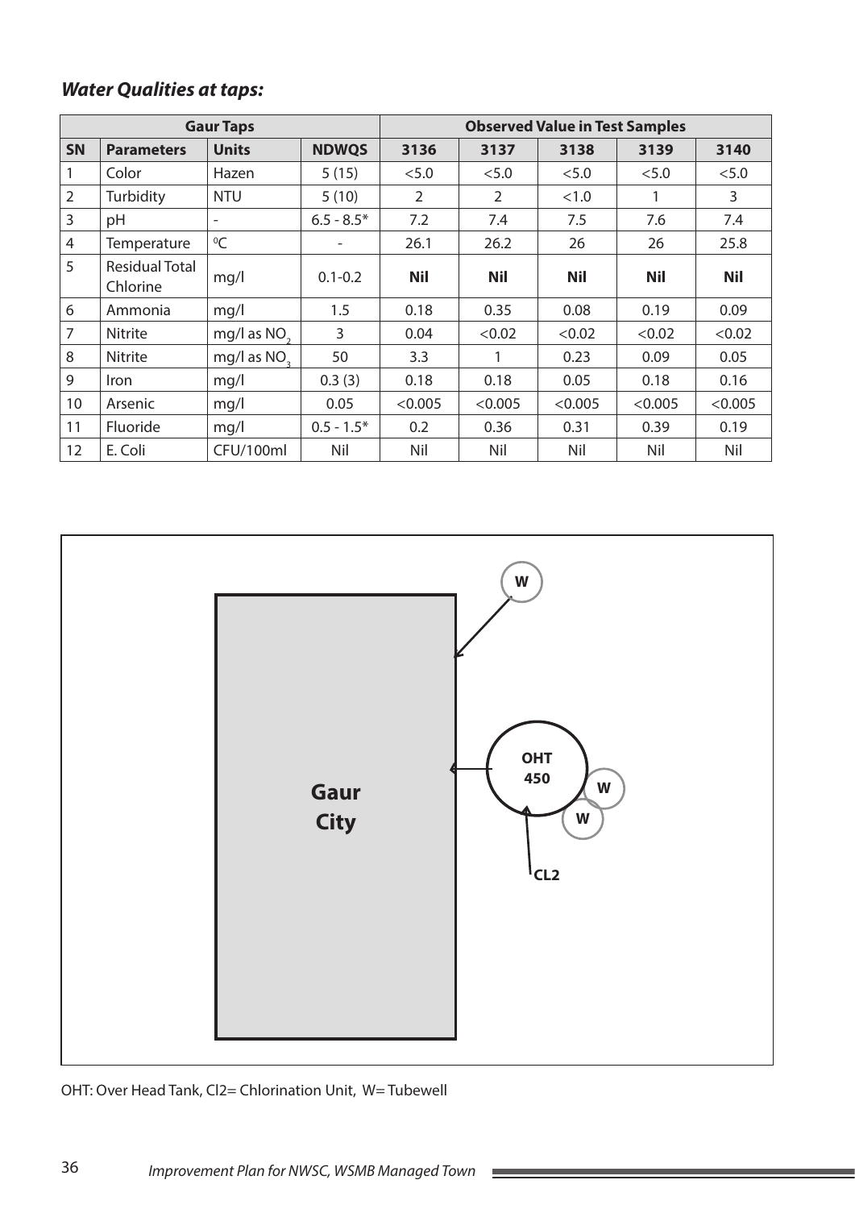***Water Qualities at taps:***

| Gaur Taps | | | | Observed Value in Test Samples | | | | |
|---|---|---|---|---|---|---|---|---|
| **SN** | **Parameters** | **Units** | **NDWQS** | **3136** | **3137** | **3138** | **3139** | **3140** |
| 1 | Color | Hazen | 5 (15) | <5.0 | <5.0 | <5.0 | <5.0 | <5.0 |
| 2 | Turbidity | NTU | 5 (10) | 2 | 2 | <1.0 | 1 | 3 |
| 3 | pH | - | 6.5 - 8.5* | 7.2 | 7.4 | 7.5 | 7.6 | 7.4 |
| 4 | Temperature | $^0C$ | - | 26.1 | 26.2 | 26 | 26 | 25.8 |
| 5 | Residual Total Chlorine | mg/l | 0.1-0.2 | **Nil** | **Nil** | **Nil** | **Nil** | **Nil** |
| 6 | Ammonia | mg/l | 1.5 | 0.18 | 0.35 | 0.08 | 0.19 | 0.09 |
| 7 | Nitrite | mg/l as $NO_2$ | 3 | 0.04 | <0.02 | <0.02 | <0.02 | <0.02 |
| 8 | Nitrite | mg/l as $NO_3$ | 50 | 3.3 | 1 | 0.23 | 0.09 | 0.05 |
| 9 | Iron | mg/l | 0.3 (3) | 0.18 | 0.18 | 0.05 | 0.18 | 0.16 |
| 10 | Arsenic | mg/l | 0.05 | <0.005 | <0.005 | <0.005 | <0.005 | <0.005 |
| 11 | Fluoride | mg/l | 0.5 - 1.5* | 0.2 | 0.36 | 0.31 | 0.39 | 0.19 |
| 12 | E. Coli | CFU/100ml | Nil | Nil | Nil | Nil | Nil | Nil |

W

Gaur City

OHT 450

W

W

CL2

OHT: Over Head Tank, Cl2= Chlorination Unit, W= Tubewell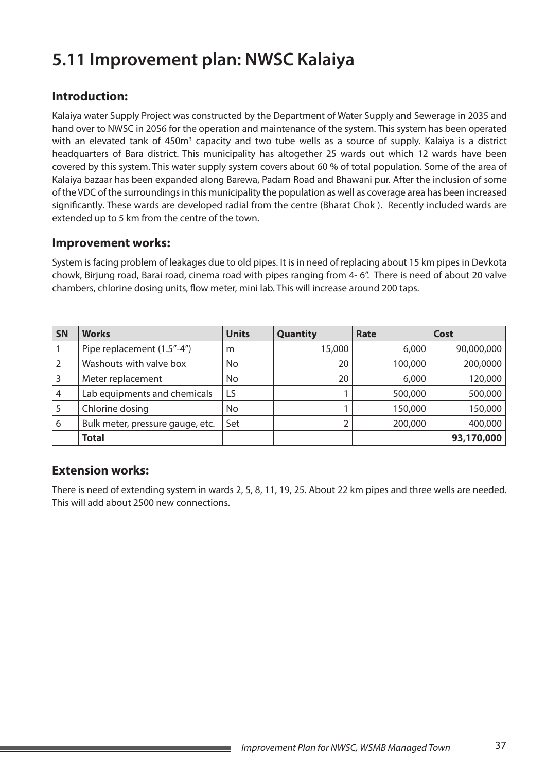# 5.11 Improvement plan: NWSC Kalaiya

## Introduction:

Kalaiya water Supply Project was constructed by the Department of Water Supply and Sewerage in 2035 and hand over to NWSC in 2056 for the operation and maintenance of the system. This system has been operated with an elevated tank of 450m$^3$ capacity and two tube wells as a source of supply. Kalaiya is a district headquarters of Bara district. This municipality has altogether 25 wards out which 12 wards have been covered by this system. This water supply system covers about 60 % of total population. Some of the area of Kalaiya bazaar has been expanded along Barewa, Padam Road and Bhawani pur. After the inclusion of some of the VDC of the surroundings in this municipality the population as well as coverage area has been increased significantly. These wards are developed radial from the centre (Bharat Chok ). Recently included wards are extended up to 5 km from the centre of the town.

## Improvement works:

System is facing problem of leakages due to old pipes. It is in need of replacing about 15 km pipes in Devkota chowk, Birjung road, Barai road, cinema road with pipes ranging from 4- 6". There is need of about 20 valve chambers, chlorine dosing units, flow meter, mini lab. This will increase around 200 taps.

| SN | Works | Units | Quantity | Rate | Cost |
|---|---|---|---|---|---|
| 1 | Pipe replacement (1.5"-4") | m | 15,000 | 6,000 | 90,000,000 |
| 2 | Washouts with valve box | No | 20 | 100,000 | 200,0000 |
| 3 | Meter replacement | No | 20 | 6,000 | 120,000 |
| 4 | Lab equipments and chemicals | LS | 1 | 500,000 | 500,000 |
| 5 | Chlorine dosing | No | 1 | 150,000 | 150,000 |
| 6 | Bulk meter, pressure gauge, etc. | Set | 2 | 200,000 | 400,000 |
| | **Total** | | | | **93,170,000** |

## Extension works:

There is need of extending system in wards 2, 5, 8, 11, 19, 25. About 22 km pipes and three wells are needed. This will add about 2500 new connections.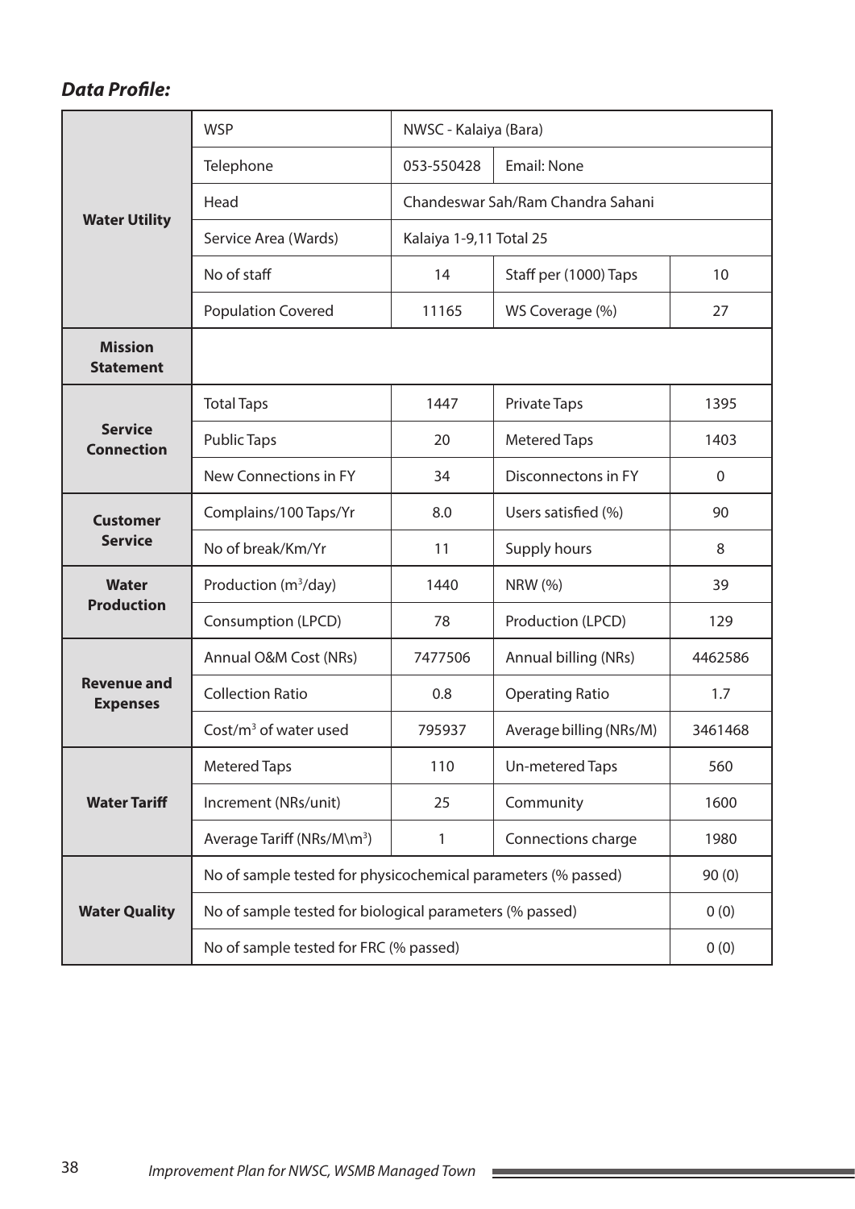***Data Profile:***

| | | | | |
|---|---|---|---|---|
| **Water Utility** | WSP | NWSC - Kalaiya (Bara) | | |
| | Telephone | 053-550428 | Email: None | |
| | Head | Chandeswar Sah/Ram Chandra Sahani | | |
| | Service Area (Wards) | Kalaiya 1-9,11 Total 25 | | |
| | No of staff | 14 | Staff per (1000) Taps | 10 |
| | Population Covered | 11165 | WS Coverage (%) | 27 |
| **Mission Statement** | | | | |
| **Service Connection** | Total Taps | 1447 | Private Taps | 1395 |
| | Public Taps | 20 | Metered Taps | 1403 |
| | New Connections in FY | 34 | Disconnectons in FY | 0 |
| **Customer Service** | Complains/100 Taps/Yr | 8.0 | Users satisfied (%) | 90 |
| | No of break/Km/Yr | 11 | Supply hours | 8 |
| **Water Production** | Production ($m^3$/day) | 1440 | NRW (%) | 39 |
| | Consumption (LPCD) | 78 | Production (LPCD) | 129 |
| **Revenue and Expenses** | Annual O&M Cost (NRs) | 7477506 | Annual billing (NRs) | 4462586 |
| | Collection Ratio | 0.8 | Operating Ratio | 1.7 |
| | Cost/$m^3$ of water used | 795937 | Average billing (NRs/M) | 3461468 |
| **Water Tariff** | Metered Taps | 110 | Un-metered Taps | 560 |
| | Increment (NRs/unit) | 25 | Community | 1600 |
| | Average Tariff (NRs/M\m$^3$) | 1 | Connections charge | 1980 |
| **Water Quality** | No of sample tested for physicochemical parameters (% passed) | | | 90 (0) |
| | No of sample tested for biological parameters (% passed) | | | 0 (0) |
| | No of sample tested for FRC (% passed) | | | 0 (0) |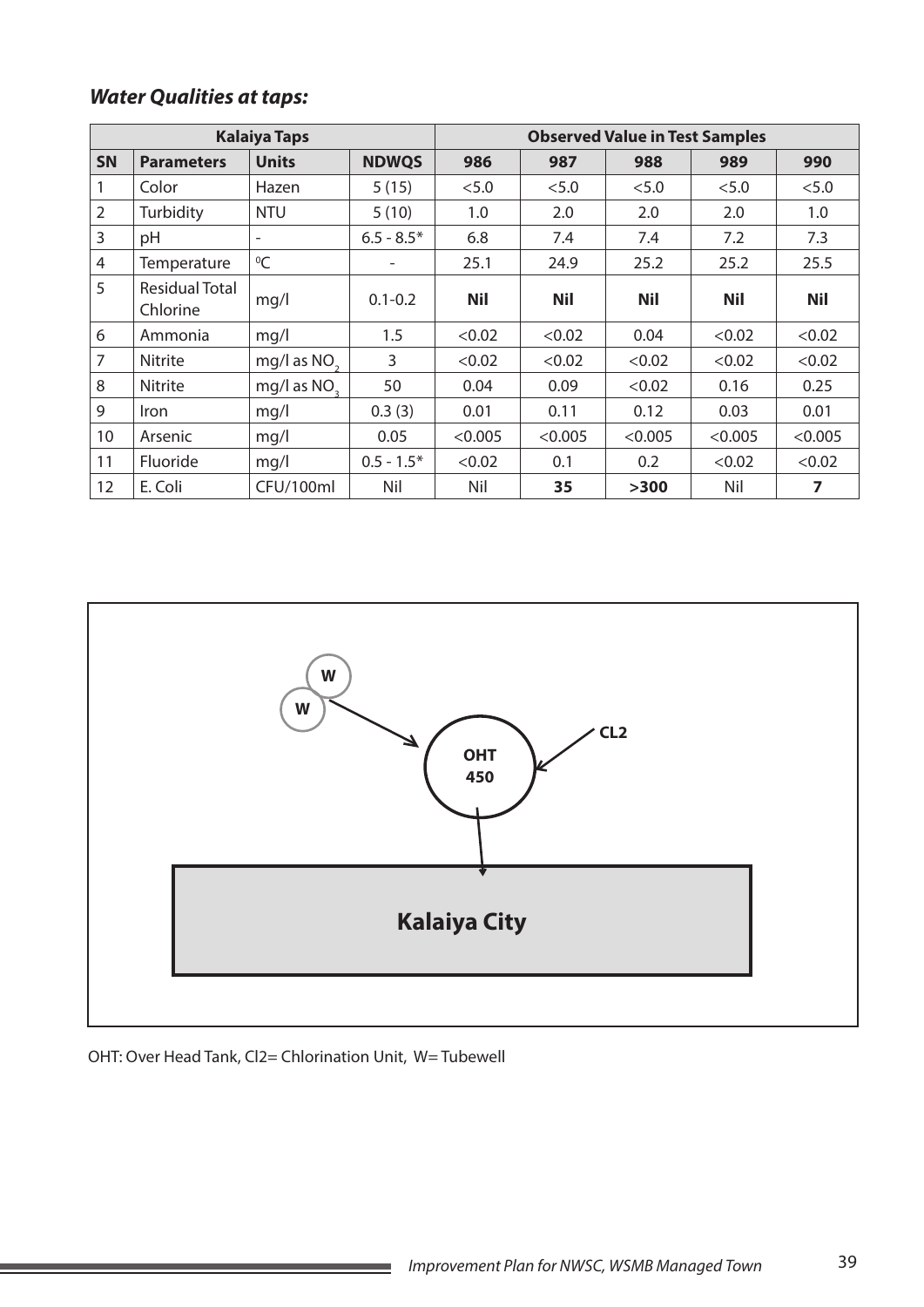### *Water Qualities at taps:*

| Kalaiya Taps | | | | Observed Value in Test Samples | | | | |
|---|---|---|---|---|---|---|---|---|
| **SN** | **Parameters** | **Units** | **NDWQS** | **986** | **987** | **988** | **989** | **990** |
| 1 | Color | Hazen | 5 (15) | <5.0 | <5.0 | <5.0 | <5.0 | <5.0 |
| 2 | Turbidity | NTU | 5 (10) | 1.0 | 2.0 | 2.0 | 2.0 | 1.0 |
| 3 | pH | - | 6.5 - 8.5* | 6.8 | 7.4 | 7.4 | 7.2 | 7.3 |
| 4 | Temperature | $^0$C | - | 25.1 | 24.9 | 25.2 | 25.2 | 25.5 |
| 5 | Residual Total Chlorine | mg/l | 0.1-0.2 | **Nil** | **Nil** | **Nil** | **Nil** | **Nil** |
| 6 | Ammonia | mg/l | 1.5 | <0.02 | <0.02 | 0.04 | <0.02 | <0.02 |
| 7 | Nitrite | mg/l as $NO_2$ | 3 | <0.02 | <0.02 | <0.02 | <0.02 | <0.02 |
| 8 | Nitrite | mg/l as $NO_3$ | 50 | 0.04 | 0.09 | <0.02 | 0.16 | 0.25 |
| 9 | Iron | mg/l | 0.3 (3) | 0.01 | 0.11 | 0.12 | 0.03 | 0.01 |
| 10 | Arsenic | mg/l | 0.05 | <0.005 | <0.005 | <0.005 | <0.005 | <0.005 |
| 11 | Fluoride | mg/l | 0.5 - 1.5* | <0.02 | 0.1 | 0.2 | <0.02 | <0.02 |
| 12 | E. Coli | CFU/100ml | Nil | Nil | **35** | **>300** | Nil | **7** |

W

W

CL2

OHT
450

**Kalaiya City**

OHT: Over Head Tank, Cl2= Chlorination Unit, W= Tubewell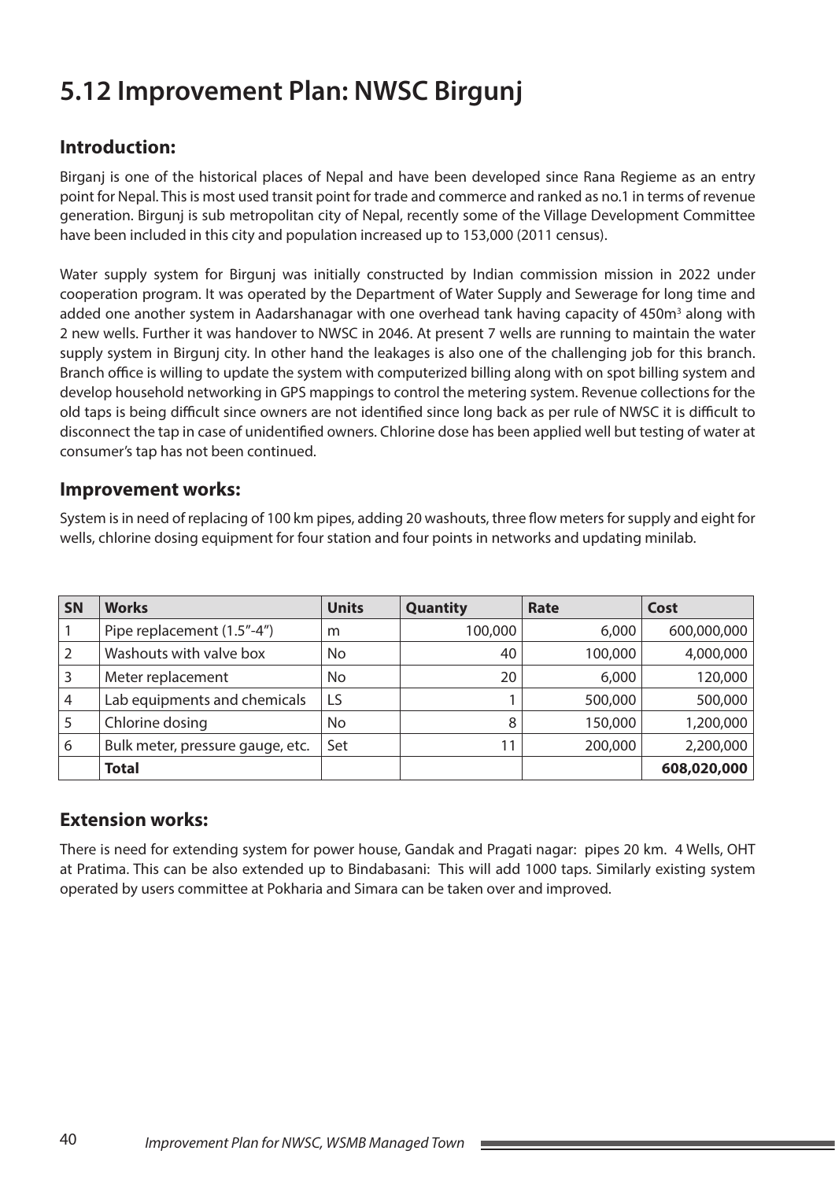# 5.12 Improvement Plan: NWSC Birgunj

## Introduction:

Birganj is one of the historical places of Nepal and have been developed since Rana Regieme as an entry point for Nepal. This is most used transit point for trade and commerce and ranked as no.1 in terms of revenue generation. Birgunj is sub metropolitan city of Nepal, recently some of the Village Development Committee have been included in this city and population increased up to 153,000 (2011 census).

Water supply system for Birgunj was initially constructed by Indian commission mission in 2022 under cooperation program. It was operated by the Department of Water Supply and Sewerage for long time and added one another system in Aadarshanagar with one overhead tank having capacity of 450m$^3$ along with 2 new wells. Further it was handover to NWSC in 2046. At present 7 wells are running to maintain the water supply system in Birgunj city. In other hand the leakages is also one of the challenging job for this branch. Branch office is willing to update the system with computerized billing along with on spot billing system and develop household networking in GPS mappings to control the metering system. Revenue collections for the old taps is being difficult since owners are not identified since long back as per rule of NWSC it is difficult to disconnect the tap in case of unidentified owners. Chlorine dose has been applied well but testing of water at consumer's tap has not been continued.

## Improvement works:

System is in need of replacing of 100 km pipes, adding 20 washouts, three flow meters for supply and eight for wells, chlorine dosing equipment for four station and four points in networks and updating minilab.

| SN | Works | Units | Quantity | Rate | Cost |
|---|---|---|---|---|---|
| 1 | Pipe replacement (1.5"-4") | m | 100,000 | 6,000 | 600,000,000 |
| 2 | Washouts with valve box | No | 40 | 100,000 | 4,000,000 |
| 3 | Meter replacement | No | 20 | 6,000 | 120,000 |
| 4 | Lab equipments and chemicals | LS | 1 | 500,000 | 500,000 |
| 5 | Chlorine dosing | No | 8 | 150,000 | 1,200,000 |
| 6 | Bulk meter, pressure gauge, etc. | Set | 11 | 200,000 | 2,200,000 |
| | **Total** | | | | **608,020,000** |

## Extension works:

There is need for extending system for power house, Gandak and Pragati nagar: pipes 20 km. 4 Wells, OHT at Pratima. This can be also extended up to Bindabasani: This will add 1000 taps. Similarly existing system operated by users committee at Pokharia and Simara can be taken over and improved.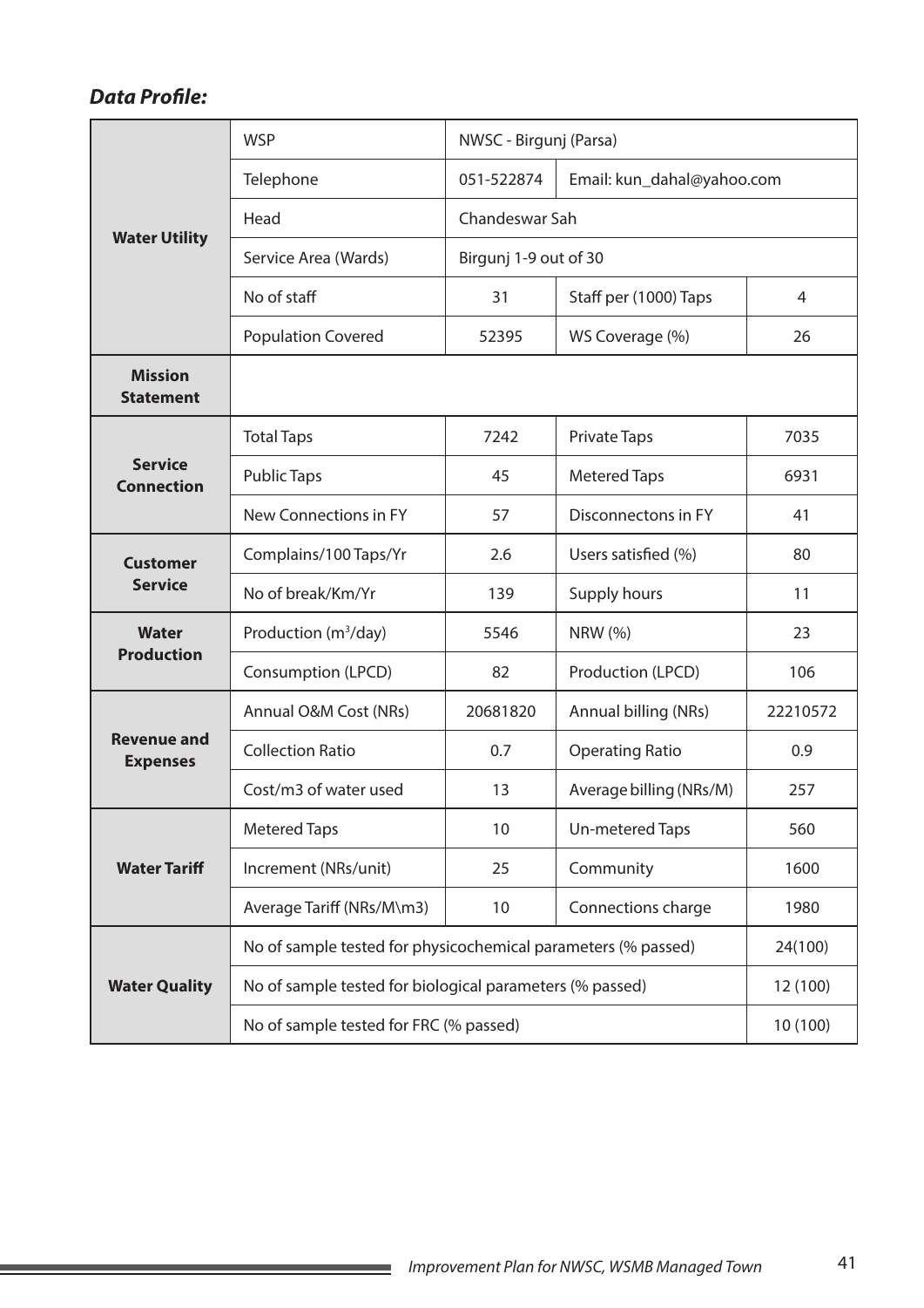***Data Profile:***

| | | | | |
|---|---|---|---|---|
| **Water Utility** | WSP | NWSC - Birgunj (Parsa) | | |
| | Telephone | 051-522874 | Email: kun_dahal@yahoo.com | |
| | Head | Chandeswar Sah | | |
| | Service Area (Wards) | Birgunj 1-9 out of 30 | | |
| | No of staff | 31 | Staff per (1000) Taps | 4 |
| | Population Covered | 52395 | WS Coverage (%) | 26 |
| **Mission Statement** | | | | |
| **Service Connection** | Total Taps | 7242 | Private Taps | 7035 |
| | Public Taps | 45 | Metered Taps | 6931 |
| | New Connections in FY | 57 | Disconnectons in FY | 41 |
| **Customer Service** | Complains/100 Taps/Yr | 2.6 | Users satisfied (%) | 80 |
| | No of break/Km/Yr | 139 | Supply hours | 11 |
| **Water Production** | Production ($m^3$/day) | 5546 | NRW (%) | 23 |
| | Consumption (LPCD) | 82 | Production (LPCD) | 106 |
| **Revenue and Expenses** | Annual O&M Cost (NRs) | 20681820 | Annual billing (NRs) | 22210572 |
| | Collection Ratio | 0.7 | Operating Ratio | 0.9 |
| | Cost/m3 of water used | 13 | Average billing (NRs/M) | 257 |
| **Water Tariff** | Metered Taps | 10 | Un-metered Taps | 560 |
| | Increment (NRs/unit) | 25 | Community | 1600 |
| | Average Tariff (NRs/M\m3) | 10 | Connections charge | 1980 |
| **Water Quality** | No of sample tested for physicochemical parameters (% passed) | | | 24(100) |
| | No of sample tested for biological parameters (% passed) | | | 12 (100) |
| | No of sample tested for FRC (% passed) | | | 10 (100) |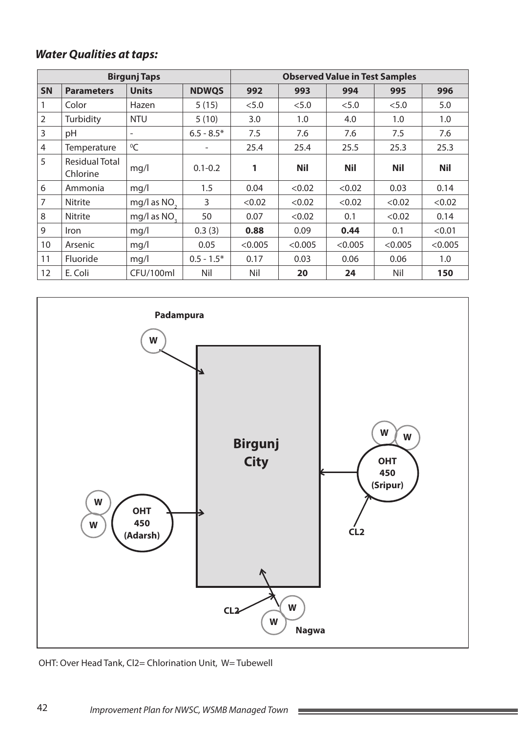### *Water Qualities at taps:*

| Birgunj Taps | | | | Observed Value in Test Samples | | | | |
|---|---|---|---|---|---|---|---|---|
| **SN** | **Parameters** | **Units** | **NDWQS** | **992** | **993** | **994** | **995** | **996** |
| 1 | Color | Hazen | 5 (15) | <5.0 | <5.0 | <5.0 | <5.0 | 5.0 |
| 2 | Turbidity | NTU | 5 (10) | 3.0 | 1.0 | 4.0 | 1.0 | 1.0 |
| 3 | pH | - | 6.5 - 8.5* | 7.5 | 7.6 | 7.6 | 7.5 | 7.6 |
| 4 | Temperature | $^0C$ | - | 25.4 | 25.4 | 25.5 | 25.3 | 25.3 |
| 5 | Residual Total Chlorine | mg/l | 0.1-0.2 | **1** | **Nil** | **Nil** | **Nil** | **Nil** |
| 6 | Ammonia | mg/l | 1.5 | 0.04 | <0.02 | <0.02 | 0.03 | 0.14 |
| 7 | Nitrite | mg/l as $NO_2$ | 3 | <0.02 | <0.02 | <0.02 | <0.02 | <0.02 |
| 8 | Nitrite | mg/l as $NO_3$ | 50 | 0.07 | <0.02 | 0.1 | <0.02 | 0.14 |
| 9 | Iron | mg/l | 0.3 (3) | **0.88** | 0.09 | **0.44** | 0.1 | <0.01 |
| 10 | Arsenic | mg/l | 0.05 | <0.005 | <0.005 | <0.005 | <0.005 | <0.005 |
| 11 | Fluoride | mg/l | 0.5 - 1.5* | 0.17 | 0.03 | 0.06 | 0.06 | 1.0 |
| 12 | E. Coli | CFU/100ml | Nil | Nil | **20** | **24** | Nil | **150** |

Padampura

W

Birgunj City

W W

OHT 450 (Sripur)

W W

OHT 450 (Adarsh)

CL2

CL2

W W

Nagwa

OHT: Over Head Tank, Cl2= Chlorination Unit, W= Tubewell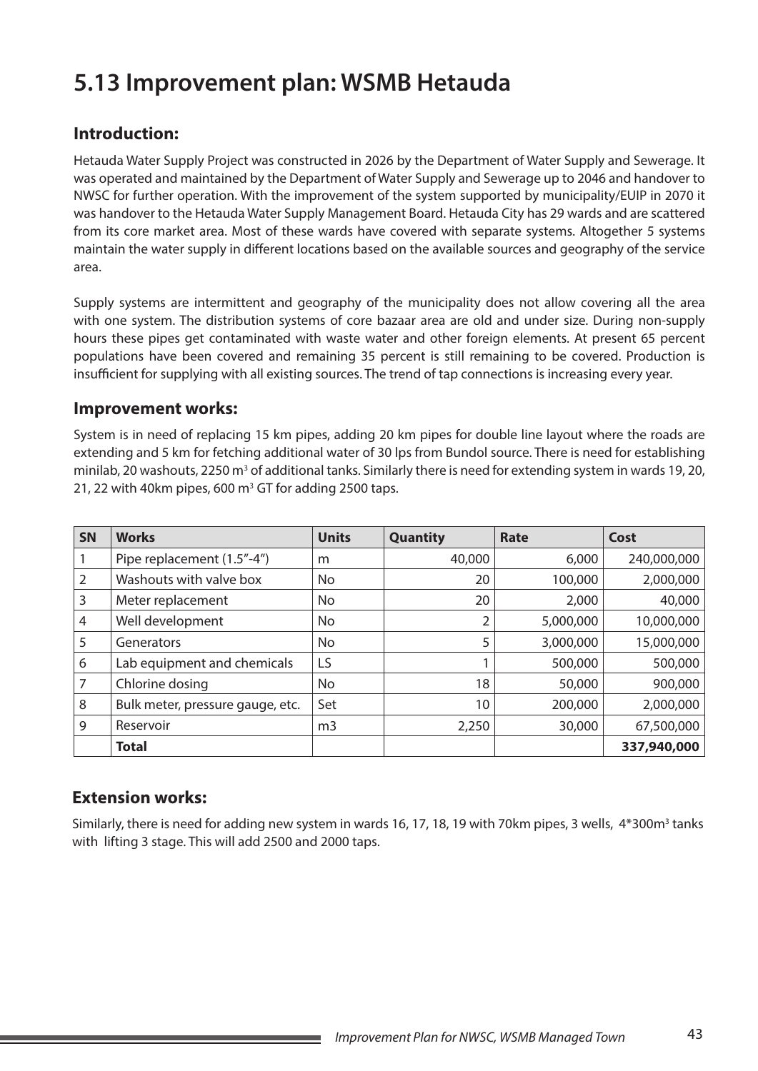# 5.13 Improvement plan: WSMB Hetauda

## Introduction:

Hetauda Water Supply Project was constructed in 2026 by the Department of Water Supply and Sewerage. It was operated and maintained by the Department of Water Supply and Sewerage up to 2046 and handover to NWSC for further operation. With the improvement of the system supported by municipality/EUIP in 2070 it was handover to the Hetauda Water Supply Management Board. Hetauda City has 29 wards and are scattered from its core market area. Most of these wards have covered with separate systems. Altogether 5 systems maintain the water supply in different locations based on the available sources and geography of the service area.

Supply systems are intermittent and geography of the municipality does not allow covering all the area with one system. The distribution systems of core bazaar area are old and under size. During non-supply hours these pipes get contaminated with waste water and other foreign elements. At present 65 percent populations have been covered and remaining 35 percent is still remaining to be covered. Production is insufficient for supplying with all existing sources. The trend of tap connections is increasing every year.

## Improvement works:

System is in need of replacing 15 km pipes, adding 20 km pipes for double line layout where the roads are extending and 5 km for fetching additional water of 30 lps from Bundol source. There is need for establishing minilab, 20 washouts, 2250 m$^3$ of additional tanks. Similarly there is need for extending system in wards 19, 20, 21, 22 with 40km pipes, 600 m$^3$ GT for adding 2500 taps.

| SN | Works | Units | Quantity | Rate | Cost |
|---|---|---|---|---|---|
| 1 | Pipe replacement (1.5"-4") | m | 40,000 | 6,000 | 240,000,000 |
| 2 | Washouts with valve box | No | 20 | 100,000 | 2,000,000 |
| 3 | Meter replacement | No | 20 | 2,000 | 40,000 |
| 4 | Well development | No | 2 | 5,000,000 | 10,000,000 |
| 5 | Generators | No | 5 | 3,000,000 | 15,000,000 |
| 6 | Lab equipment and chemicals | LS | 1 | 500,000 | 500,000 |
| 7 | Chlorine dosing | No | 18 | 50,000 | 900,000 |
| 8 | Bulk meter, pressure gauge, etc. | Set | 10 | 200,000 | 2,000,000 |
| 9 | Reservoir | m3 | 2,250 | 30,000 | 67,500,000 |
| | **Total** | | | | **337,940,000** |

## Extension works:

Similarly, there is need for adding new system in wards 16, 17, 18, 19 with 70km pipes, 3 wells, 4*300m$^3$ tanks with lifting 3 stage. This will add 2500 and 2000 taps.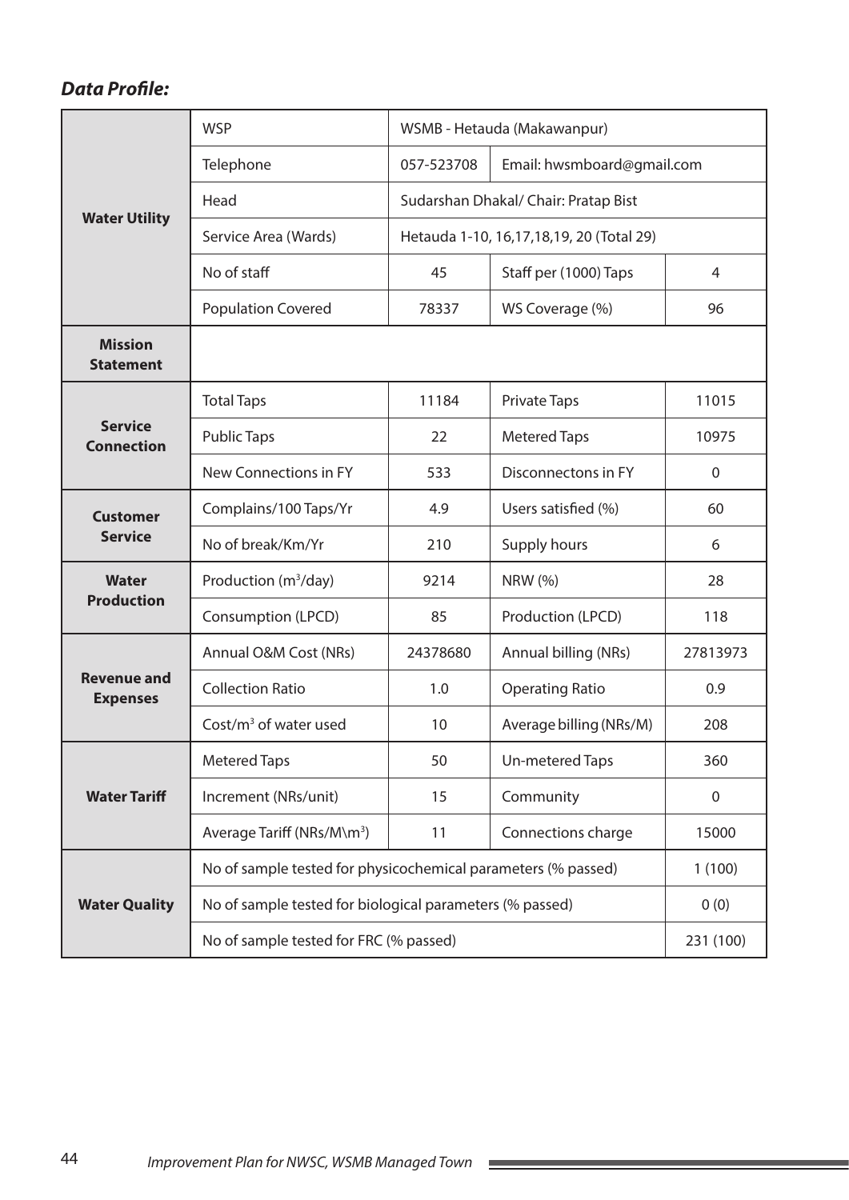***Data Profile:***

| | | | | |
|---|---|---|---|---|
| **Water Utility** | WSP | WSMB - Hetauda (Makawanpur) | | |
| | Telephone | 057-523708 | Email: hwsmboard@gmail.com | |
| | Head | Sudarshan Dhakal/ Chair: Pratap Bist | | |
| | Service Area (Wards) | Hetauda 1-10, 16,17,18,19, 20 (Total 29) | | |
| | No of staff | 45 | Staff per (1000) Taps | 4 |
| | Population Covered | 78337 | WS Coverage (%) | 96 |
| **Mission Statement** | | | | |
| **Service Connection** | Total Taps | 11184 | Private Taps | 11015 |
| | Public Taps | 22 | Metered Taps | 10975 |
| | New Connections in FY | 533 | Disconnectons in FY | 0 |
| **Customer Service** | Complains/100 Taps/Yr | 4.9 | Users satisfied (%) | 60 |
| | No of break/Km/Yr | 210 | Supply hours | 6 |
| **Water Production** | Production ($m^3$/day) | 9214 | NRW (%) | 28 |
| | Consumption (LPCD) | 85 | Production (LPCD) | 118 |
| **Revenue and Expenses** | Annual O&M Cost (NRs) | 24378680 | Annual billing (NRs) | 27813973 |
| | Collection Ratio | 1.0 | Operating Ratio | 0.9 |
| | Cost/$m^3$ of water used | 10 | Average billing (NRs/M) | 208 |
| **Water Tariff** | Metered Taps | 50 | Un-metered Taps | 360 |
| | Increment (NRs/unit) | 15 | Community | 0 |
| | Average Tariff (NRs/M\\$m^3$) | 11 | Connections charge | 15000 |
| **Water Quality** | No of sample tested for physicochemical parameters (% passed) | | | 1 (100) |
| | No of sample tested for biological parameters (% passed) | | | 0 (0) |
| | No of sample tested for FRC (% passed) | | | 231 (100) |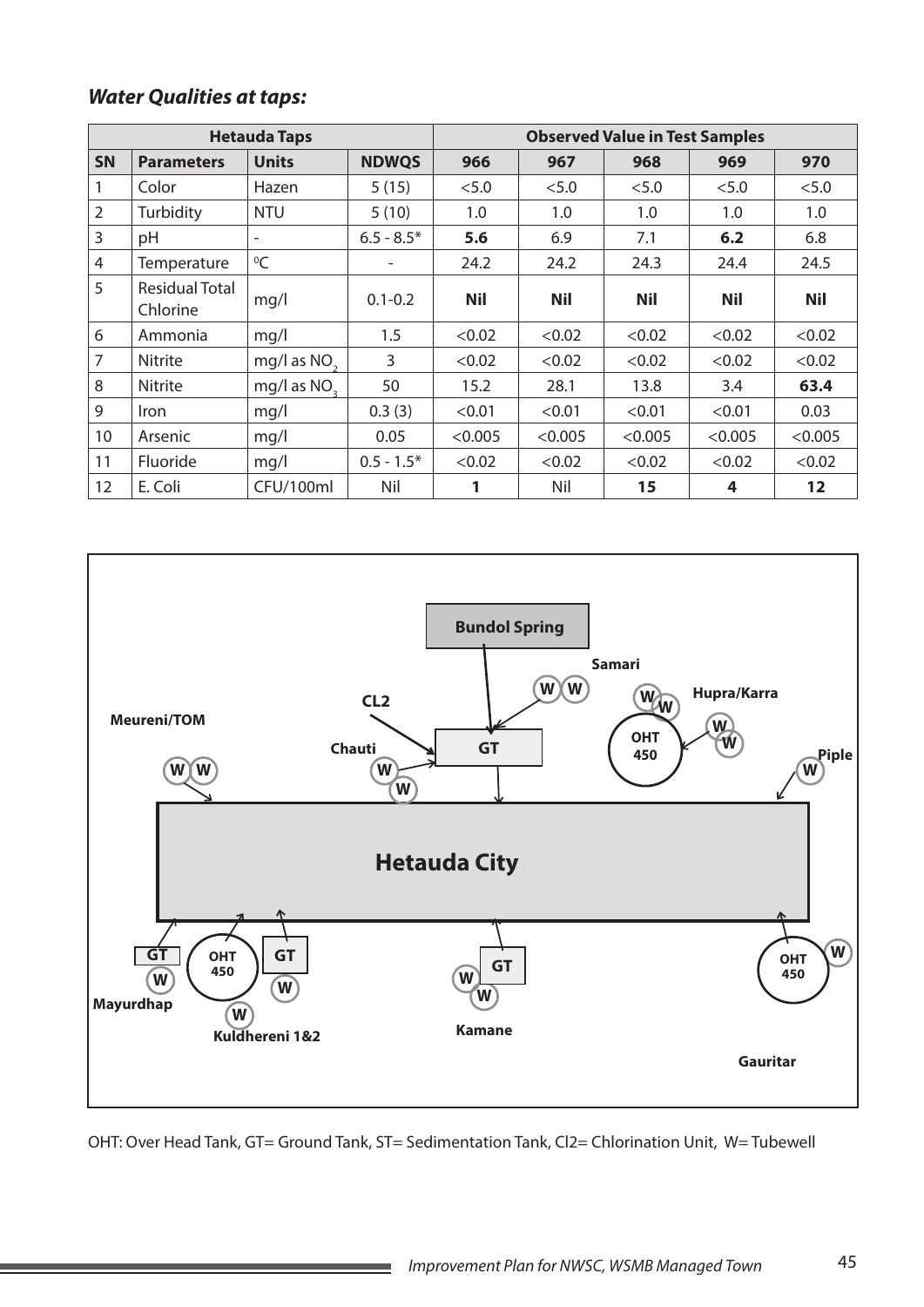### *Water Qualities at taps:*

| Hetauda Taps | | | | Observed Value in Test Samples | | | | |
|---|---|---|---|---|---|---|---|---|
| **SN** | **Parameters** | **Units** | **NDWQS** | **966** | **967** | **968** | **969** | **970** |
| 1 | Color | Hazen | 5 (15) | <5.0 | <5.0 | <5.0 | <5.0 | <5.0 |
| 2 | Turbidity | NTU | 5 (10) | 1.0 | 1.0 | 1.0 | 1.0 | 1.0 |
| 3 | pH | - | 6.5 - 8.5* | **5.6** | 6.9 | 7.1 | **6.2** | 6.8 |
| 4 | Temperature | $^0C$ | - | 24.2 | 24.2 | 24.3 | 24.4 | 24.5 |
| 5 | Residual Total Chlorine | mg/l | 0.1-0.2 | **Nil** | **Nil** | **Nil** | **Nil** | **Nil** |
| 6 | Ammonia | mg/l | 1.5 | <0.02 | <0.02 | <0.02 | <0.02 | <0.02 |
| 7 | Nitrite | mg/l as $NO_2$ | 3 | <0.02 | <0.02 | <0.02 | <0.02 | <0.02 |
| 8 | Nitrite | mg/l as $NO_3$ | 50 | 15.2 | 28.1 | 13.8 | 3.4 | **63.4** |
| 9 | Iron | mg/l | 0.3 (3) | <0.01 | <0.01 | <0.01 | <0.01 | 0.03 |
| 10 | Arsenic | mg/l | 0.05 | <0.005 | <0.005 | <0.005 | <0.005 | <0.005 |
| 11 | Fluoride | mg/l | 0.5 - 1.5* | <0.02 | <0.02 | <0.02 | <0.02 | <0.02 |
| 12 | E. Coli | CFU/100ml | Nil | **1** | Nil | **15** | **4** | **12** |

Bundol Spring

Samari

CL2

Hupra/Karra

Meureni/TOM

Chauti

GT

OHT 450

Piple

Hetauda City

GT

OHT 450

GT

GT

OHT 450

Mayurdhap

Kuldhereni 1&2

Kamane

Gauritar

OHT: Over Head Tank, GT= Ground Tank, ST= Sedimentation Tank, Cl2= Chlorination Unit, W= Tubewell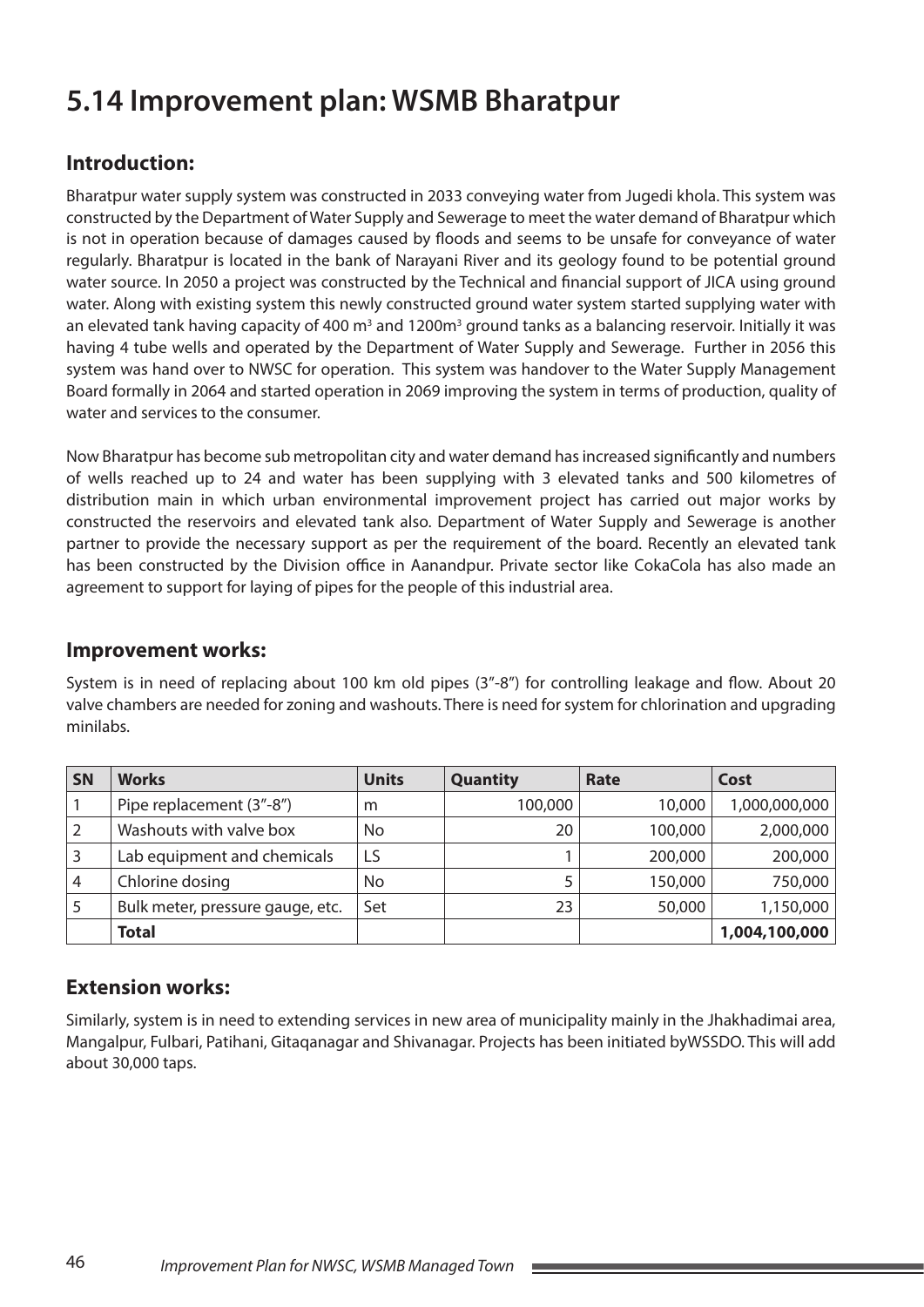# 5.14 Improvement plan: WSMB Bharatpur

## Introduction:

Bharatpur water supply system was constructed in 2033 conveying water from Jugedi khola. This system was constructed by the Department of Water Supply and Sewerage to meet the water demand of Bharatpur which is not in operation because of damages caused by floods and seems to be unsafe for conveyance of water regularly. Bharatpur is located in the bank of Narayani River and its geology found to be potential ground water source. In 2050 a project was constructed by the Technical and financial support of JICA using ground water. Along with existing system this newly constructed ground water system started supplying water with an elevated tank having capacity of 400 $m^3$ and 1200$m^3$ ground tanks as a balancing reservoir. Initially it was having 4 tube wells and operated by the Department of Water Supply and Sewerage. Further in 2056 this system was hand over to NWSC for operation. This system was handover to the Water Supply Management Board formally in 2064 and started operation in 2069 improving the system in terms of production, quality of water and services to the consumer.

Now Bharatpur has become sub metropolitan city and water demand has increased significantly and numbers of wells reached up to 24 and water has been supplying with 3 elevated tanks and 500 kilometres of distribution main in which urban environmental improvement project has carried out major works by constructed the reservoirs and elevated tank also. Department of Water Supply and Sewerage is another partner to provide the necessary support as per the requirement of the board. Recently an elevated tank has been constructed by the Division office in Aanandpur. Private sector like CokaCola has also made an agreement to support for laying of pipes for the people of this industrial area.

## Improvement works:

System is in need of replacing about 100 km old pipes (3"-8") for controlling leakage and flow. About 20 valve chambers are needed for zoning and washouts. There is need for system for chlorination and upgrading minilabs.

| SN | Works | Units | Quantity | Rate | Cost |
|---|---|---|---|---|---|
| 1 | Pipe replacement (3"-8") | m | 100,000 | 10,000 | 1,000,000,000 |
| 2 | Washouts with valve box | No | 20 | 100,000 | 2,000,000 |
| 3 | Lab equipment and chemicals | LS | 1 | 200,000 | 200,000 |
| 4 | Chlorine dosing | No | 5 | 150,000 | 750,000 |
| 5 | Bulk meter, pressure gauge, etc. | Set | 23 | 50,000 | 1,150,000 |
| | **Total** | | | | **1,004,100,000** |

## Extension works:

Similarly, system is in need to extending services in new area of municipality mainly in the Jhakhadimai area, Mangalpur, Fulbari, Patihani, Gitaqanagar and Shivanagar. Projects has been initiated byWSSDO. This will add about 30,000 taps.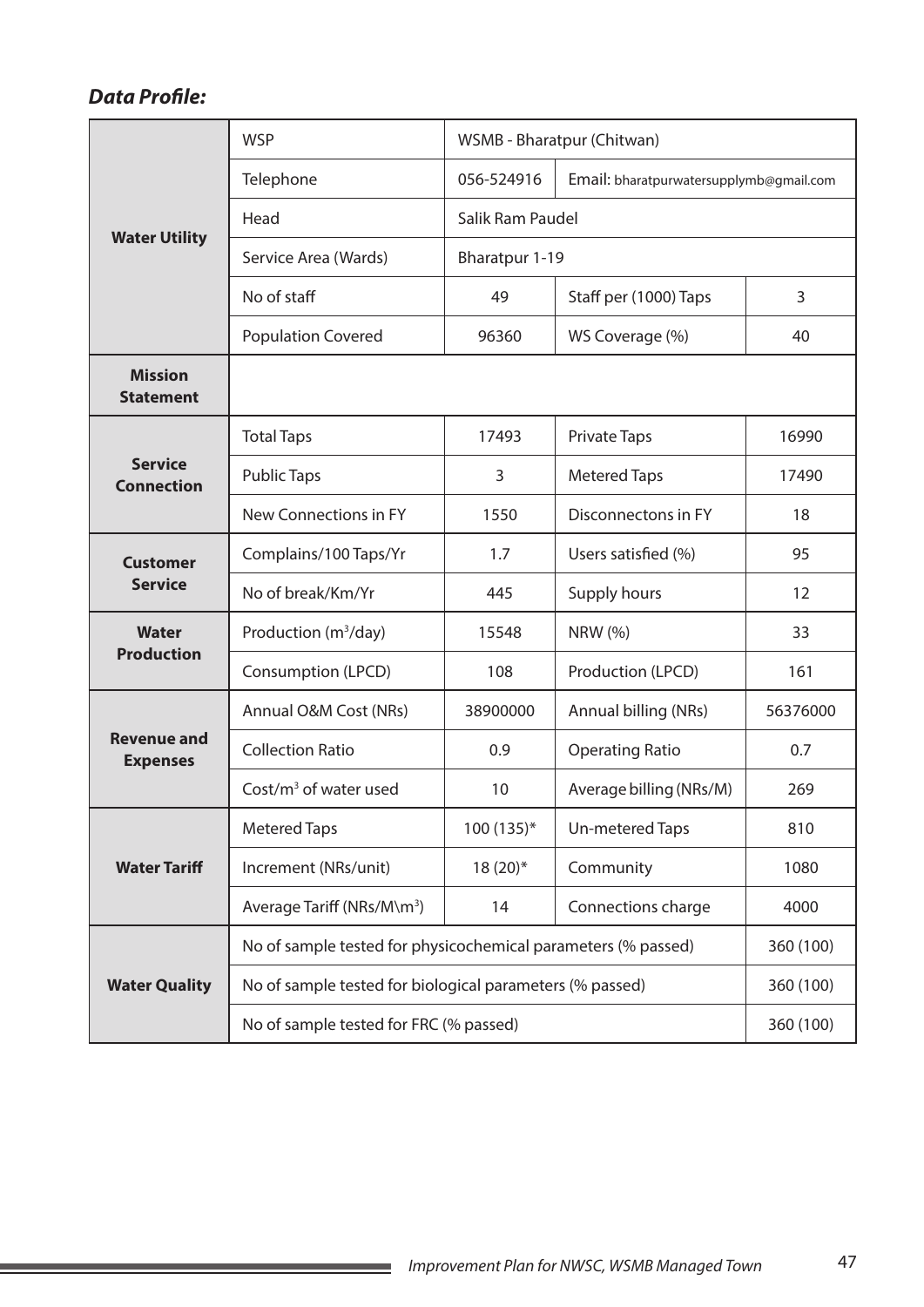***Data Profile:***

| | | | | |
|---|---|---|---|---|
| **Water Utility** | WSP | WSMB - Bharatpur (Chitwan) | | |
| | Telephone | 056-524916 | Email: bharatpurwatersupplymb@gmail.com | |
| | Head | Salik Ram Paudel | | |
| | Service Area (Wards) | Bharatpur 1-19 | | |
| | No of staff | 49 | Staff per (1000) Taps | 3 |
| | Population Covered | 96360 | WS Coverage (%) | 40 |
| **Mission Statement** | | | | |
| **Service Connection** | Total Taps | 17493 | Private Taps | 16990 |
| | Public Taps | 3 | Metered Taps | 17490 |
| | New Connections in FY | 1550 | Disconnectons in FY | 18 |
| **Customer Service** | Complains/100 Taps/Yr | 1.7 | Users satisfied (%) | 95 |
| | No of break/Km/Yr | 445 | Supply hours | 12 |
| **Water Production** | Production ($m^3$/day) | 15548 | NRW (%) | 33 |
| | Consumption (LPCD) | 108 | Production (LPCD) | 161 |
| **Revenue and Expenses** | Annual O&M Cost (NRs) | 38900000 | Annual billing (NRs) | 56376000 |
| | Collection Ratio | 0.9 | Operating Ratio | 0.7 |
| | Cost/$m^3$ of water used | 10 | Average billing (NRs/M) | 269 |
| **Water Tariff** | Metered Taps | 100 (135)* | Un-metered Taps | 810 |
| | Increment (NRs/unit) | 18 (20)* | Community | 1080 |
| | Average Tariff (NRs/M\m$^3$) | 14 | Connections charge | 4000 |
| **Water Quality** | No of sample tested for physicochemical parameters (% passed) | | | 360 (100) |
| | No of sample tested for biological parameters (% passed) | | | 360 (100) |
| | No of sample tested for FRC (% passed) | | | 360 (100) |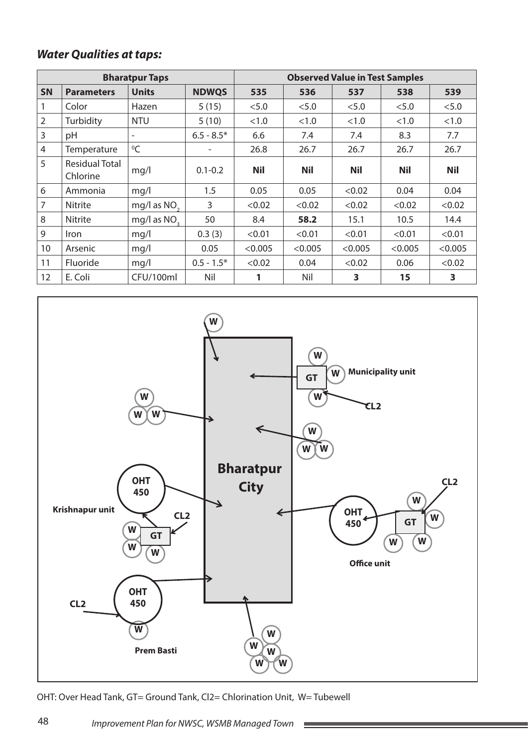### *Water Qualities at taps:*

| Bharatpur Taps | | | | Observed Value in Test Samples | | | | |
|---|---|---|---|---|---|---|---|---|
| **SN** | **Parameters** | **Units** | **NDWQS** | **535** | **536** | **537** | **538** | **539** |
| 1 | Color | Hazen | 5 (15) | <5.0 | <5.0 | <5.0 | <5.0 | <5.0 |
| 2 | Turbidity | NTU | 5 (10) | <1.0 | <1.0 | <1.0 | <1.0 | <1.0 |
| 3 | pH | - | 6.5 - 8.5* | 6.6 | 7.4 | 7.4 | 8.3 | 7.7 |
| 4 | Temperature | $^0C$ | - | 26.8 | 26.7 | 26.7 | 26.7 | 26.7 |
| 5 | Residual Total Chlorine | mg/l | 0.1-0.2 | **Nil** | **Nil** | **Nil** | **Nil** | **Nil** |
| 6 | Ammonia | mg/l | 1.5 | 0.05 | 0.05 | <0.02 | 0.04 | 0.04 |
| 7 | Nitrite | mg/l as $NO_2$ | 3 | <0.02 | <0.02 | <0.02 | <0.02 | <0.02 |
| 8 | Nitrite | mg/l as $NO_3$ | 50 | 8.4 | **58.2** | 15.1 | 10.5 | 14.4 |
| 9 | Iron | mg/l | 0.3 (3) | <0.01 | <0.01 | <0.01 | <0.01 | <0.01 |
| 10 | Arsenic | mg/l | 0.05 | <0.005 | <0.005 | <0.005 | <0.005 | <0.005 |
| 11 | Fluoride | mg/l | 0.5 - 1.5* | <0.02 | 0.04 | <0.02 | 0.06 | <0.02 |
| 12 | E. Coli | CFU/100ml | Nil | **1** | Nil | **3** | **15** | **3** |

**Bharatpur City**

Municipality unit — GT, W, W, W, CL2

Krishnapur unit — OHT 450, GT, W, W, W, CL2

Office unit — OHT 450, GT, W, W, W, W, CL2

Prem Basti — OHT 450, W, CL2

OHT: Over Head Tank, GT= Ground Tank, Cl2= Chlorination Unit, W= Tubewell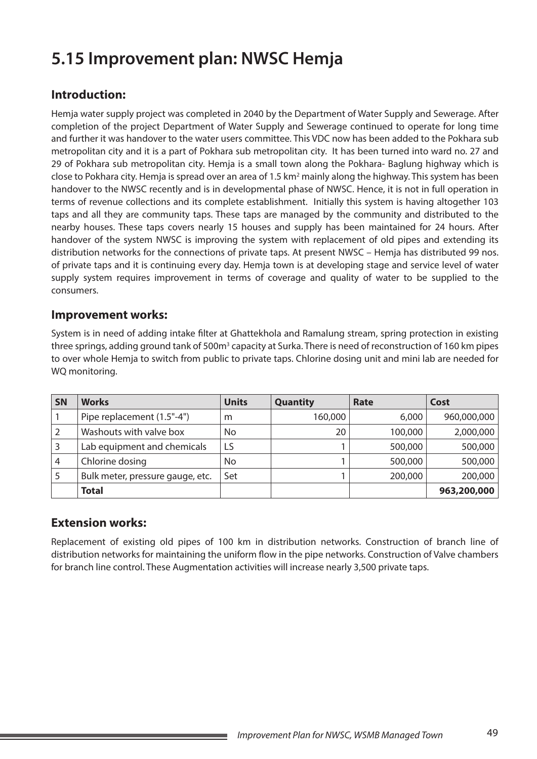# 5.15 Improvement plan: NWSC Hemja

## Introduction:

Hemja water supply project was completed in 2040 by the Department of Water Supply and Sewerage. After completion of the project Department of Water Supply and Sewerage continued to operate for long time and further it was handover to the water users committee. This VDC now has been added to the Pokhara sub metropolitan city and it is a part of Pokhara sub metropolitan city. It has been turned into ward no. 27 and 29 of Pokhara sub metropolitan city. Hemja is a small town along the Pokhara- Baglung highway which is close to Pokhara city. Hemja is spread over an area of 1.5 km$^2$ mainly along the highway. This system has been handover to the NWSC recently and is in developmental phase of NWSC. Hence, it is not in full operation in terms of revenue collections and its complete establishment. Initially this system is having altogether 103 taps and all they are community taps. These taps are managed by the community and distributed to the nearby houses. These taps covers nearly 15 houses and supply has been maintained for 24 hours. After handover of the system NWSC is improving the system with replacement of old pipes and extending its distribution networks for the connections of private taps. At present NWSC – Hemja has distributed 99 nos. of private taps and it is continuing every day. Hemja town is at developing stage and service level of water supply system requires improvement in terms of coverage and quality of water to be supplied to the consumers.

## Improvement works:

System is in need of adding intake filter at Ghattekhola and Ramalung stream, spring protection in existing three springs, adding ground tank of 500m$^3$ capacity at Surka. There is need of reconstruction of 160 km pipes to over whole Hemja to switch from public to private taps. Chlorine dosing unit and mini lab are needed for WQ monitoring.

| SN | Works | Units | Quantity | Rate | Cost |
|---|---|---|---|---|---|
| 1 | Pipe replacement (1.5"-4") | m | 160,000 | 6,000 | 960,000,000 |
| 2 | Washouts with valve box | No | 20 | 100,000 | 2,000,000 |
| 3 | Lab equipment and chemicals | LS | 1 | 500,000 | 500,000 |
| 4 | Chlorine dosing | No | 1 | 500,000 | 500,000 |
| 5 | Bulk meter, pressure gauge, etc. | Set | 1 | 200,000 | 200,000 |
| | **Total** | | | | **963,200,000** |

## Extension works:

Replacement of existing old pipes of 100 km in distribution networks. Construction of branch line of distribution networks for maintaining the uniform flow in the pipe networks. Construction of Valve chambers for branch line control. These Augmentation activities will increase nearly 3,500 private taps.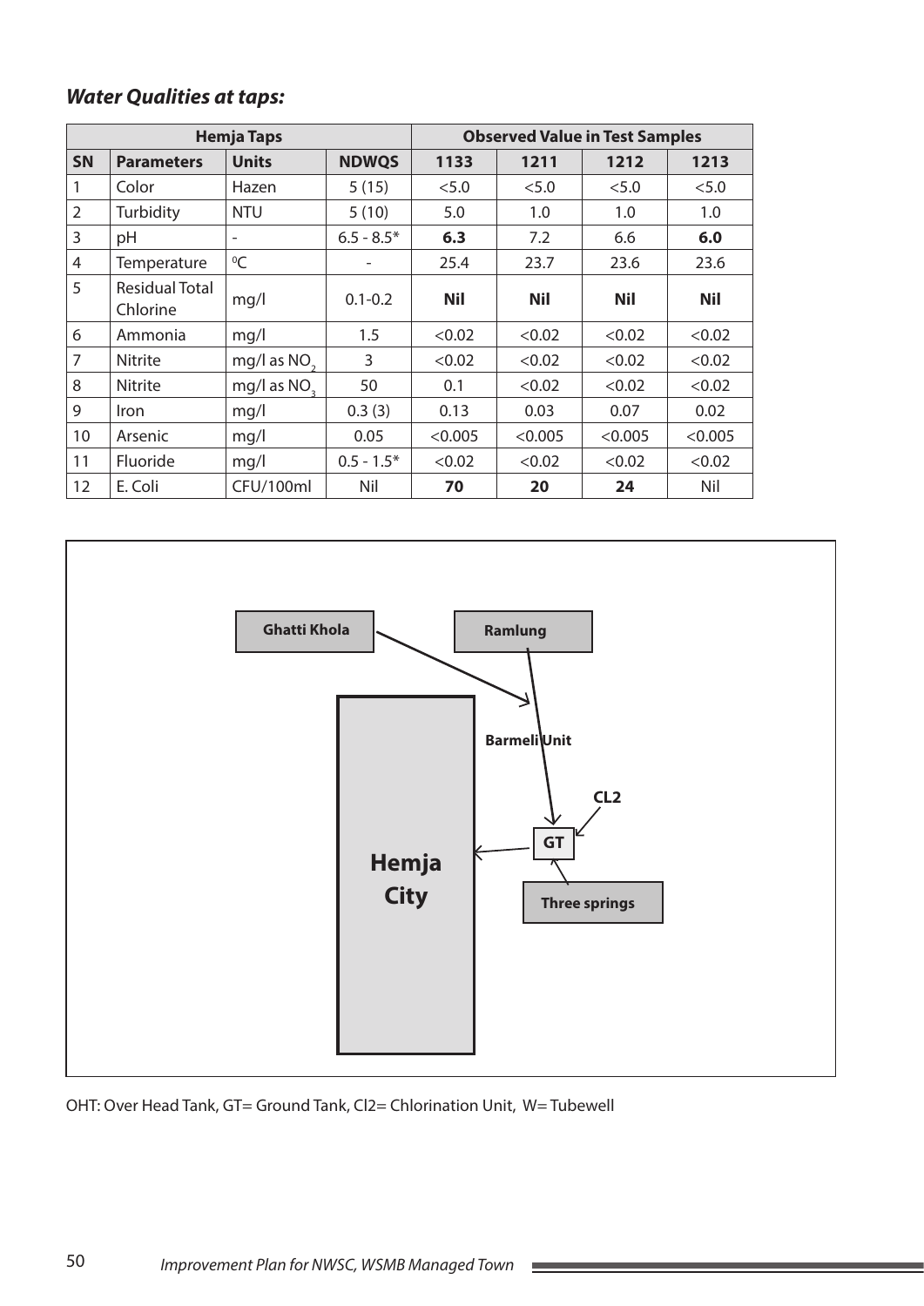### *Water Qualities at taps:*

| Hemja Taps | | | | Observed Value in Test Samples | | | |
|---|---|---|---|---|---|---|---|
| **SN** | **Parameters** | **Units** | **NDWQS** | **1133** | **1211** | **1212** | **1213** |
| 1 | Color | Hazen | 5 (15) | <5.0 | <5.0 | <5.0 | <5.0 |
| 2 | Turbidity | NTU | 5 (10) | 5.0 | 1.0 | 1.0 | 1.0 |
| 3 | pH | - | 6.5 - 8.5* | **6.3** | 7.2 | 6.6 | **6.0** |
| 4 | Temperature | $^0C$ | - | 25.4 | 23.7 | 23.6 | 23.6 |
| 5 | Residual Total Chlorine | mg/l | 0.1-0.2 | **Nil** | **Nil** | **Nil** | **Nil** |
| 6 | Ammonia | mg/l | 1.5 | <0.02 | <0.02 | <0.02 | <0.02 |
| 7 | Nitrite | mg/l as $NO_2$ | 3 | <0.02 | <0.02 | <0.02 | <0.02 |
| 8 | Nitrite | mg/l as $NO_3$ | 50 | 0.1 | <0.02 | <0.02 | <0.02 |
| 9 | Iron | mg/l | 0.3 (3) | 0.13 | 0.03 | 0.07 | 0.02 |
| 10 | Arsenic | mg/l | 0.05 | <0.005 | <0.005 | <0.005 | <0.005 |
| 11 | Fluoride | mg/l | 0.5 - 1.5* | <0.02 | <0.02 | <0.02 | <0.02 |
| 12 | E. Coli | CFU/100ml | Nil | **70** | **20** | **24** | Nil |

Ghatti Khola

Ramlung

Barmeli Unit

CL2

GT

Hemja City

Three springs

OHT: Over Head Tank, GT= Ground Tank, Cl2= Chlorination Unit, W= Tubewell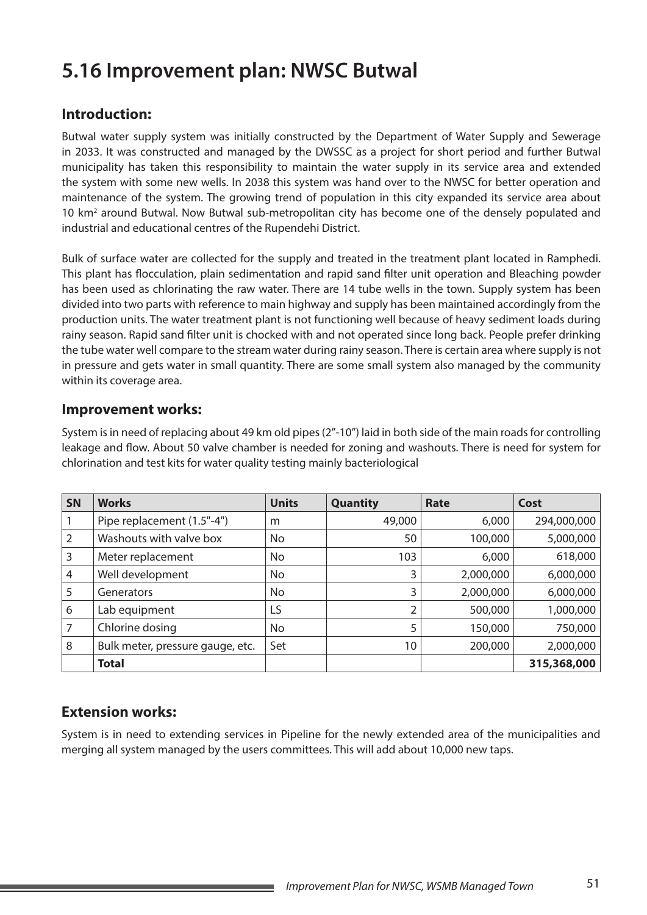# 5.16 Improvement plan: NWSC Butwal

## Introduction:

Butwal water supply system was initially constructed by the Department of Water Supply and Sewerage in 2033. It was constructed and managed by the DWSSC as a project for short period and further Butwal municipality has taken this responsibility to maintain the water supply in its service area and extended the system with some new wells. In 2038 this system was hand over to the NWSC for better operation and maintenance of the system. The growing trend of population in this city expanded its service area about 10 km$^2$ around Butwal. Now Butwal sub-metropolitan city has become one of the densely populated and industrial and educational centres of the Rupendehi District.

Bulk of surface water are collected for the supply and treated in the treatment plant located in Ramphedi. This plant has flocculation, plain sedimentation and rapid sand filter unit operation and Bleaching powder has been used as chlorinating the raw water. There are 14 tube wells in the town. Supply system has been divided into two parts with reference to main highway and supply has been maintained accordingly from the production units. The water treatment plant is not functioning well because of heavy sediment loads during rainy season. Rapid sand filter unit is chocked with and not operated since long back. People prefer drinking the tube water well compare to the stream water during rainy season. There is certain area where supply is not in pressure and gets water in small quantity. There are some small system also managed by the community within its coverage area.

## Improvement works:

System is in need of replacing about 49 km old pipes (2"-10") laid in both side of the main roads for controlling leakage and flow. About 50 valve chamber is needed for zoning and washouts. There is need for system for chlorination and test kits for water quality testing mainly bacteriological

| SN | Works | Units | Quantity | Rate | Cost |
|---|---|---|---|---|---|
| 1 | Pipe replacement (1.5"-4") | m | 49,000 | 6,000 | 294,000,000 |
| 2 | Washouts with valve box | No | 50 | 100,000 | 5,000,000 |
| 3 | Meter replacement | No | 103 | 6,000 | 618,000 |
| 4 | Well development | No | 3 | 2,000,000 | 6,000,000 |
| 5 | Generators | No | 3 | 2,000,000 | 6,000,000 |
| 6 | Lab equipment | LS | 2 | 500,000 | 1,000,000 |
| 7 | Chlorine dosing | No | 5 | 150,000 | 750,000 |
| 8 | Bulk meter, pressure gauge, etc. | Set | 10 | 200,000 | 2,000,000 |
| | **Total** | | | | **315,368,000** |

## Extension works:

System is in need to extending services in Pipeline for the newly extended area of the municipalities and merging all system managed by the users committees. This will add about 10,000 new taps.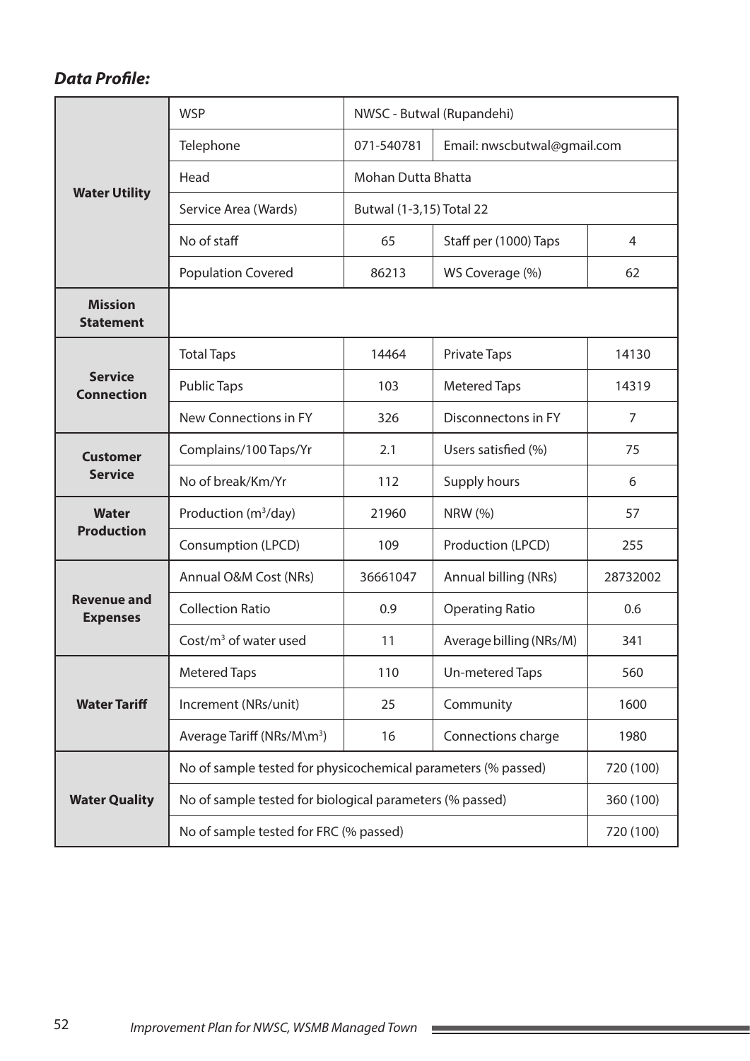***Data Profile:***

| | | | | |
|---|---|---|---|---|
| **Water Utility** | WSP | NWSC - Butwal (Rupandehi) | | |
| | Telephone | 071-540781 | Email: nwscbutwal@gmail.com | |
| | Head | Mohan Dutta Bhatta | | |
| | Service Area (Wards) | Butwal (1-3,15) Total 22 | | |
| | No of staff | 65 | Staff per (1000) Taps | 4 |
| | Population Covered | 86213 | WS Coverage (%) | 62 |
| **Mission Statement** | | | | |
| **Service Connection** | Total Taps | 14464 | Private Taps | 14130 |
| | Public Taps | 103 | Metered Taps | 14319 |
| | New Connections in FY | 326 | Disconnectons in FY | 7 |
| **Customer Service** | Complains/100 Taps/Yr | 2.1 | Users satisfied (%) | 75 |
| | No of break/Km/Yr | 112 | Supply hours | 6 |
| **Water Production** | Production ($m^3$/day) | 21960 | NRW (%) | 57 |
| | Consumption (LPCD) | 109 | Production (LPCD) | 255 |
| **Revenue and Expenses** | Annual O&M Cost (NRs) | 36661047 | Annual billing (NRs) | 28732002 |
| | Collection Ratio | 0.9 | Operating Ratio | 0.6 |
| | Cost/$m^3$ of water used | 11 | Average billing (NRs/M) | 341 |
| **Water Tariff** | Metered Taps | 110 | Un-metered Taps | 560 |
| | Increment (NRs/unit) | 25 | Community | 1600 |
| | Average Tariff (NRs/M\m$^3$) | 16 | Connections charge | 1980 |
| **Water Quality** | No of sample tested for physicochemical parameters (% passed) | | | 720 (100) |
| | No of sample tested for biological parameters (% passed) | | | 360 (100) |
| | No of sample tested for FRC (% passed) | | | 720 (100) |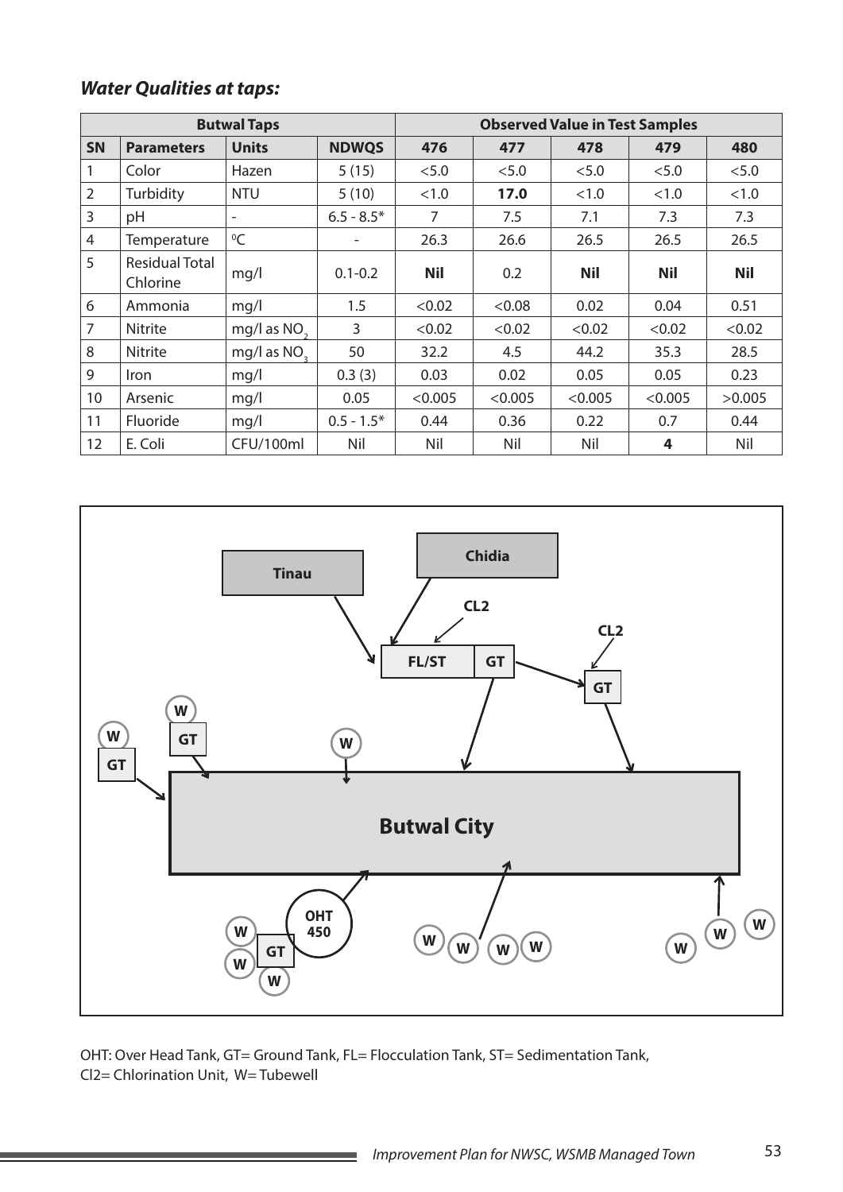***Water Qualities at taps:***

| Butwal Taps | | | | Observed Value in Test Samples | | | | |
|---|---|---|---|---|---|---|---|---|
| **SN** | **Parameters** | **Units** | **NDWQS** | **476** | **477** | **478** | **479** | **480** |
| 1 | Color | Hazen | 5 (15) | <5.0 | <5.0 | <5.0 | <5.0 | <5.0 |
| 2 | Turbidity | NTU | 5 (10) | <1.0 | **17.0** | <1.0 | <1.0 | <1.0 |
| 3 | pH | - | 6.5 - 8.5* | 7 | 7.5 | 7.1 | 7.3 | 7.3 |
| 4 | Temperature | ⁰C | - | 26.3 | 26.6 | 26.5 | 26.5 | 26.5 |
| 5 | Residual Total Chlorine | mg/l | 0.1-0.2 | **Nil** | 0.2 | **Nil** | **Nil** | **Nil** |
| 6 | Ammonia | mg/l | 1.5 | <0.02 | <0.08 | 0.02 | 0.04 | 0.51 |
| 7 | Nitrite | mg/l as $NO_2$ | 3 | <0.02 | <0.02 | <0.02 | <0.02 | <0.02 |
| 8 | Nitrite | mg/l as $NO_3$ | 50 | 32.2 | 4.5 | 44.2 | 35.3 | 28.5 |
| 9 | Iron | mg/l | 0.3 (3) | 0.03 | 0.02 | 0.05 | 0.05 | 0.23 |
| 10 | Arsenic | mg/l | 0.05 | <0.005 | <0.005 | <0.005 | <0.005 | >0.005 |
| 11 | Fluoride | mg/l | 0.5 - 1.5* | 0.44 | 0.36 | 0.22 | 0.7 | 0.44 |
| 12 | E. Coli | CFU/100ml | Nil | Nil | Nil | Nil | **4** | Nil |

OHT: Over Head Tank, GT= Ground Tank, FL= Flocculation Tank, ST= Sedimentation Tank, Cl2= Chlorination Unit, W= Tubewell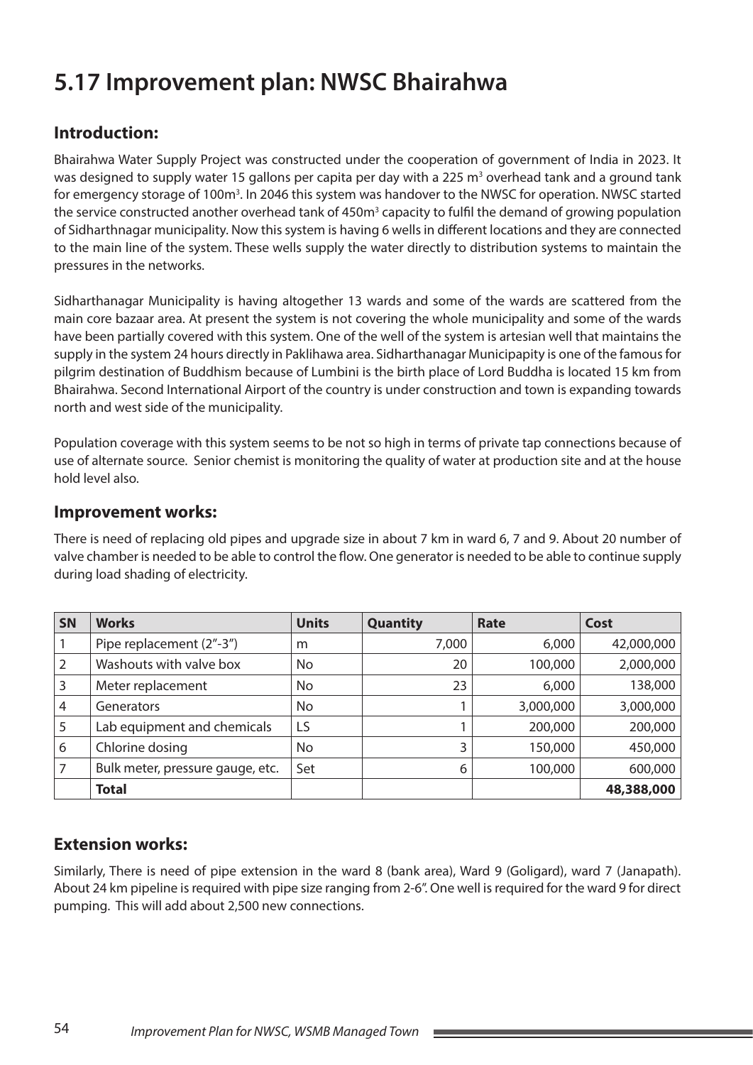# 5.17 Improvement plan: NWSC Bhairahwa

## Introduction:

Bhairahwa Water Supply Project was constructed under the cooperation of government of India in 2023. It was designed to supply water 15 gallons per capita per day with a 225 $m^3$ overhead tank and a ground tank for emergency storage of 100$m^3$. In 2046 this system was handover to the NWSC for operation. NWSC started the service constructed another overhead tank of 450$m^3$ capacity to fulfil the demand of growing population of Sidharthnagar municipality. Now this system is having 6 wells in different locations and they are connected to the main line of the system. These wells supply the water directly to distribution systems to maintain the pressures in the networks.

Sidharthanagar Municipality is having altogether 13 wards and some of the wards are scattered from the main core bazaar area. At present the system is not covering the whole municipality and some of the wards have been partially covered with this system. One of the well of the system is artesian well that maintains the supply in the system 24 hours directly in Paklihawa area. Sidharthanagar Municipapity is one of the famous for pilgrim destination of Buddhism because of Lumbini is the birth place of Lord Buddha is located 15 km from Bhairahwa. Second International Airport of the country is under construction and town is expanding towards north and west side of the municipality.

Population coverage with this system seems to be not so high in terms of private tap connections because of use of alternate source. Senior chemist is monitoring the quality of water at production site and at the house hold level also.

## Improvement works:

There is need of replacing old pipes and upgrade size in about 7 km in ward 6, 7 and 9. About 20 number of valve chamber is needed to be able to control the flow. One generator is needed to be able to continue supply during load shading of electricity.

| SN | Works | Units | Quantity | Rate | Cost |
|---|---|---|---|---|---|
| 1 | Pipe replacement (2"-3") | m | 7,000 | 6,000 | 42,000,000 |
| 2 | Washouts with valve box | No | 20 | 100,000 | 2,000,000 |
| 3 | Meter replacement | No | 23 | 6,000 | 138,000 |
| 4 | Generators | No | 1 | 3,000,000 | 3,000,000 |
| 5 | Lab equipment and chemicals | LS | 1 | 200,000 | 200,000 |
| 6 | Chlorine dosing | No | 3 | 150,000 | 450,000 |
| 7 | Bulk meter, pressure gauge, etc. | Set | 6 | 100,000 | 600,000 |
| | **Total** | | | | **48,388,000** |

## Extension works:

Similarly, There is need of pipe extension in the ward 8 (bank area), Ward 9 (Goligard), ward 7 (Janapath). About 24 km pipeline is required with pipe size ranging from 2-6". One well is required for the ward 9 for direct pumping. This will add about 2,500 new connections.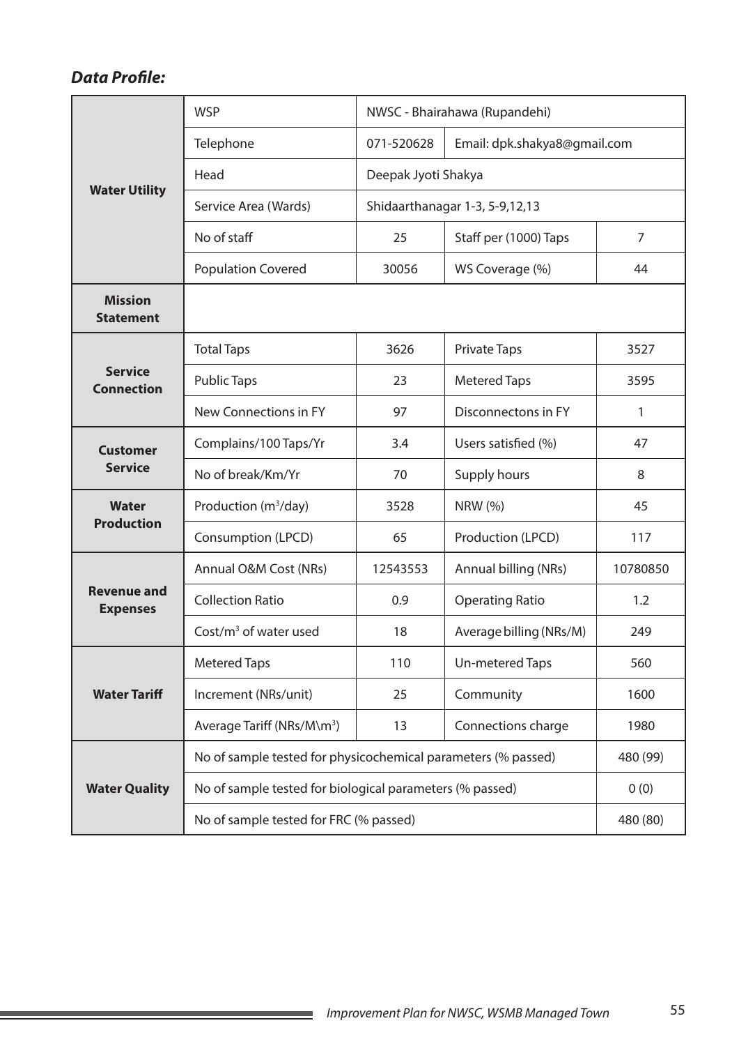***Data Profile:***

| | | | | |
|---|---|---|---|---|
| **Water Utility** | WSP | NWSC - Bhairahawa (Rupandehi) | | |
| | Telephone | 071-520628 | Email: dpk.shakya8@gmail.com | |
| | Head | Deepak Jyoti Shakya | | |
| | Service Area (Wards) | Shidaarthanagar 1-3, 5-9,12,13 | | |
| | No of staff | 25 | Staff per (1000) Taps | 7 |
| | Population Covered | 30056 | WS Coverage (%) | 44 |
| **Mission Statement** | | | | |
| **Service Connection** | Total Taps | 3626 | Private Taps | 3527 |
| | Public Taps | 23 | Metered Taps | 3595 |
| | New Connections in FY | 97 | Disconnectons in FY | 1 |
| **Customer Service** | Complains/100 Taps/Yr | 3.4 | Users satisfied (%) | 47 |
| | No of break/Km/Yr | 70 | Supply hours | 8 |
| **Water Production** | Production (m$^3$/day) | 3528 | NRW (%) | 45 |
| | Consumption (LPCD) | 65 | Production (LPCD) | 117 |
| **Revenue and Expenses** | Annual O&M Cost (NRs) | 12543553 | Annual billing (NRs) | 10780850 |
| | Collection Ratio | 0.9 | Operating Ratio | 1.2 |
| | Cost/m$^3$ of water used | 18 | Average billing (NRs/M) | 249 |
| **Water Tariff** | Metered Taps | 110 | Un-metered Taps | 560 |
| | Increment (NRs/unit) | 25 | Community | 1600 |
| | Average Tariff (NRs/M\m$^3$) | 13 | Connections charge | 1980 |
| **Water Quality** | No of sample tested for physicochemical parameters (% passed) | | | 480 (99) |
| | No of sample tested for biological parameters (% passed) | | | 0 (0) |
| | No of sample tested for FRC (% passed) | | | 480 (80) |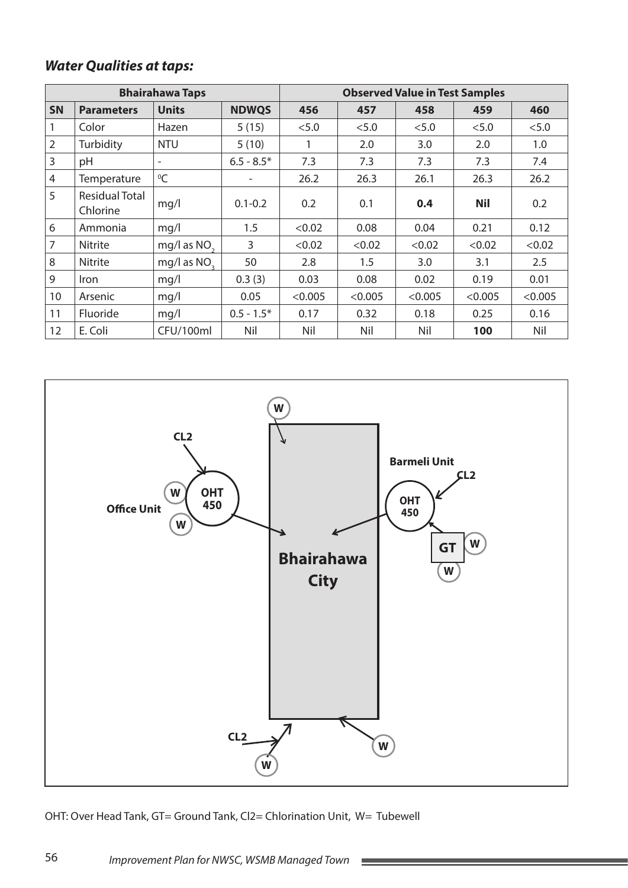### *Water Qualities at taps:*

| Bhairahawa Taps | | | | Observed Value in Test Samples | | | | |
|---|---|---|---|---|---|---|---|---|
| **SN** | **Parameters** | **Units** | **NDWQS** | **456** | **457** | **458** | **459** | **460** |
| 1 | Color | Hazen | 5 (15) | <5.0 | <5.0 | <5.0 | <5.0 | <5.0 |
| 2 | Turbidity | NTU | 5 (10) | 1 | 2.0 | 3.0 | 2.0 | 1.0 |
| 3 | pH | - | 6.5 - 8.5* | 7.3 | 7.3 | 7.3 | 7.3 | 7.4 |
| 4 | Temperature | $^0$C | - | 26.2 | 26.3 | 26.1 | 26.3 | 26.2 |
| 5 | Residual Total Chlorine | mg/l | 0.1-0.2 | 0.2 | 0.1 | **0.4** | **Nil** | 0.2 |
| 6 | Ammonia | mg/l | 1.5 | <0.02 | 0.08 | 0.04 | 0.21 | 0.12 |
| 7 | Nitrite | mg/l as $NO_2$ | 3 | <0.02 | <0.02 | <0.02 | <0.02 | <0.02 |
| 8 | Nitrite | mg/l as $NO_3$ | 50 | 2.8 | 1.5 | 3.0 | 3.1 | 2.5 |
| 9 | Iron | mg/l | 0.3 (3) | 0.03 | 0.08 | 0.02 | 0.19 | 0.01 |
| 10 | Arsenic | mg/l | 0.05 | <0.005 | <0.005 | <0.005 | <0.005 | <0.005 |
| 11 | Fluoride | mg/l | 0.5 - 1.5* | 0.17 | 0.32 | 0.18 | 0.25 | 0.16 |
| 12 | E. Coli | CFU/100ml | Nil | Nil | Nil | Nil | **100** | Nil |

OHT: Over Head Tank, GT= Ground Tank, Cl2= Chlorination Unit, W= Tubewell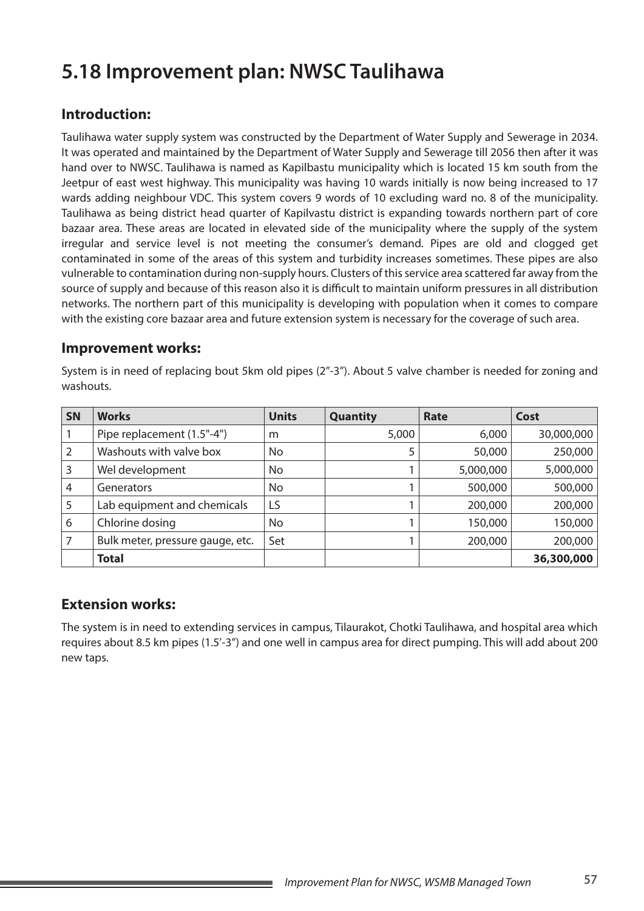# 5.18 Improvement plan: NWSC Taulihawa

## Introduction:

Taulihawa water supply system was constructed by the Department of Water Supply and Sewerage in 2034. It was operated and maintained by the Department of Water Supply and Sewerage till 2056 then after it was hand over to NWSC. Taulihawa is named as Kapilbastu municipality which is located 15 km south from the Jeetpur of east west highway. This municipality was having 10 wards initially is now being increased to 17 wards adding neighbour VDC. This system covers 9 words of 10 excluding ward no. 8 of the municipality. Taulihawa as being district head quarter of Kapilvastu district is expanding towards northern part of core bazaar area. These areas are located in elevated side of the municipality where the supply of the system irregular and service level is not meeting the consumer's demand. Pipes are old and clogged get contaminated in some of the areas of this system and turbidity increases sometimes. These pipes are also vulnerable to contamination during non-supply hours. Clusters of this service area scattered far away from the source of supply and because of this reason also it is difficult to maintain uniform pressures in all distribution networks. The northern part of this municipality is developing with population when it comes to compare with the existing core bazaar area and future extension system is necessary for the coverage of such area.

## Improvement works:

System is in need of replacing bout 5km old pipes (2"-3"). About 5 valve chamber is needed for zoning and washouts.

| SN | Works | Units | Quantity | Rate | Cost |
|---|---|---|---|---|---|
| 1 | Pipe replacement (1.5"-4") | m | 5,000 | 6,000 | 30,000,000 |
| 2 | Washouts with valve box | No | 5 | 50,000 | 250,000 |
| 3 | Wel development | No | 1 | 5,000,000 | 5,000,000 |
| 4 | Generators | No | 1 | 500,000 | 500,000 |
| 5 | Lab equipment and chemicals | LS | 1 | 200,000 | 200,000 |
| 6 | Chlorine dosing | No | 1 | 150,000 | 150,000 |
| 7 | Bulk meter, pressure gauge, etc. | Set | 1 | 200,000 | 200,000 |
| | **Total** | | | | **36,300,000** |

## Extension works:

The system is in need to extending services in campus, Tilaurakot, Chotki Taulihawa, and hospital area which requires about 8.5 km pipes (1.5'-3") and one well in campus area for direct pumping. This will add about 200 new taps.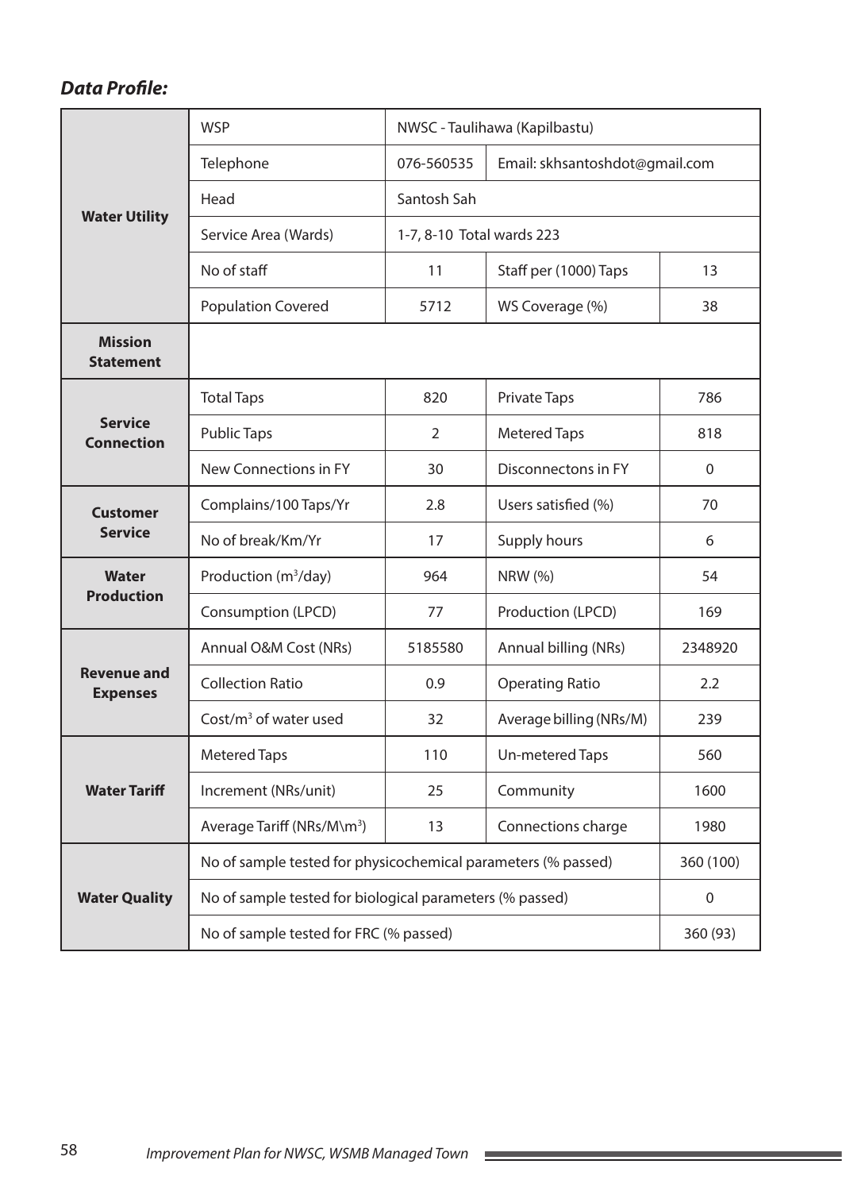***Data Profile:***

| | | | | |
|---|---|---|---|---|
| **Water Utility** | WSP | NWSC - Taulihawa (Kapilbastu) | | |
| | Telephone | 076-560535 | Email: skhsantoshdot@gmail.com | |
| | Head | Santosh Sah | | |
| | Service Area (Wards) | 1-7, 8-10 Total wards 223 | | |
| | No of staff | 11 | Staff per (1000) Taps | 13 |
| | Population Covered | 5712 | WS Coverage (%) | 38 |
| **Mission Statement** | | | | |
| **Service Connection** | Total Taps | 820 | Private Taps | 786 |
| | Public Taps | 2 | Metered Taps | 818 |
| | New Connections in FY | 30 | Disconnectons in FY | 0 |
| **Customer Service** | Complains/100 Taps/Yr | 2.8 | Users satisfied (%) | 70 |
| | No of break/Km/Yr | 17 | Supply hours | 6 |
| **Water Production** | Production ($m^3$/day) | 964 | NRW (%) | 54 |
| | Consumption (LPCD) | 77 | Production (LPCD) | 169 |
| **Revenue and Expenses** | Annual O&M Cost (NRs) | 5185580 | Annual billing (NRs) | 2348920 |
| | Collection Ratio | 0.9 | Operating Ratio | 2.2 |
| | Cost/$m^3$ of water used | 32 | Average billing (NRs/M) | 239 |
| **Water Tariff** | Metered Taps | 110 | Un-metered Taps | 560 |
| | Increment (NRs/unit) | 25 | Community | 1600 |
| | Average Tariff (NRs/M\m$^3$) | 13 | Connections charge | 1980 |
| **Water Quality** | No of sample tested for physicochemical parameters (% passed) | | | 360 (100) |
| | No of sample tested for biological parameters (% passed) | | | 0 |
| | No of sample tested for FRC (% passed) | | | 360 (93) |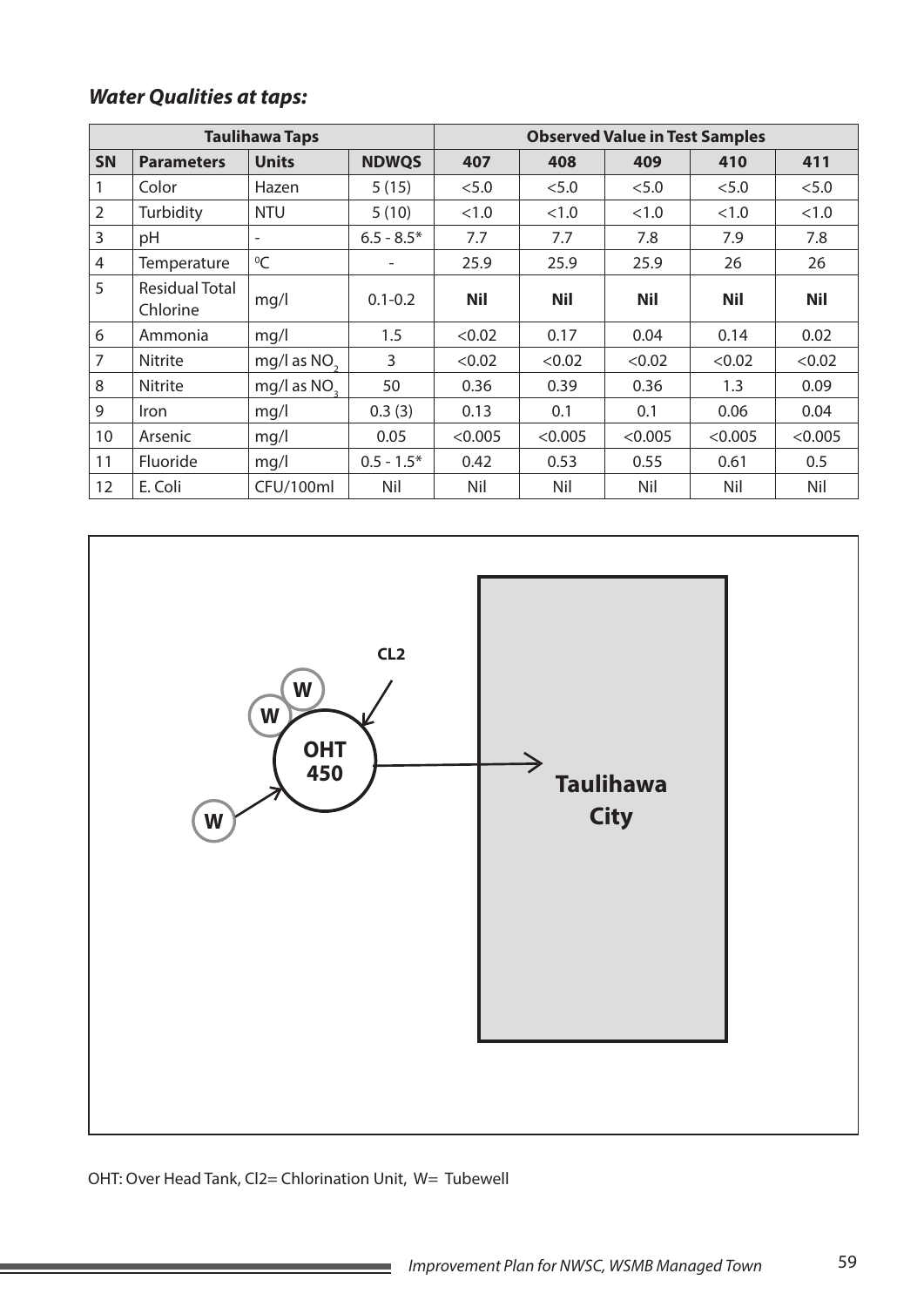### *Water Qualities at taps:*

| Taulihawa Taps | | | | Observed Value in Test Samples | | | | |
|---|---|---|---|---|---|---|---|---|
| **SN** | **Parameters** | **Units** | **NDWQS** | **407** | **408** | **409** | **410** | **411** |
| 1 | Color | Hazen | 5 (15) | <5.0 | <5.0 | <5.0 | <5.0 | <5.0 |
| 2 | Turbidity | NTU | 5 (10) | <1.0 | <1.0 | <1.0 | <1.0 | <1.0 |
| 3 | pH | - | 6.5 - 8.5* | 7.7 | 7.7 | 7.8 | 7.9 | 7.8 |
| 4 | Temperature | $^0C$ | - | 25.9 | 25.9 | 25.9 | 26 | 26 |
| 5 | Residual Total Chlorine | mg/l | 0.1-0.2 | **Nil** | **Nil** | **Nil** | **Nil** | **Nil** |
| 6 | Ammonia | mg/l | 1.5 | <0.02 | 0.17 | 0.04 | 0.14 | 0.02 |
| 7 | Nitrite | mg/l as $NO_2$ | 3 | <0.02 | <0.02 | <0.02 | <0.02 | <0.02 |
| 8 | Nitrite | mg/l as $NO_3$ | 50 | 0.36 | 0.39 | 0.36 | 1.3 | 0.09 |
| 9 | Iron | mg/l | 0.3 (3) | 0.13 | 0.1 | 0.1 | 0.06 | 0.04 |
| 10 | Arsenic | mg/l | 0.05 | <0.005 | <0.005 | <0.005 | <0.005 | <0.005 |
| 11 | Fluoride | mg/l | 0.5 - 1.5* | 0.42 | 0.53 | 0.55 | 0.61 | 0.5 |
| 12 | E. Coli | CFU/100ml | Nil | Nil | Nil | Nil | Nil | Nil |

CL2

W

W

OHT 450

W

Taulihawa City

OHT: Over Head Tank, Cl2= Chlorination Unit, W= Tubewell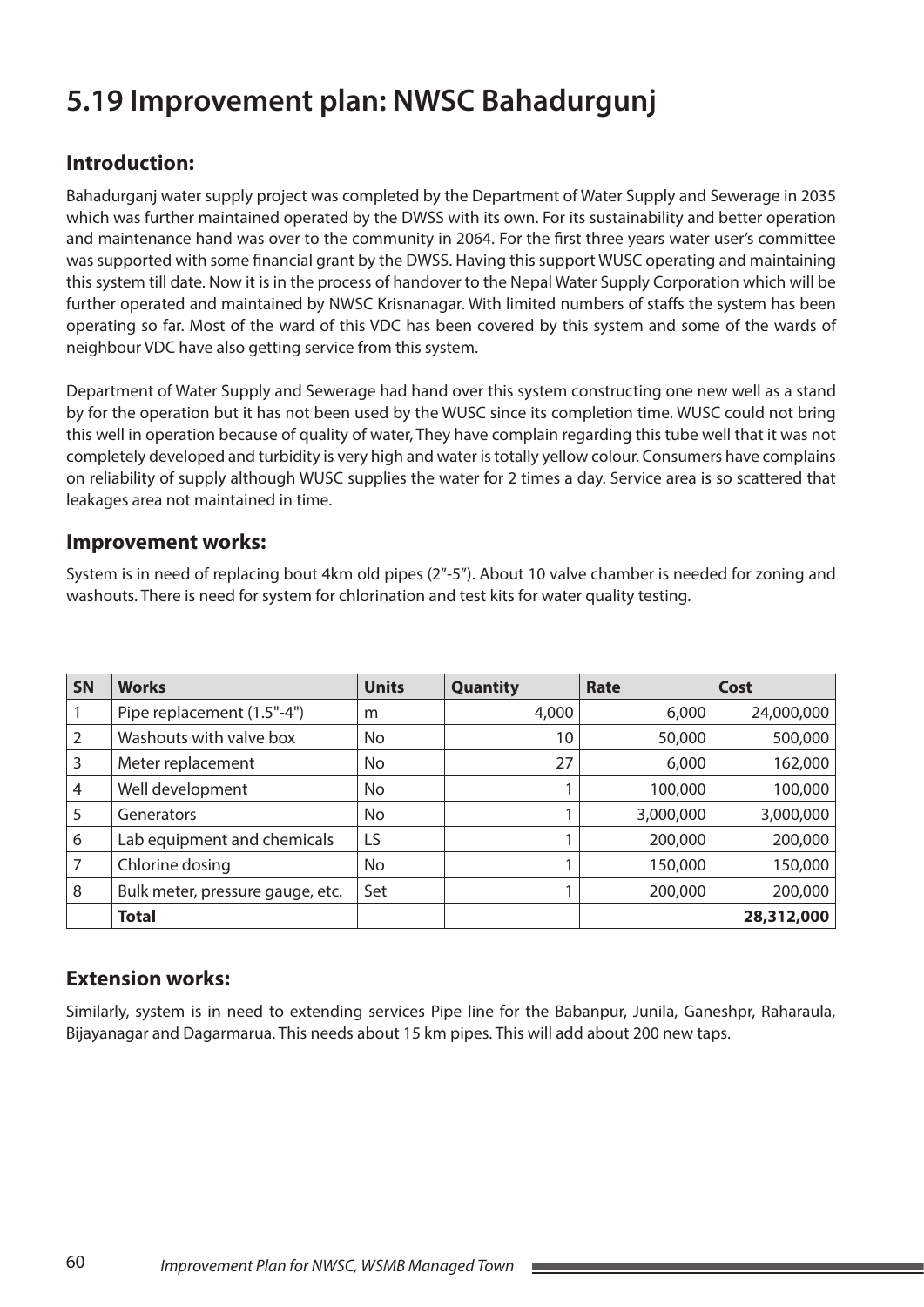# 5.19 Improvement plan: NWSC Bahadurgunj

## Introduction:

Bahadurganj water supply project was completed by the Department of Water Supply and Sewerage in 2035 which was further maintained operated by the DWSS with its own. For its sustainability and better operation and maintenance hand was over to the community in 2064. For the first three years water user's committee was supported with some financial grant by the DWSS. Having this support WUSC operating and maintaining this system till date. Now it is in the process of handover to the Nepal Water Supply Corporation which will be further operated and maintained by NWSC Krisnanagar. With limited numbers of staffs the system has been operating so far. Most of the ward of this VDC has been covered by this system and some of the wards of neighbour VDC have also getting service from this system.

Department of Water Supply and Sewerage had hand over this system constructing one new well as a stand by for the operation but it has not been used by the WUSC since its completion time. WUSC could not bring this well in operation because of quality of water, They have complain regarding this tube well that it was not completely developed and turbidity is very high and water is totally yellow colour. Consumers have complains on reliability of supply although WUSC supplies the water for 2 times a day. Service area is so scattered that leakages area not maintained in time.

## Improvement works:

System is in need of replacing bout 4km old pipes (2"-5"). About 10 valve chamber is needed for zoning and washouts. There is need for system for chlorination and test kits for water quality testing.

| SN | Works | Units | Quantity | Rate | Cost |
|---|---|---|---|---|---|
| 1 | Pipe replacement (1.5"-4") | m | 4,000 | 6,000 | 24,000,000 |
| 2 | Washouts with valve box | No | 10 | 50,000 | 500,000 |
| 3 | Meter replacement | No | 27 | 6,000 | 162,000 |
| 4 | Well development | No | 1 | 100,000 | 100,000 |
| 5 | Generators | No | 1 | 3,000,000 | 3,000,000 |
| 6 | Lab equipment and chemicals | LS | 1 | 200,000 | 200,000 |
| 7 | Chlorine dosing | No | 1 | 150,000 | 150,000 |
| 8 | Bulk meter, pressure gauge, etc. | Set | 1 | 200,000 | 200,000 |
| | **Total** | | | | **28,312,000** |

## Extension works:

Similarly, system is in need to extending services Pipe line for the Babanpur, Junila, Ganeshpr, Raharaula, Bijayanagar and Dagarmarua. This needs about 15 km pipes. This will add about 200 new taps.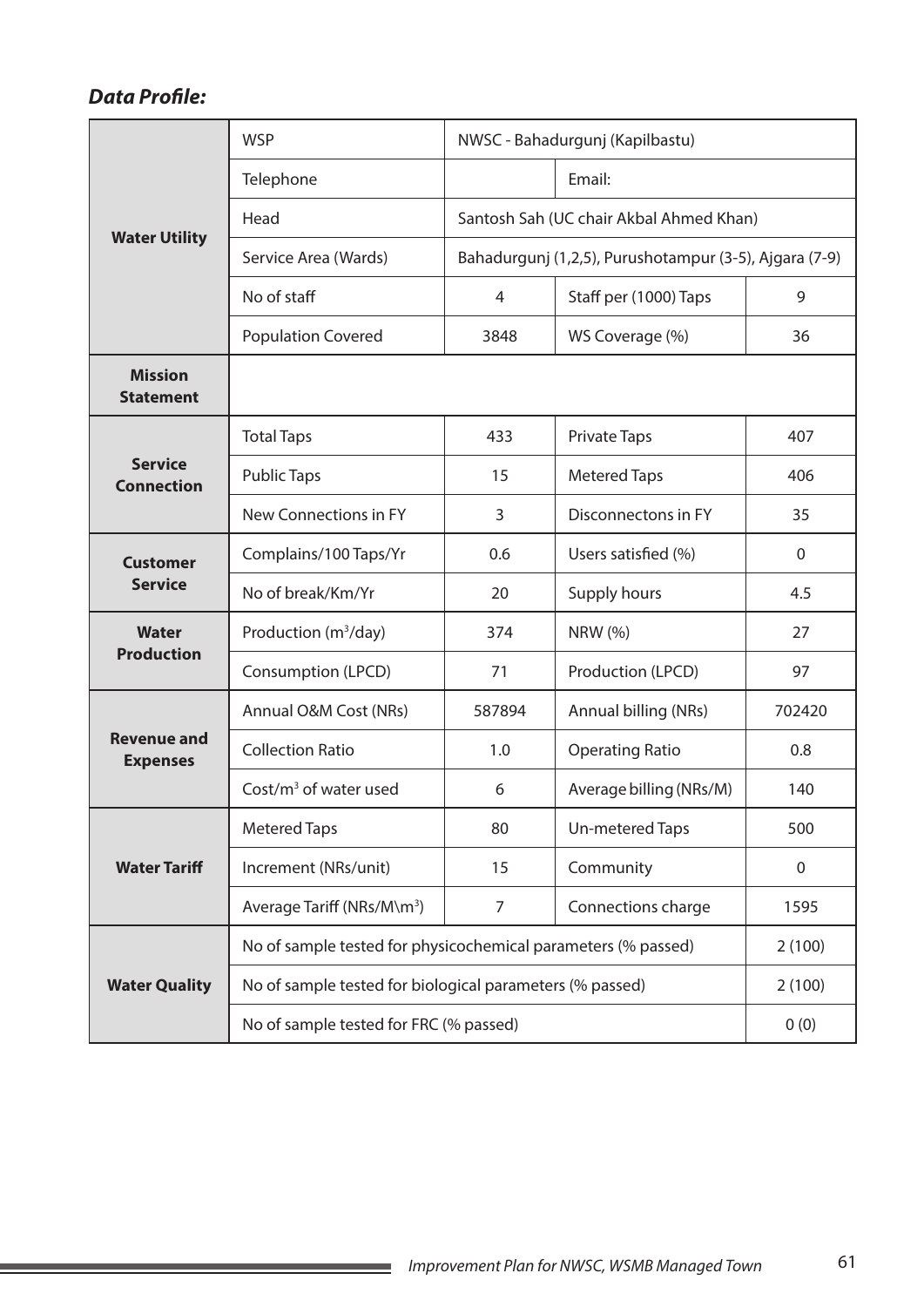***Data Profile:***

| | | | | |
|---|---|---|---|---|
| **Water Utility** | WSP | NWSC - Bahadurgunj (Kapilbastu) | | |
| | Telephone | | Email: | |
| | Head | Santosh Sah (UC chair Akbal Ahmed Khan) | | |
| | Service Area (Wards) | Bahadurgunj (1,2,5), Purushotampur (3-5), Ajgara (7-9) | | |
| | No of staff | 4 | Staff per (1000) Taps | 9 |
| | Population Covered | 3848 | WS Coverage (%) | 36 |
| **Mission Statement** | | | | |
| **Service Connection** | Total Taps | 433 | Private Taps | 407 |
| | Public Taps | 15 | Metered Taps | 406 |
| | New Connections in FY | 3 | Disconnectons in FY | 35 |
| **Customer Service** | Complains/100 Taps/Yr | 0.6 | Users satisfied (%) | 0 |
| | No of break/Km/Yr | 20 | Supply hours | 4.5 |
| **Water Production** | Production ($m^3$/day) | 374 | NRW (%) | 27 |
| | Consumption (LPCD) | 71 | Production (LPCD) | 97 |
| **Revenue and Expenses** | Annual O&M Cost (NRs) | 587894 | Annual billing (NRs) | 702420 |
| | Collection Ratio | 1.0 | Operating Ratio | 0.8 |
| | Cost/$m^3$ of water used | 6 | Average billing (NRs/M) | 140 |
| **Water Tariff** | Metered Taps | 80 | Un-metered Taps | 500 |
| | Increment (NRs/unit) | 15 | Community | 0 |
| | Average Tariff (NRs/M\m$^3$) | 7 | Connections charge | 1595 |
| **Water Quality** | No of sample tested for physicochemical parameters (% passed) | | | 2 (100) |
| | No of sample tested for biological parameters (% passed) | | | 2 (100) |
| | No of sample tested for FRC (% passed) | | | 0 (0) |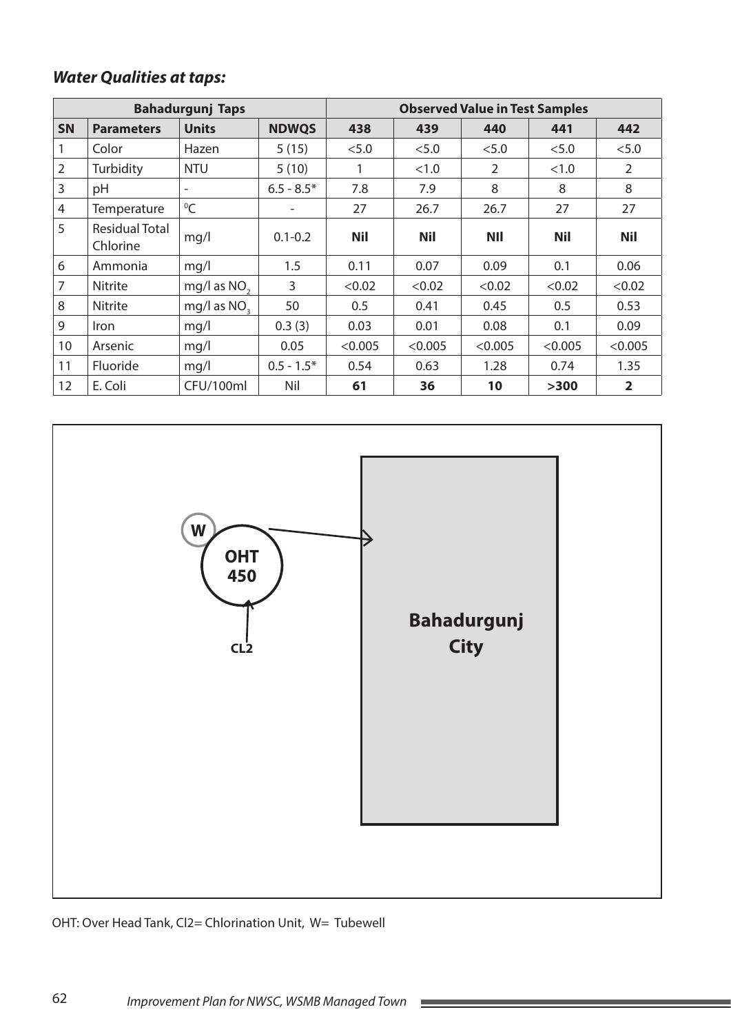***Water Qualities at taps:***

| Bahadurgunj Taps | | | | Observed Value in Test Samples | | | | |
|---|---|---|---|---|---|---|---|---|
| **SN** | **Parameters** | **Units** | **NDWQS** | **438** | **439** | **440** | **441** | **442** |
| 1 | Color | Hazen | 5 (15) | <5.0 | <5.0 | <5.0 | <5.0 | <5.0 |
| 2 | Turbidity | NTU | 5 (10) | 1 | <1.0 | 2 | <1.0 | 2 |
| 3 | pH | - | 6.5 - 8.5* | 7.8 | 7.9 | 8 | 8 | 8 |
| 4 | Temperature | $^{0}C$ | - | 27 | 26.7 | 26.7 | 27 | 27 |
| 5 | Residual Total Chlorine | mg/l | 0.1-0.2 | **Nil** | **Nil** | **NIl** | **Nil** | **Nil** |
| 6 | Ammonia | mg/l | 1.5 | 0.11 | 0.07 | 0.09 | 0.1 | 0.06 |
| 7 | Nitrite | mg/l as $NO_2$ | 3 | <0.02 | <0.02 | <0.02 | <0.02 | <0.02 |
| 8 | Nitrite | mg/l as $NO_3$ | 50 | 0.5 | 0.41 | 0.45 | 0.5 | 0.53 |
| 9 | Iron | mg/l | 0.3 (3) | 0.03 | 0.01 | 0.08 | 0.1 | 0.09 |
| 10 | Arsenic | mg/l | 0.05 | <0.005 | <0.005 | <0.005 | <0.005 | <0.005 |
| 11 | Fluoride | mg/l | 0.5 - 1.5* | 0.54 | 0.63 | 1.28 | 0.74 | 1.35 |
| 12 | E. Coli | CFU/100ml | Nil | **61** | **36** | **10** | **>300** | **2** |

W

OHT 450

CL2

Bahadurgunj City

OHT: Over Head Tank, Cl2= Chlorination Unit, W= Tubewell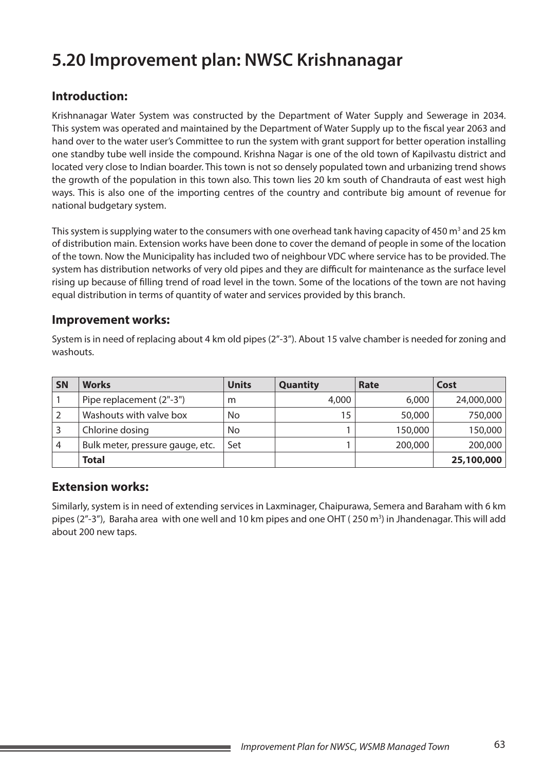# 5.20 Improvement plan: NWSC Krishnanagar

## Introduction:

Krishnanagar Water System was constructed by the Department of Water Supply and Sewerage in 2034. This system was operated and maintained by the Department of Water Supply up to the fiscal year 2063 and hand over to the water user's Committee to run the system with grant support for better operation installing one standby tube well inside the compound. Krishna Nagar is one of the old town of Kapilvastu district and located very close to Indian boarder. This town is not so densely populated town and urbanizing trend shows the growth of the population in this town also. This town lies 20 km south of Chandrauta of east west high ways. This is also one of the importing centres of the country and contribute big amount of revenue for national budgetary system.

This system is supplying water to the consumers with one overhead tank having capacity of 450 m$^3$ and 25 km of distribution main. Extension works have been done to cover the demand of people in some of the location of the town. Now the Municipality has included two of neighbour VDC where service has to be provided. The system has distribution networks of very old pipes and they are difficult for maintenance as the surface level rising up because of filling trend of road level in the town. Some of the locations of the town are not having equal distribution in terms of quantity of water and services provided by this branch.

## Improvement works:

System is in need of replacing about 4 km old pipes (2"-3"). About 15 valve chamber is needed for zoning and washouts.

| SN | Works | Units | Quantity | Rate | Cost |
|---|---|---|---|---|---|
| 1 | Pipe replacement (2"-3") | m | 4,000 | 6,000 | 24,000,000 |
| 2 | Washouts with valve box | No | 15 | 50,000 | 750,000 |
| 3 | Chlorine dosing | No | 1 | 150,000 | 150,000 |
| 4 | Bulk meter, pressure gauge, etc. | Set | 1 | 200,000 | 200,000 |
| | **Total** | | | | **25,100,000** |

## Extension works:

Similarly, system is in need of extending services in Laxminager, Chaipurawa, Semera and Baraham with 6 km pipes (2"-3"), Baraha area with one well and 10 km pipes and one OHT ( 250 m$^3$) in Jhandenagar. This will add about 200 new taps.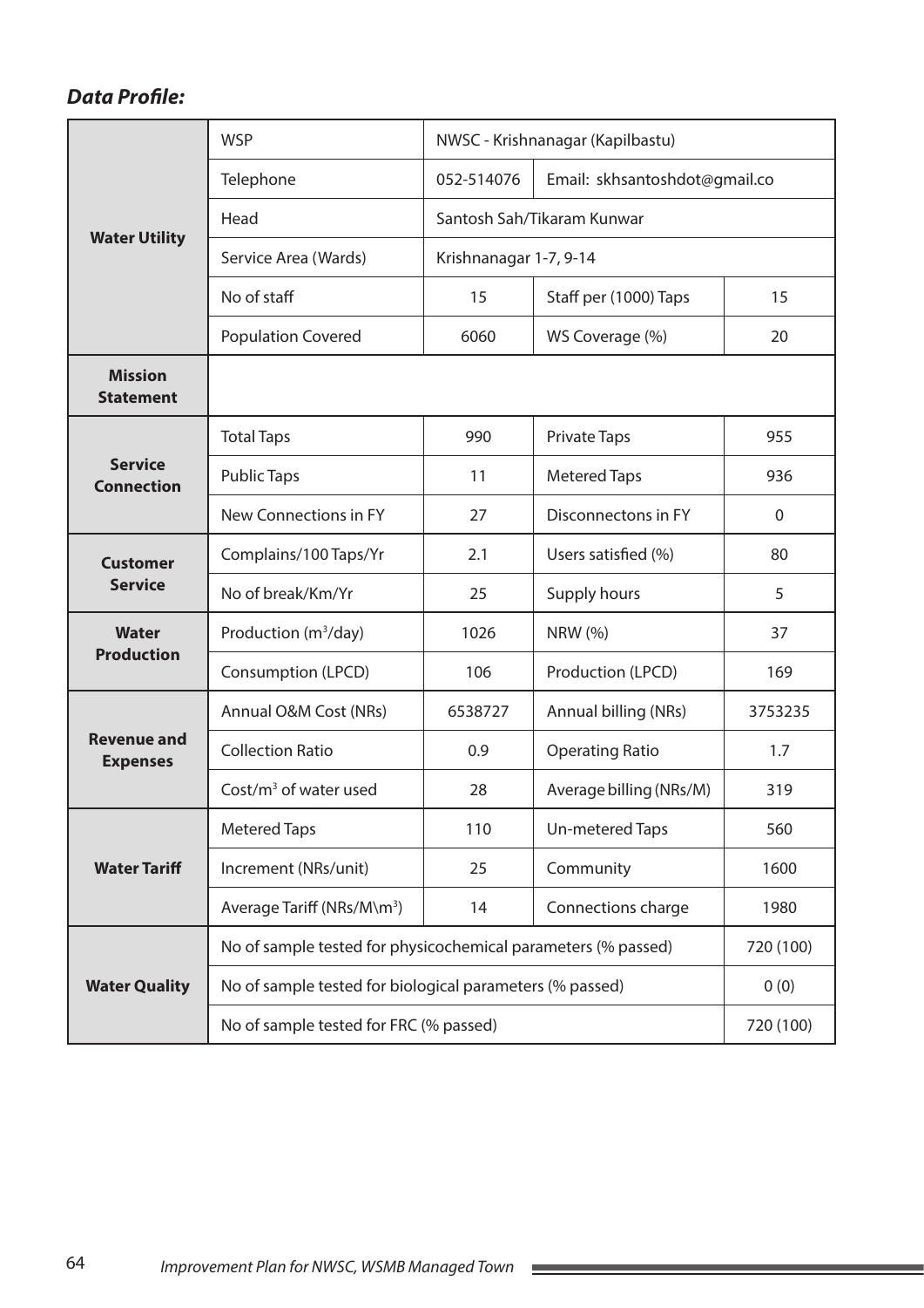***Data Profile:***

| | | | | |
|---|---|---|---|---|
| **Water Utility** | WSP | NWSC - Krishnanagar (Kapilbastu) | | |
| | Telephone | 052-514076 | Email: skhsantoshdot@gmail.co | |
| | Head | Santosh Sah/Tikaram Kunwar | | |
| | Service Area (Wards) | Krishnanagar 1-7, 9-14 | | |
| | No of staff | 15 | Staff per (1000) Taps | 15 |
| | Population Covered | 6060 | WS Coverage (%) | 20 |
| **Mission Statement** | | | | |
| **Service Connection** | Total Taps | 990 | Private Taps | 955 |
| | Public Taps | 11 | Metered Taps | 936 |
| | New Connections in FY | 27 | Disconnectons in FY | 0 |
| **Customer Service** | Complains/100 Taps/Yr | 2.1 | Users satisfied (%) | 80 |
| | No of break/Km/Yr | 25 | Supply hours | 5 |
| **Water Production** | Production ($m^3$/day) | 1026 | NRW (%) | 37 |
| | Consumption (LPCD) | 106 | Production (LPCD) | 169 |
| **Revenue and Expenses** | Annual O&M Cost (NRs) | 6538727 | Annual billing (NRs) | 3753235 |
| | Collection Ratio | 0.9 | Operating Ratio | 1.7 |
| | Cost/$m^3$ of water used | 28 | Average billing (NRs/M) | 319 |
| **Water Tariff** | Metered Taps | 110 | Un-metered Taps | 560 |
| | Increment (NRs/unit) | 25 | Community | 1600 |
| | Average Tariff (NRs/M\$m^3$) | 14 | Connections charge | 1980 |
| **Water Quality** | No of sample tested for physicochemical parameters (% passed) | | | 720 (100) |
| | No of sample tested for biological parameters (% passed) | | | 0 (0) |
| | No of sample tested for FRC (% passed) | | | 720 (100) |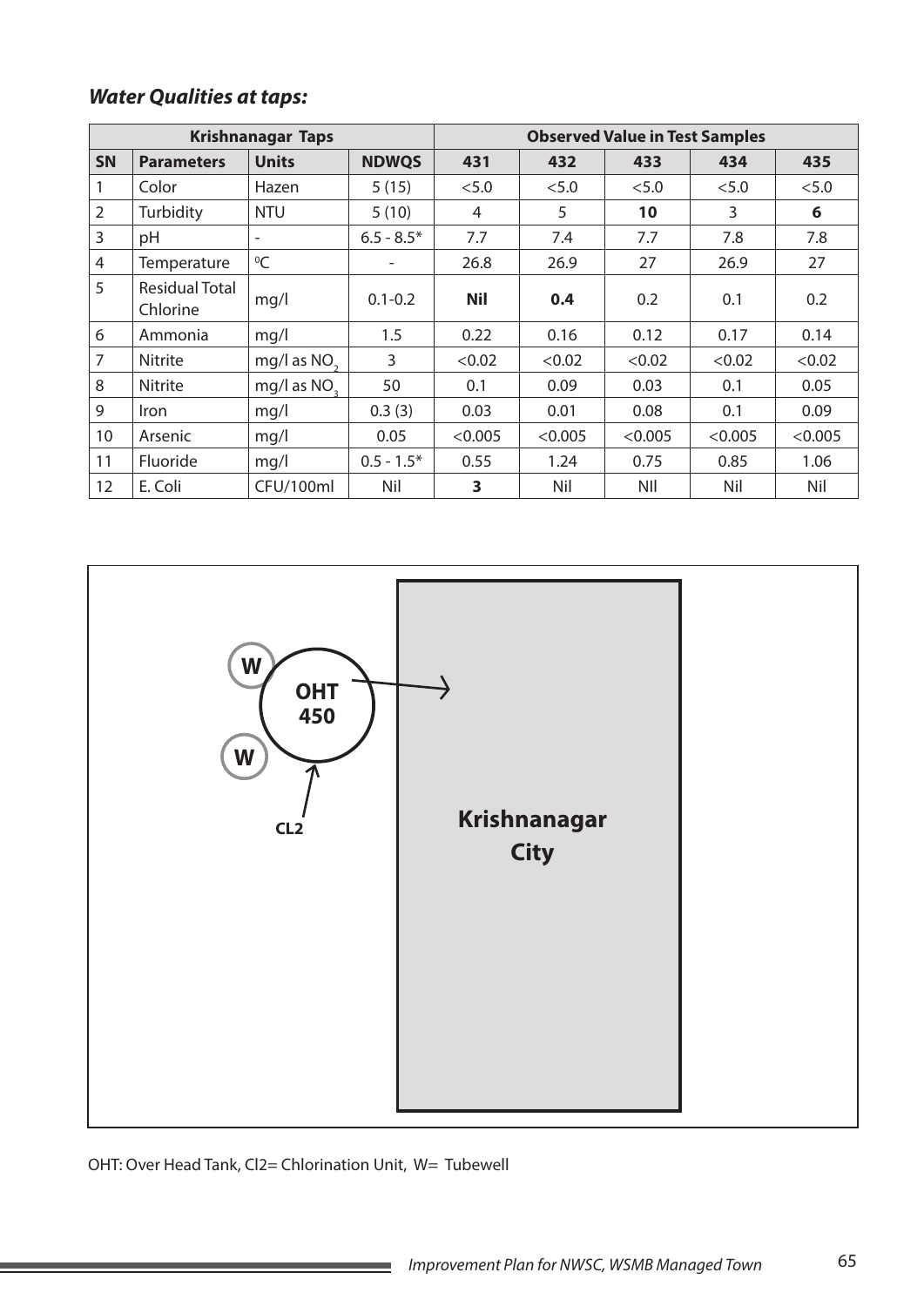***Water Qualities at taps:***

| Krishnanagar Taps | | | | Observed Value in Test Samples | | | | |
|---|---|---|---|---|---|---|---|---|
| **SN** | **Parameters** | **Units** | **NDWQS** | **431** | **432** | **433** | **434** | **435** |
| 1 | Color | Hazen | 5 (15) | <5.0 | <5.0 | <5.0 | <5.0 | <5.0 |
| 2 | Turbidity | NTU | 5 (10) | 4 | 5 | **10** | 3 | **6** |
| 3 | pH | - | 6.5 - 8.5* | 7.7 | 7.4 | 7.7 | 7.8 | 7.8 |
| 4 | Temperature | $^0C$ | - | 26.8 | 26.9 | 27 | 26.9 | 27 |
| 5 | Residual Total Chlorine | mg/l | 0.1-0.2 | **Nil** | **0.4** | 0.2 | 0.1 | 0.2 |
| 6 | Ammonia | mg/l | 1.5 | 0.22 | 0.16 | 0.12 | 0.17 | 0.14 |
| 7 | Nitrite | mg/l as $NO_2$ | 3 | <0.02 | <0.02 | <0.02 | <0.02 | <0.02 |
| 8 | Nitrite | mg/l as $NO_3$ | 50 | 0.1 | 0.09 | 0.03 | 0.1 | 0.05 |
| 9 | Iron | mg/l | 0.3 (3) | 0.03 | 0.01 | 0.08 | 0.1 | 0.09 |
| 10 | Arsenic | mg/l | 0.05 | <0.005 | <0.005 | <0.005 | <0.005 | <0.005 |
| 11 | Fluoride | mg/l | 0.5 - 1.5* | 0.55 | 1.24 | 0.75 | 0.85 | 1.06 |
| 12 | E. Coli | CFU/100ml | Nil | **3** | Nil | NIl | Nil | Nil |

W

OHT 450

W

CL2

**Krishnanagar City**

OHT: Over Head Tank, Cl2= Chlorination Unit, W= Tubewell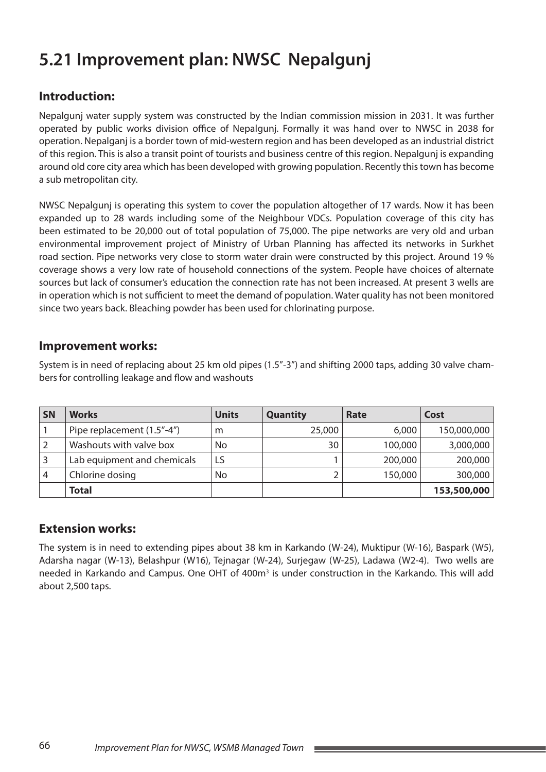# 5.21 Improvement plan: NWSC Nepalgunj

## Introduction:

Nepalgunj water supply system was constructed by the Indian commission mission in 2031. It was further operated by public works division office of Nepalgunj. Formally it was hand over to NWSC in 2038 for operation. Nepalganj is a border town of mid-western region and has been developed as an industrial district of this region. This is also a transit point of tourists and business centre of this region. Nepalgunj is expanding around old core city area which has been developed with growing population. Recently this town has become a sub metropolitan city.

NWSC Nepalgunj is operating this system to cover the population altogether of 17 wards. Now it has been expanded up to 28 wards including some of the Neighbour VDCs. Population coverage of this city has been estimated to be 20,000 out of total population of 75,000. The pipe networks are very old and urban environmental improvement project of Ministry of Urban Planning has affected its networks in Surkhet road section. Pipe networks very close to storm water drain were constructed by this project. Around 19 % coverage shows a very low rate of household connections of the system. People have choices of alternate sources but lack of consumer's education the connection rate has not been increased. At present 3 wells are in operation which is not sufficient to meet the demand of population. Water quality has not been monitored since two years back. Bleaching powder has been used for chlorinating purpose.

## Improvement works:

System is in need of replacing about 25 km old pipes (1.5"-3") and shifting 2000 taps, adding 30 valve chambers for controlling leakage and flow and washouts

| SN | Works | Units | Quantity | Rate | Cost |
|---|---|---|---|---|---|
| 1 | Pipe replacement (1.5"-4") | m | 25,000 | 6,000 | 150,000,000 |
| 2 | Washouts with valve box | No | 30 | 100,000 | 3,000,000 |
| 3 | Lab equipment and chemicals | LS | 1 | 200,000 | 200,000 |
| 4 | Chlorine dosing | No | 2 | 150,000 | 300,000 |
| | **Total** | | | | **153,500,000** |

## Extension works:

The system is in need to extending pipes about 38 km in Karkando (W-24), Muktipur (W-16), Baspark (W5), Adarsha nagar (W-13), Belashpur (W16), Tejnagar (W-24), Surjegaw (W-25), Ladawa (W2-4). Two wells are needed in Karkando and Campus. One OHT of 400m$^3$ is under construction in the Karkando. This will add about 2,500 taps.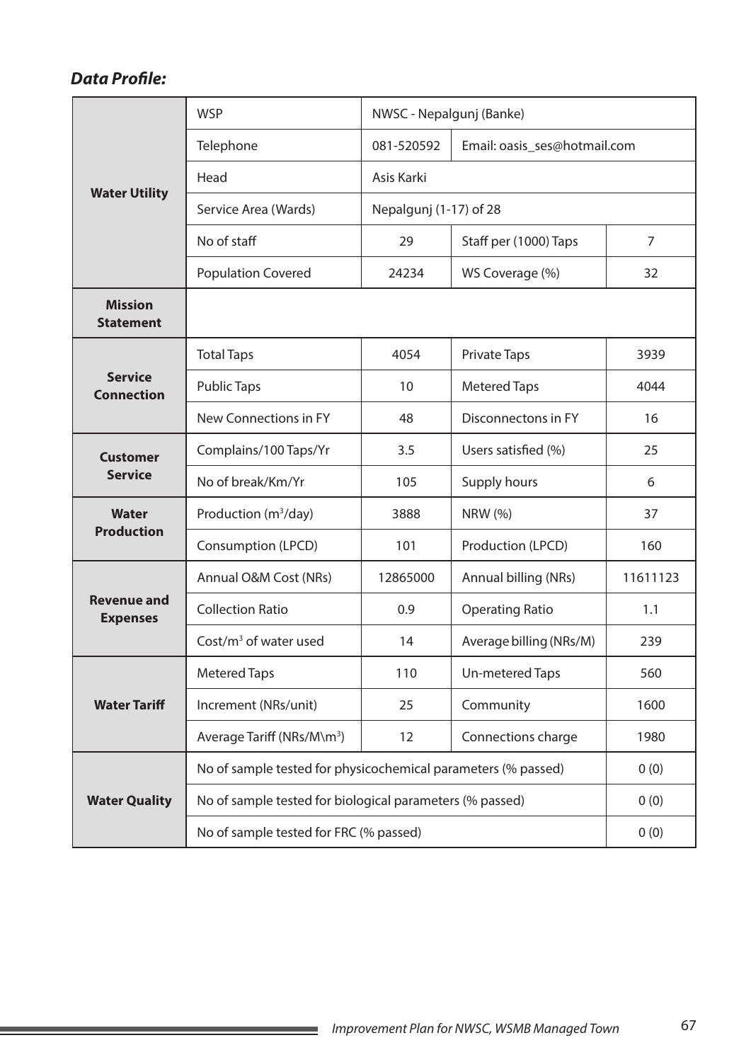***Data Profile:***

| | | | | |
|---|---|---|---|---|
| **Water Utility** | WSP | NWSC - Nepalgunj (Banke) | | |
| | Telephone | 081-520592 | Email: oasis_ses@hotmail.com | |
| | Head | Asis Karki | | |
| | Service Area (Wards) | Nepalgunj (1-17) of 28 | | |
| | No of staff | 29 | Staff per (1000) Taps | 7 |
| | Population Covered | 24234 | WS Coverage (%) | 32 |
| **Mission Statement** | | | | |
| **Service Connection** | Total Taps | 4054 | Private Taps | 3939 |
| | Public Taps | 10 | Metered Taps | 4044 |
| | New Connections in FY | 48 | Disconnectons in FY | 16 |
| **Customer Service** | Complains/100 Taps/Yr | 3.5 | Users satisfied (%) | 25 |
| | No of break/Km/Yr | 105 | Supply hours | 6 |
| **Water Production** | Production ($m^3$/day) | 3888 | NRW (%) | 37 |
| | Consumption (LPCD) | 101 | Production (LPCD) | 160 |
| **Revenue and Expenses** | Annual O&M Cost (NRs) | 12865000 | Annual billing (NRs) | 11611123 |
| | Collection Ratio | 0.9 | Operating Ratio | 1.1 |
| | Cost/$m^3$ of water used | 14 | Average billing (NRs/M) | 239 |
| **Water Tariff** | Metered Taps | 110 | Un-metered Taps | 560 |
| | Increment (NRs/unit) | 25 | Community | 1600 |
| | Average Tariff (NRs/M\m$^3$) | 12 | Connections charge | 1980 |
| **Water Quality** | No of sample tested for physicochemical parameters (% passed) | | | 0 (0) |
| | No of sample tested for biological parameters (% passed) | | | 0 (0) |
| | No of sample tested for FRC (% passed) | | | 0 (0) |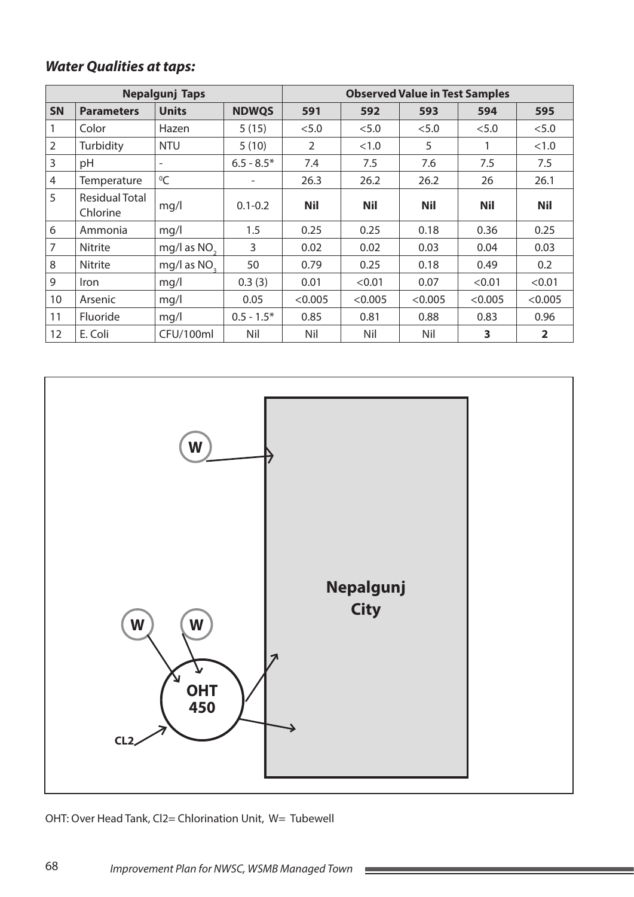***Water Qualities at taps:***

| Nepalgunj Taps | | | | Observed Value in Test Samples | | | | |
|---|---|---|---|---|---|---|---|---|
| **SN** | **Parameters** | **Units** | **NDWQS** | **591** | **592** | **593** | **594** | **595** |
| 1 | Color | Hazen | 5 (15) | <5.0 | <5.0 | <5.0 | <5.0 | <5.0 |
| 2 | Turbidity | NTU | 5 (10) | 2 | <1.0 | 5 | 1 | <1.0 |
| 3 | pH | - | 6.5 - 8.5* | 7.4 | 7.5 | 7.6 | 7.5 | 7.5 |
| 4 | Temperature | $^0$C | - | 26.3 | 26.2 | 26.2 | 26 | 26.1 |
| 5 | Residual Total Chlorine | mg/l | 0.1-0.2 | **Nil** | **Nil** | **Nil** | **Nil** | **Nil** |
| 6 | Ammonia | mg/l | 1.5 | 0.25 | 0.25 | 0.18 | 0.36 | 0.25 |
| 7 | Nitrite | mg/l as $NO_2$ | 3 | 0.02 | 0.02 | 0.03 | 0.04 | 0.03 |
| 8 | Nitrite | mg/l as $NO_3$ | 50 | 0.79 | 0.25 | 0.18 | 0.49 | 0.2 |
| 9 | Iron | mg/l | 0.3 (3) | 0.01 | <0.01 | 0.07 | <0.01 | <0.01 |
| 10 | Arsenic | mg/l | 0.05 | <0.005 | <0.005 | <0.005 | <0.005 | <0.005 |
| 11 | Fluoride | mg/l | 0.5 - 1.5* | 0.85 | 0.81 | 0.88 | 0.83 | 0.96 |
| 12 | E. Coli | CFU/100ml | Nil | Nil | Nil | Nil | **3** | **2** |

W

Nepalgunj City

W W

OHT 450

CL2

OHT: Over Head Tank, Cl2= Chlorination Unit, W= Tubewell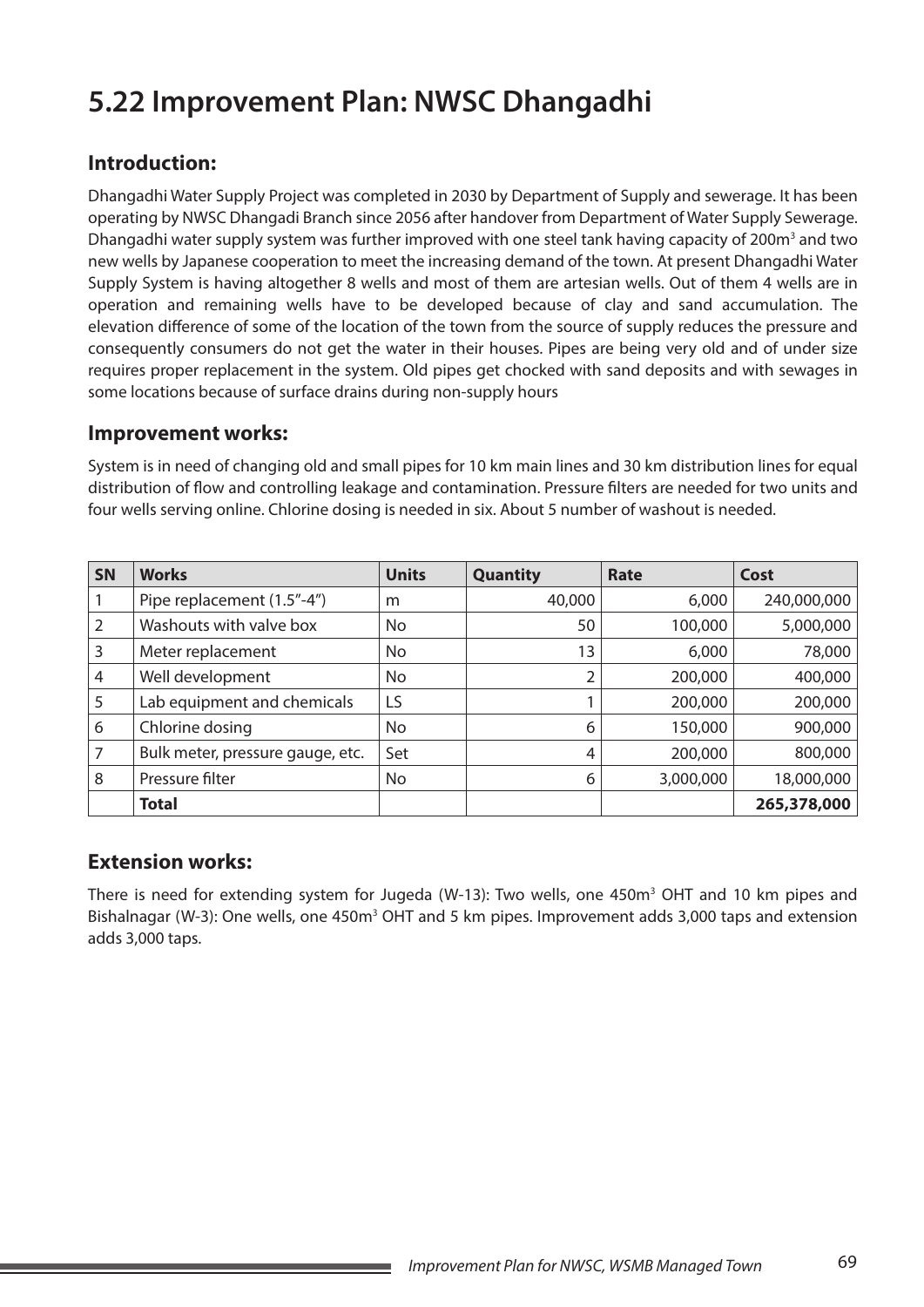# 5.22 Improvement Plan: NWSC Dhangadhi

## Introduction:

Dhangadhi Water Supply Project was completed in 2030 by Department of Supply and sewerage. It has been operating by NWSC Dhangadi Branch since 2056 after handover from Department of Water Supply Sewerage. Dhangadhi water supply system was further improved with one steel tank having capacity of 200m$^3$ and two new wells by Japanese cooperation to meet the increasing demand of the town. At present Dhangadhi Water Supply System is having altogether 8 wells and most of them are artesian wells. Out of them 4 wells are in operation and remaining wells have to be developed because of clay and sand accumulation. The elevation difference of some of the location of the town from the source of supply reduces the pressure and consequently consumers do not get the water in their houses. Pipes are being very old and of under size requires proper replacement in the system. Old pipes get chocked with sand deposits and with sewages in some locations because of surface drains during non-supply hours

## Improvement works:

System is in need of changing old and small pipes for 10 km main lines and 30 km distribution lines for equal distribution of flow and controlling leakage and contamination. Pressure filters are needed for two units and four wells serving online. Chlorine dosing is needed in six. About 5 number of washout is needed.

| SN | Works | Units | Quantity | Rate | Cost |
|---|---|---|---|---|---|
| 1 | Pipe replacement (1.5"-4") | m | 40,000 | 6,000 | 240,000,000 |
| 2 | Washouts with valve box | No | 50 | 100,000 | 5,000,000 |
| 3 | Meter replacement | No | 13 | 6,000 | 78,000 |
| 4 | Well development | No | 2 | 200,000 | 400,000 |
| 5 | Lab equipment and chemicals | LS | 1 | 200,000 | 200,000 |
| 6 | Chlorine dosing | No | 6 | 150,000 | 900,000 |
| 7 | Bulk meter, pressure gauge, etc. | Set | 4 | 200,000 | 800,000 |
| 8 | Pressure filter | No | 6 | 3,000,000 | 18,000,000 |
| | **Total** | | | | **265,378,000** |

## Extension works:

There is need for extending system for Jugeda (W-13): Two wells, one 450m$^3$ OHT and 10 km pipes and Bishalnagar (W-3): One wells, one 450m$^3$ OHT and 5 km pipes. Improvement adds 3,000 taps and extension adds 3,000 taps.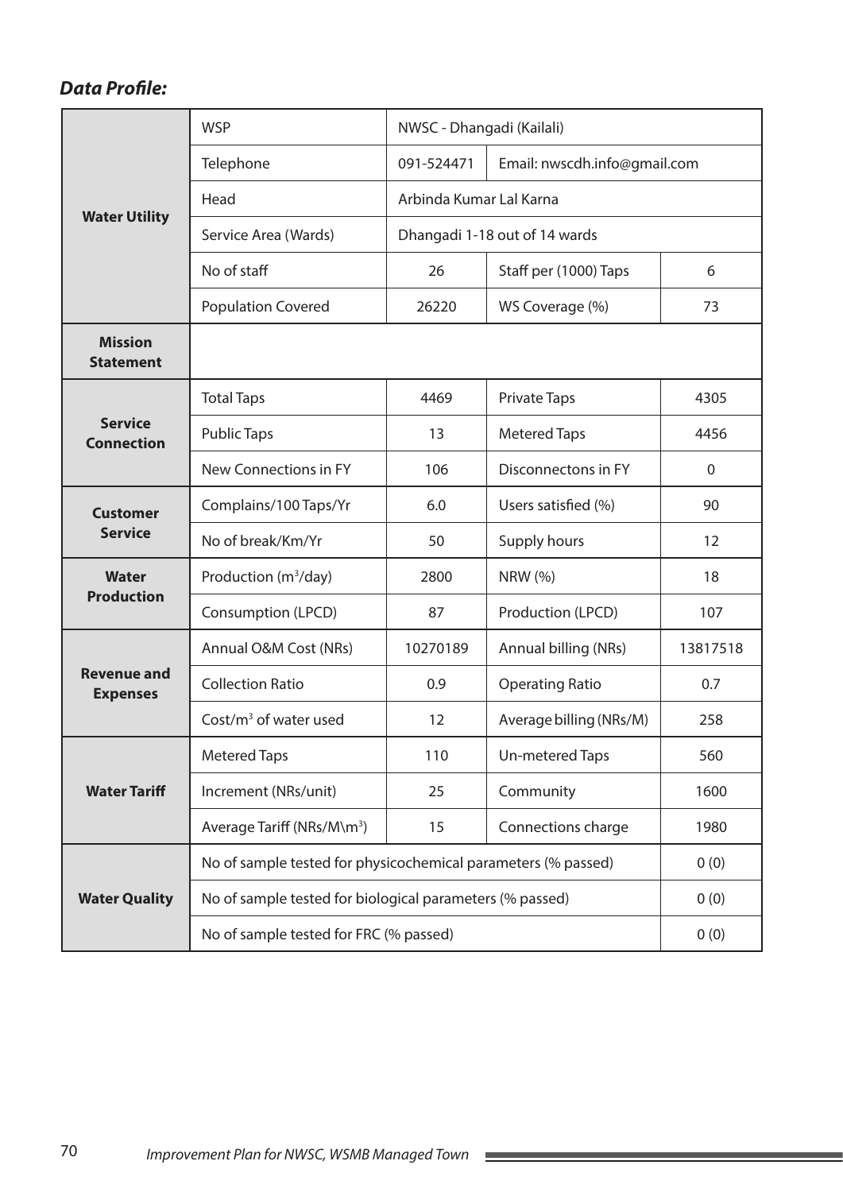## *Data Profile:*

| | | | | |
|---|---|---|---|---|
| **Water Utility** | WSP | NWSC - Dhangadi (Kailali) | | |
| | Telephone | 091-524471 | Email: nwscdh.info@gmail.com | |
| | Head | Arbinda Kumar Lal Karna | | |
| | Service Area (Wards) | Dhangadi 1-18 out of 14 wards | | |
| | No of staff | 26 | Staff per (1000) Taps | 6 |
| | Population Covered | 26220 | WS Coverage (%) | 73 |
| **Mission Statement** | | | | |
| **Service Connection** | Total Taps | 4469 | Private Taps | 4305 |
| | Public Taps | 13 | Metered Taps | 4456 |
| | New Connections in FY | 106 | Disconnectons in FY | 0 |
| **Customer Service** | Complains/100 Taps/Yr | 6.0 | Users satisfied (%) | 90 |
| | No of break/Km/Yr | 50 | Supply hours | 12 |
| **Water Production** | Production ($m^3$/day) | 2800 | NRW (%) | 18 |
| | Consumption (LPCD) | 87 | Production (LPCD) | 107 |
| **Revenue and Expenses** | Annual O&M Cost (NRs) | 10270189 | Annual billing (NRs) | 13817518 |
| | Collection Ratio | 0.9 | Operating Ratio | 0.7 |
| | Cost/$m^3$ of water used | 12 | Average billing (NRs/M) | 258 |
| **Water Tariff** | Metered Taps | 110 | Un-metered Taps | 560 |
| | Increment (NRs/unit) | 25 | Community | 1600 |
| | Average Tariff (NRs/M\m$^3$) | 15 | Connections charge | 1980 |
| **Water Quality** | No of sample tested for physicochemical parameters (% passed) | | | 0 (0) |
| | No of sample tested for biological parameters (% passed) | | | 0 (0) |
| | No of sample tested for FRC (% passed) | | | 0 (0) |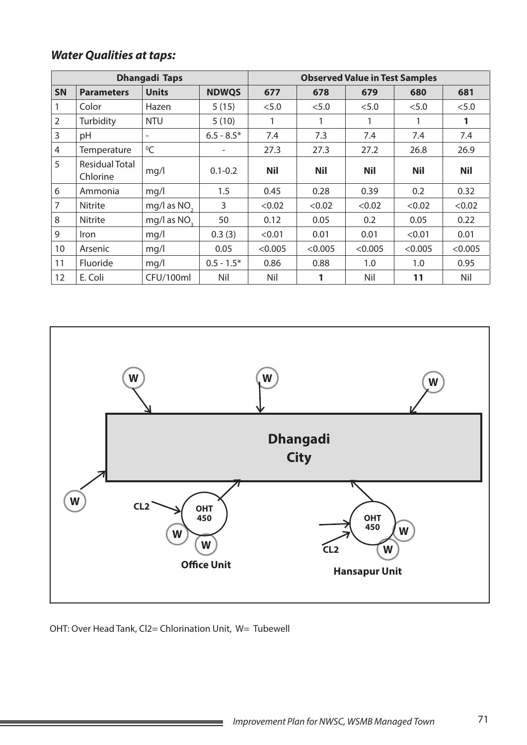### *Water Qualities at taps:*

| Dhangadi Taps | | | | Observed Value in Test Samples | | | | |
|---|---|---|---|---|---|---|---|---|
| **SN** | **Parameters** | **Units** | **NDWQS** | **677** | **678** | **679** | **680** | **681** |
| 1 | Color | Hazen | 5 (15) | <5.0 | <5.0 | <5.0 | <5.0 | <5.0 |
| 2 | Turbidity | NTU | 5 (10) | 1 | 1 | 1 | 1 | **1** |
| 3 | pH | - | 6.5 - 8.5* | 7.4 | 7.3 | 7.4 | 7.4 | 7.4 |
| 4 | Temperature | $^{0}C$ | - | 27.3 | 27.3 | 27.2 | 26.8 | 26.9 |
| 5 | Residual Total Chlorine | mg/l | 0.1-0.2 | **Nil** | **Nil** | **Nil** | **Nil** | **Nil** |
| 6 | Ammonia | mg/l | 1.5 | 0.45 | 0.28 | 0.39 | 0.2 | 0.32 |
| 7 | Nitrite | mg/l as $NO_2$ | 3 | <0.02 | <0.02 | <0.02 | <0.02 | <0.02 |
| 8 | Nitrite | mg/l as $NO_3$ | 50 | 0.12 | 0.05 | 0.2 | 0.05 | 0.22 |
| 9 | Iron | mg/l | 0.3 (3) | <0.01 | 0.01 | 0.01 | <0.01 | 0.01 |
| 10 | Arsenic | mg/l | 0.05 | <0.005 | <0.005 | <0.005 | <0.005 | <0.005 |
| 11 | Fluoride | mg/l | 0.5 - 1.5* | 0.86 | 0.88 | 1.0 | 1.0 | 0.95 |
| 12 | E. Coli | CFU/100ml | Nil | Nil | **1** | Nil | **11** | Nil |

W W W

**Dhangadi City**

W

CL2 OHT 450

W W

**Office Unit**

OHT 450

CL2 W W

**Hansapur Unit**

OHT: Over Head Tank, Cl2= Chlorination Unit, W= Tubewell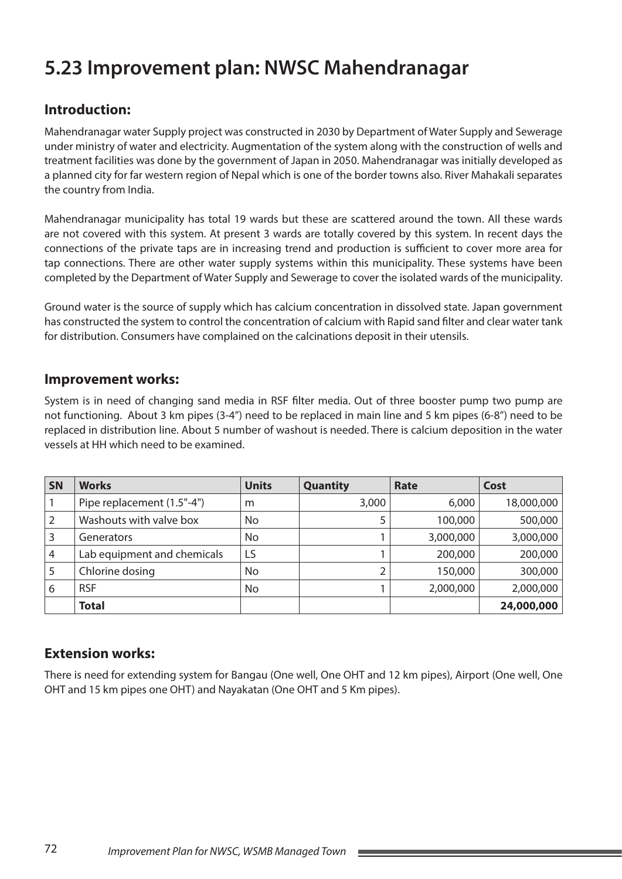# 5.23 Improvement plan: NWSC Mahendranagar

## Introduction:

Mahendranagar water Supply project was constructed in 2030 by Department of Water Supply and Sewerage under ministry of water and electricity. Augmentation of the system along with the construction of wells and treatment facilities was done by the government of Japan in 2050. Mahendranagar was initially developed as a planned city for far western region of Nepal which is one of the border towns also. River Mahakali separates the country from India.

Mahendranagar municipality has total 19 wards but these are scattered around the town. All these wards are not covered with this system. At present 3 wards are totally covered by this system. In recent days the connections of the private taps are in increasing trend and production is sufficient to cover more area for tap connections. There are other water supply systems within this municipality. These systems have been completed by the Department of Water Supply and Sewerage to cover the isolated wards of the municipality.

Ground water is the source of supply which has calcium concentration in dissolved state. Japan government has constructed the system to control the concentration of calcium with Rapid sand filter and clear water tank for distribution. Consumers have complained on the calcinations deposit in their utensils.

## Improvement works:

System is in need of changing sand media in RSF filter media. Out of three booster pump two pump are not functioning. About 3 km pipes (3-4") need to be replaced in main line and 5 km pipes (6-8") need to be replaced in distribution line. About 5 number of washout is needed. There is calcium deposition in the water vessels at HH which need to be examined.

| SN | Works | Units | Quantity | Rate | Cost |
|---|---|---|---|---|---|
| 1 | Pipe replacement (1.5"-4") | m | 3,000 | 6,000 | 18,000,000 |
| 2 | Washouts with valve box | No | 5 | 100,000 | 500,000 |
| 3 | Generators | No | 1 | 3,000,000 | 3,000,000 |
| 4 | Lab equipment and chemicals | LS | 1 | 200,000 | 200,000 |
| 5 | Chlorine dosing | No | 2 | 150,000 | 300,000 |
| 6 | RSF | No | 1 | 2,000,000 | 2,000,000 |
| | **Total** | | | | **24,000,000** |

## Extension works:

There is need for extending system for Bangau (One well, One OHT and 12 km pipes), Airport (One well, One OHT and 15 km pipes one OHT) and Nayakatan (One OHT and 5 Km pipes).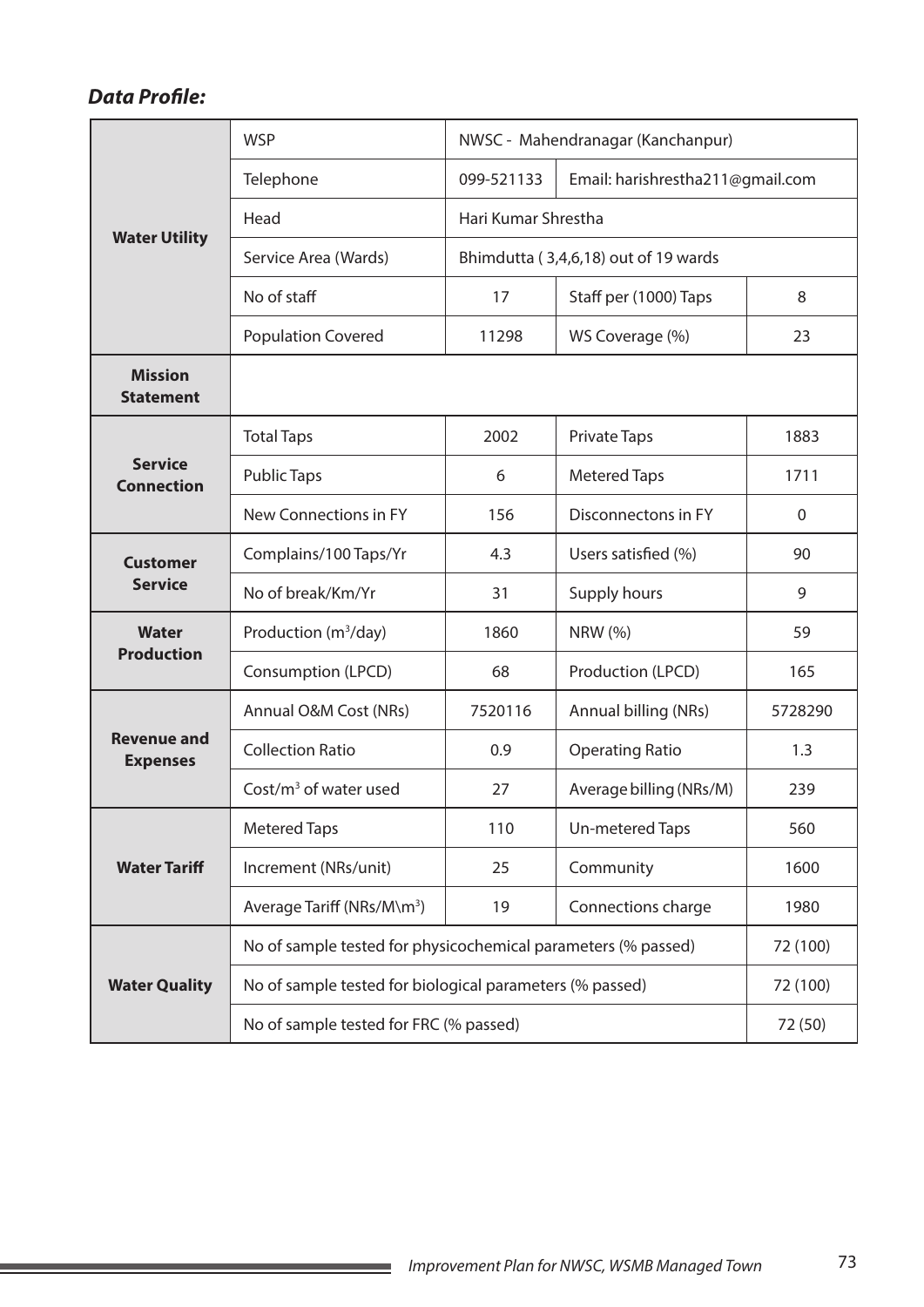### *Data Profile:*

| | | | | |
|---|---|---|---|---|
| **Water Utility** | WSP | NWSC - Mahendranagar (Kanchanpur) | | |
| | Telephone | 099-521133 | Email: harishrestha211@gmail.com | |
| | Head | Hari Kumar Shrestha | | |
| | Service Area (Wards) | Bhimdutta ( 3,4,6,18) out of 19 wards | | |
| | No of staff | 17 | Staff per (1000) Taps | 8 |
| | Population Covered | 11298 | WS Coverage (%) | 23 |
| **Mission Statement** | | | | |
| **Service Connection** | Total Taps | 2002 | Private Taps | 1883 |
| | Public Taps | 6 | Metered Taps | 1711 |
| | New Connections in FY | 156 | Disconnectons in FY | 0 |
| **Customer Service** | Complains/100 Taps/Yr | 4.3 | Users satisfied (%) | 90 |
| | No of break/Km/Yr | 31 | Supply hours | 9 |
| **Water Production** | Production ($m^3$/day) | 1860 | NRW (%) | 59 |
| | Consumption (LPCD) | 68 | Production (LPCD) | 165 |
| **Revenue and Expenses** | Annual O&M Cost (NRs) | 7520116 | Annual billing (NRs) | 5728290 |
| | Collection Ratio | 0.9 | Operating Ratio | 1.3 |
| | Cost/$m^3$ of water used | 27 | Average billing (NRs/M) | 239 |
| **Water Tariff** | Metered Taps | 110 | Un-metered Taps | 560 |
| | Increment (NRs/unit) | 25 | Community | 1600 |
| | Average Tariff (NRs/M\m$^3$) | 19 | Connections charge | 1980 |
| **Water Quality** | No of sample tested for physicochemical parameters (% passed) | | | 72 (100) |
| | No of sample tested for biological parameters (% passed) | | | 72 (100) |
| | No of sample tested for FRC (% passed) | | | 72 (50) |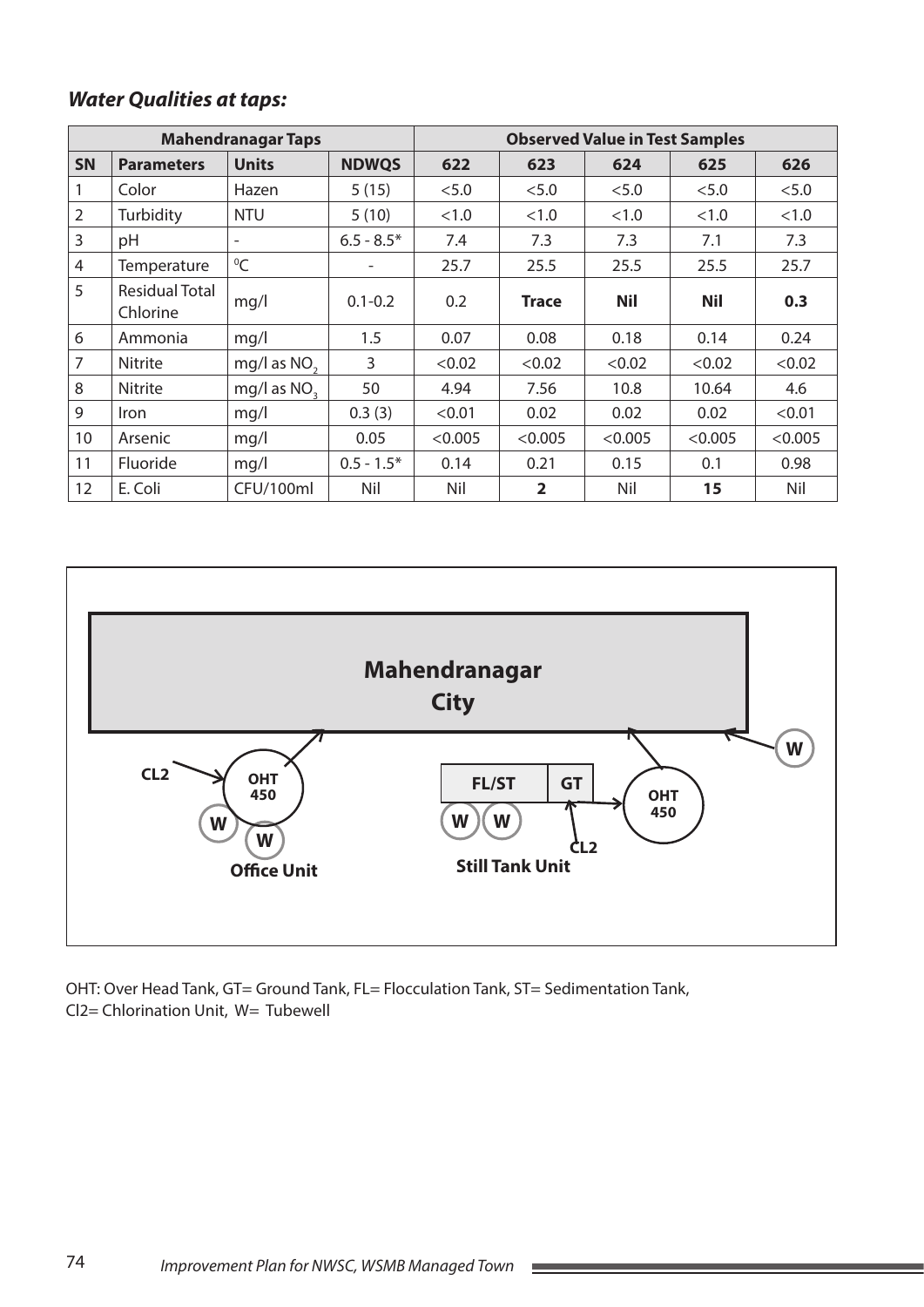### *Water Qualities at taps:*

| Mahendranagar Taps | | | | Observed Value in Test Samples | | | | |
|---|---|---|---|---|---|---|---|---|
| **SN** | **Parameters** | **Units** | **NDWQS** | **622** | **623** | **624** | **625** | **626** |
| 1 | Color | Hazen | 5 (15) | <5.0 | <5.0 | <5.0 | <5.0 | <5.0 |
| 2 | Turbidity | NTU | 5 (10) | <1.0 | <1.0 | <1.0 | <1.0 | <1.0 |
| 3 | pH | - | 6.5 - 8.5* | 7.4 | 7.3 | 7.3 | 7.1 | 7.3 |
| 4 | Temperature | $^0C$ | - | 25.7 | 25.5 | 25.5 | 25.5 | 25.7 |
| 5 | Residual Total Chlorine | mg/l | 0.1-0.2 | 0.2 | **Trace** | **Nil** | **Nil** | **0.3** |
| 6 | Ammonia | mg/l | 1.5 | 0.07 | 0.08 | 0.18 | 0.14 | 0.24 |
| 7 | Nitrite | mg/l as $NO_2$ | 3 | <0.02 | <0.02 | <0.02 | <0.02 | <0.02 |
| 8 | Nitrite | mg/l as $NO_3$ | 50 | 4.94 | 7.56 | 10.8 | 10.64 | 4.6 |
| 9 | Iron | mg/l | 0.3 (3) | <0.01 | 0.02 | 0.02 | 0.02 | <0.01 |
| 10 | Arsenic | mg/l | 0.05 | <0.005 | <0.005 | <0.005 | <0.005 | <0.005 |
| 11 | Fluoride | mg/l | 0.5 - 1.5* | 0.14 | 0.21 | 0.15 | 0.1 | 0.98 |
| 12 | E. Coli | CFU/100ml | Nil | Nil | **2** | Nil | **15** | Nil |

**Mahendranagar City**

CL2 → OHT 450 (W, W) — **Office Unit**

FL/ST → GT (CL2) → OHT 450 (W, W) — **Still Tank Unit**

W → Mahendranagar City

OHT: Over Head Tank, GT= Ground Tank, FL= Flocculation Tank, ST= Sedimentation Tank, Cl2= Chlorination Unit, W= Tubewell